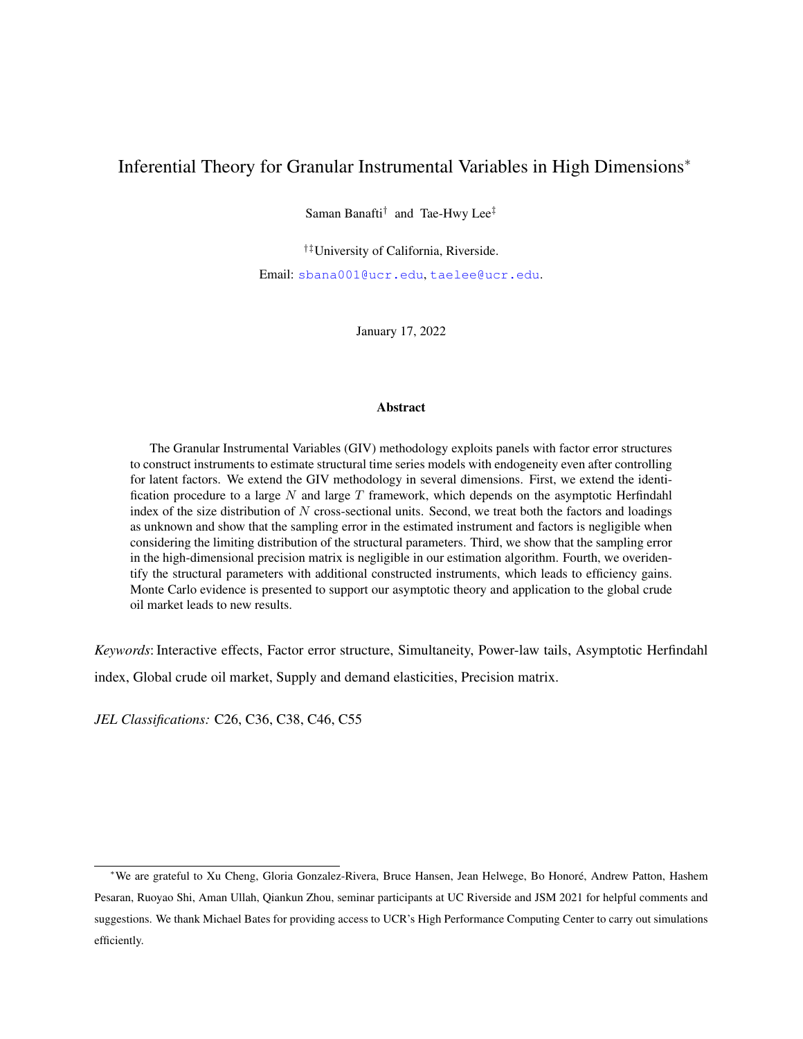# Inferential Theory for Granular Instrumental Variables in High Dimensions[*]

Saman Banafti[†] and Tae-Hwy Lee[‡]

[†‡]University of California, Riverside.

Email: sbana001@ucr.edu, taelee@ucr.edu.

January 17, 2022

## Abstract

The Granular Instrumental Variables (GIV) methodology exploits panels with factor error structures to construct instruments to estimate structural time series models with endogeneity even after controlling for latent factors. We extend the GIV methodology in several dimensions. First, we extend the identification procedure to a large $N$ and large $T$ framework, which depends on the asymptotic Herfindahl index of the size distribution of $N$ cross-sectional units. Second, we treat both the factors and loadings as unknown and show that the sampling error in the estimated instrument and factors is negligible when considering the limiting distribution of the structural parameters. Third, we show that the sampling error in the high-dimensional precision matrix is negligible in our estimation algorithm. Fourth, we overidentify the structural parameters with additional constructed instruments, which leads to efficiency gains. Monte Carlo evidence is presented to support our asymptotic theory and application to the global crude oil market leads to new results.

*Keywords*: Interactive effects, Factor error structure, Simultaneity, Power-law tails, Asymptotic Herfindahl index, Global crude oil market, Supply and demand elasticities, Precision matrix.

*JEL Classifications:* C26, C36, C38, C46, C55

---

[*]We are grateful to Xu Cheng, Gloria Gonzalez-Rivera, Bruce Hansen, Jean Helwege, Bo Honoré, Andrew Patton, Hashem Pesaran, Ruoyao Shi, Aman Ullah, Qiankun Zhou, seminar participants at UC Riverside and JSM 2021 for helpful comments and suggestions. We thank Michael Bates for providing access to UCR's High Performance Computing Center to carry out simulations efficiently.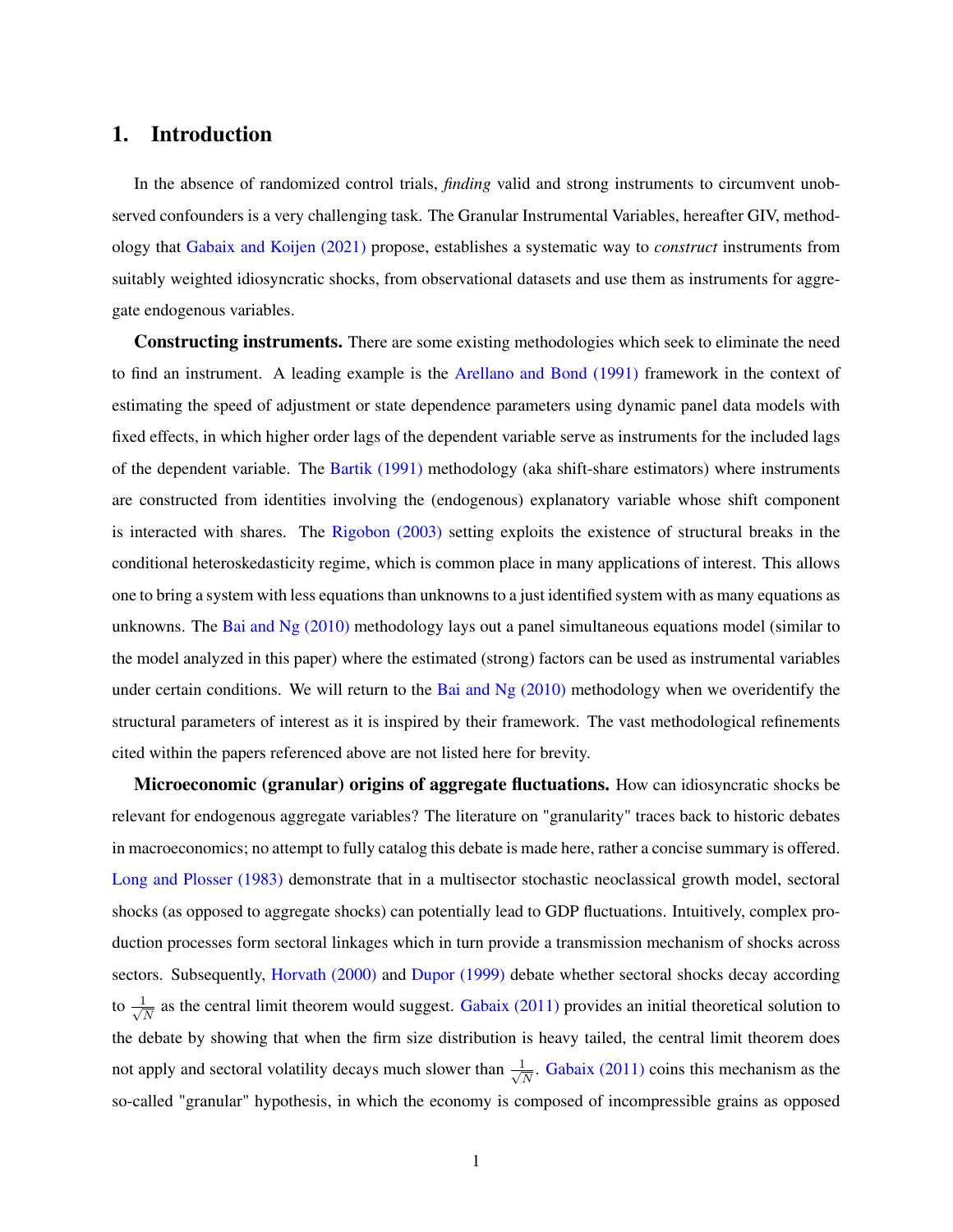# 1. Introduction

In the absence of randomized control trials, *finding* valid and strong instruments to circumvent unobserved confounders is a very challenging task. The Granular Instrumental Variables, hereafter GIV, methodology that Gabaix and Koijen (2021) propose, establishes a systematic way to *construct* instruments from suitably weighted idiosyncratic shocks, from observational datasets and use them as instruments for aggregate endogenous variables.

**Constructing instruments.** There are some existing methodologies which seek to eliminate the need to find an instrument. A leading example is the Arellano and Bond (1991) framework in the context of estimating the speed of adjustment or state dependence parameters using dynamic panel data models with fixed effects, in which higher order lags of the dependent variable serve as instruments for the included lags of the dependent variable. The Bartik (1991) methodology (aka shift-share estimators) where instruments are constructed from identities involving the (endogenous) explanatory variable whose shift component is interacted with shares. The Rigobon (2003) setting exploits the existence of structural breaks in the conditional heteroskedasticity regime, which is common place in many applications of interest. This allows one to bring a system with less equations than unknowns to a just identified system with as many equations as unknowns. The Bai and Ng (2010) methodology lays out a panel simultaneous equations model (similar to the model analyzed in this paper) where the estimated (strong) factors can be used as instrumental variables under certain conditions. We will return to the Bai and Ng (2010) methodology when we overidentify the structural parameters of interest as it is inspired by their framework. The vast methodological refinements cited within the papers referenced above are not listed here for brevity.

**Microeconomic (granular) origins of aggregate fluctuations.** How can idiosyncratic shocks be relevant for endogenous aggregate variables? The literature on "granularity" traces back to historic debates in macroeconomics; no attempt to fully catalog this debate is made here, rather a concise summary is offered. Long and Plosser (1983) demonstrate that in a multisector stochastic neoclassical growth model, sectoral shocks (as opposed to aggregate shocks) can potentially lead to GDP fluctuations. Intuitively, complex production processes form sectoral linkages which in turn provide a transmission mechanism of shocks across sectors. Subsequently, Horvath (2000) and Dupor (1999) debate whether sectoral shocks decay according to $\frac{1}{\sqrt{N}}$ as the central limit theorem would suggest. Gabaix (2011) provides an initial theoretical solution to the debate by showing that when the firm size distribution is heavy tailed, the central limit theorem does not apply and sectoral volatility decays much slower than $\frac{1}{\sqrt{N}}$. Gabaix (2011) coins this mechanism as the so-called "granular" hypothesis, in which the economy is composed of incompressible grains as opposed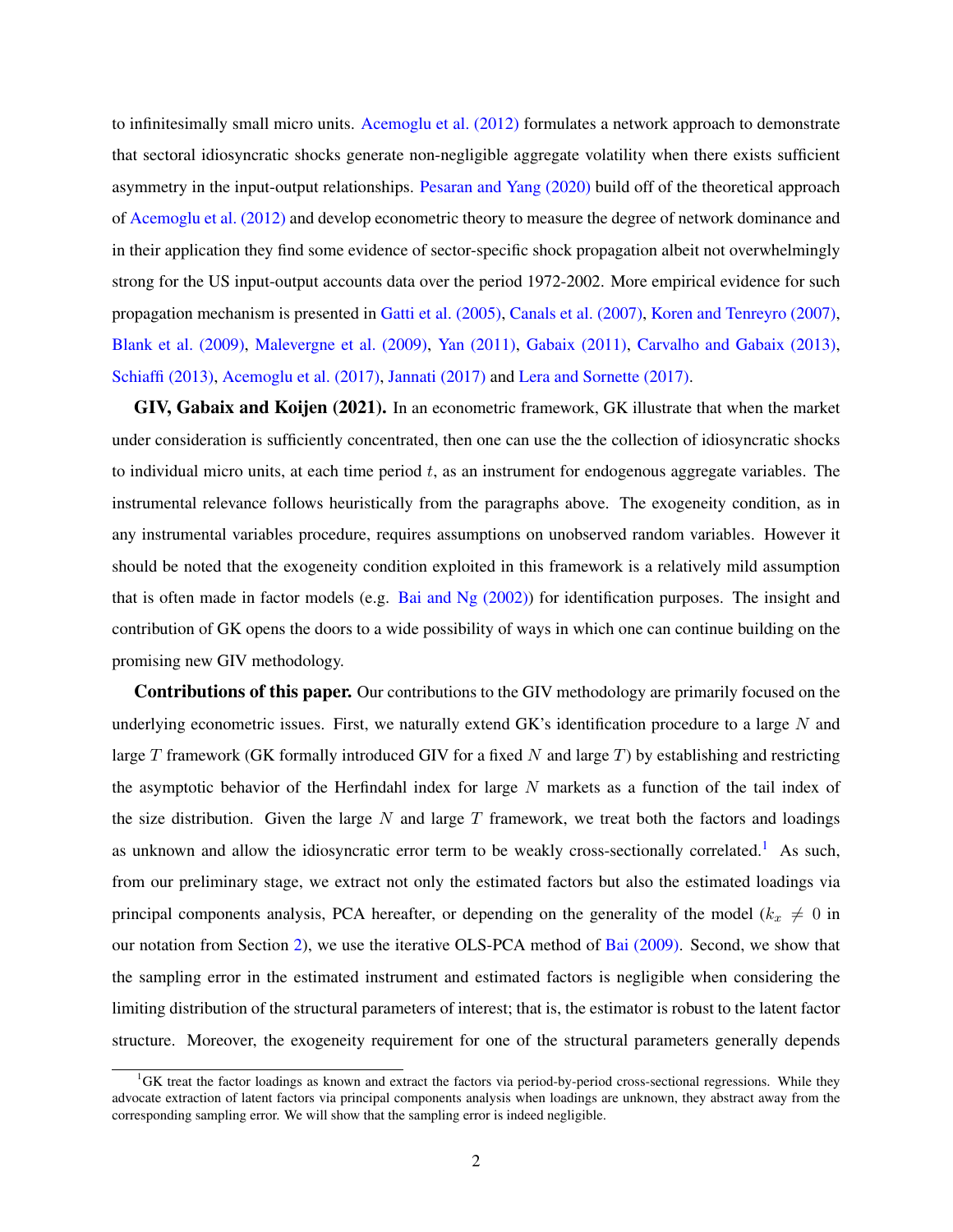to infinitesimally small micro units. Acemoglu et al. (2012) formulates a network approach to demonstrate that sectoral idiosyncratic shocks generate non-negligible aggregate volatility when there exists sufficient asymmetry in the input-output relationships. Pesaran and Yang (2020) build off of the theoretical approach of Acemoglu et al. (2012) and develop econometric theory to measure the degree of network dominance and in their application they find some evidence of sector-specific shock propagation albeit not overwhelmingly strong for the US input-output accounts data over the period 1972-2002. More empirical evidence for such propagation mechanism is presented in Gatti et al. (2005), Canals et al. (2007), Koren and Tenreyro (2007), Blank et al. (2009), Malevergne et al. (2009), Yan (2011), Gabaix (2011), Carvalho and Gabaix (2013), Schiaffi (2013), Acemoglu et al. (2017), Jannati (2017) and Lera and Sornette (2017).

**GIV, Gabaix and Koijen (2021).** In an econometric framework, GK illustrate that when the market under consideration is sufficiently concentrated, then one can use the the collection of idiosyncratic shocks to individual micro units, at each time period $t$, as an instrument for endogenous aggregate variables. The instrumental relevance follows heuristically from the paragraphs above. The exogeneity condition, as in any instrumental variables procedure, requires assumptions on unobserved random variables. However it should be noted that the exogeneity condition exploited in this framework is a relatively mild assumption that is often made in factor models (e.g. Bai and Ng (2002)) for identification purposes. The insight and contribution of GK opens the doors to a wide possibility of ways in which one can continue building on the promising new GIV methodology.

**Contributions of this paper.** Our contributions to the GIV methodology are primarily focused on the underlying econometric issues. First, we naturally extend GK's identification procedure to a large $N$ and large $T$ framework (GK formally introduced GIV for a fixed $N$ and large $T$) by establishing and restricting the asymptotic behavior of the Herfindahl index for large $N$ markets as a function of the tail index of the size distribution. Given the large $N$ and large $T$ framework, we treat both the factors and loadings as unknown and allow the idiosyncratic error term to be weakly cross-sectionally correlated.[1] As such, from our preliminary stage, we extract not only the estimated factors but also the estimated loadings via principal components analysis, PCA hereafter, or depending on the generality of the model ($k_x \neq 0$ in our notation from Section 2), we use the iterative OLS-PCA method of Bai (2009). Second, we show that the sampling error in the estimated instrument and estimated factors is negligible when considering the limiting distribution of the structural parameters of interest; that is, the estimator is robust to the latent factor structure. Moreover, the exogeneity requirement for one of the structural parameters generally depends

[1] GK treat the factor loadings as known and extract the factors via period-by-period cross-sectional regressions. While they advocate extraction of latent factors via principal components analysis when loadings are unknown, they abstract away from the corresponding sampling error. We will show that the sampling error is indeed negligible.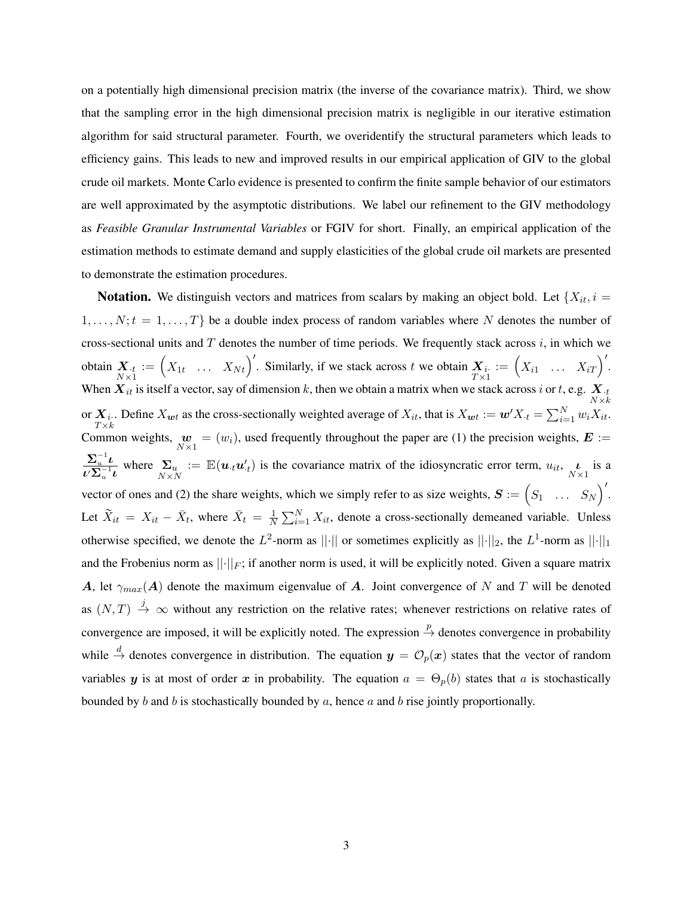on a potentially high dimensional precision matrix (the inverse of the covariance matrix). Third, we show that the sampling error in the high dimensional precision matrix is negligible in our iterative estimation algorithm for said structural parameter. Fourth, we overidentify the structural parameters which leads to efficiency gains. This leads to new and improved results in our empirical application of GIV to the global crude oil markets. Monte Carlo evidence is presented to confirm the finite sample behavior of our estimators are well approximated by the asymptotic distributions. We label our refinement to the GIV methodology as *Feasible Granular Instrumental Variables* or FGIV for short. Finally, an empirical application of the estimation methods to estimate demand and supply elasticities of the global crude oil markets are presented to demonstrate the estimation procedures.

**Notation.** We distinguish vectors and matrices from scalars by making an object bold. Let $\{X_{it}, i = 1, \ldots, N; t = 1, \ldots, T\}$ be a double index process of random variables where $N$ denotes the number of cross-sectional units and $T$ denotes the number of time periods. We frequently stack across $i$, in which we obtain $\underset{N\times 1}{\boldsymbol{X}_{\cdot t}} := \begin{pmatrix} X_{1t} & \ldots & X_{Nt} \end{pmatrix}'$. Similarly, if we stack across $t$ we obtain $\underset{T\times 1}{\boldsymbol{X}_{i\cdot}} := \begin{pmatrix} X_{i1} & \ldots & X_{iT} \end{pmatrix}'$. When $\boldsymbol{X}_{it}$ is itself a vector, say of dimension $k$, then we obtain a matrix when we stack across $i$ or $t$, e.g. $\underset{N\times k}{\boldsymbol{X}_{\cdot t}}$ or $\underset{T\times k}{\boldsymbol{X}_{i\cdot}}$. Define $X_{\boldsymbol{w}t}$ as the cross-sectionally weighted average of $X_{it}$, that is $X_{\boldsymbol{w}t} := \boldsymbol{w}' X_{\cdot t} = \sum_{i=1}^{N} w_i X_{it}$. Common weights, $\underset{N\times 1}{\boldsymbol{w}} = (w_i)$, used frequently throughout the paper are (1) the precision weights, $\boldsymbol{E} := \frac{\boldsymbol{\Sigma}_u^{-1}\boldsymbol{\iota}}{\boldsymbol{\iota}'\boldsymbol{\Sigma}_u^{-1}\boldsymbol{\iota}}$ where $\underset{N\times N}{\boldsymbol{\Sigma}_u} := \mathbb{E}(\boldsymbol{u}_{\cdot t}\boldsymbol{u}_{\cdot t}')$ is the covariance matrix of the idiosyncratic error term, $u_{it}$, $\underset{N\times 1}{\boldsymbol{\iota}}$ is a vector of ones and (2) the share weights, which we simply refer to as size weights, $\boldsymbol{S} := \begin{pmatrix} S_1 & \ldots & S_N \end{pmatrix}'$. Let $\widetilde{X}_{it} = X_{it} - \bar{X}_t$, where $\bar{X}_t = \frac{1}{N}\sum_{i=1}^{N} X_{it}$, denote a cross-sectionally demeaned variable. Unless otherwise specified, we denote the $L^2$-norm as $||\cdot||$ or sometimes explicitly as $||\cdot||_2$, the $L^1$-norm as $||\cdot||_1$ and the Frobenius norm as $||\cdot||_F$; if another norm is used, it will be explicitly noted. Given a square matrix $\boldsymbol{A}$, let $\gamma_{max}(\boldsymbol{A})$ denote the maximum eigenvalue of $\boldsymbol{A}$. Joint convergence of $N$ and $T$ will be denoted as $(N, T) \overset{j}{\to} \infty$ without any restriction on the relative rates; whenever restrictions on relative rates of convergence are imposed, it will be explicitly noted. The expression $\overset{p}{\to}$ denotes convergence in probability while $\overset{d}{\to}$ denotes convergence in distribution. The equation $\boldsymbol{y} = \mathcal{O}_p(\boldsymbol{x})$ states that the vector of random variables $\boldsymbol{y}$ is at most of order $\boldsymbol{x}$ in probability. The equation $a = \Theta_p(b)$ states that $a$ is stochastically bounded by $b$ and $b$ is stochastically bounded by $a$, hence $a$ and $b$ rise jointly proportionally.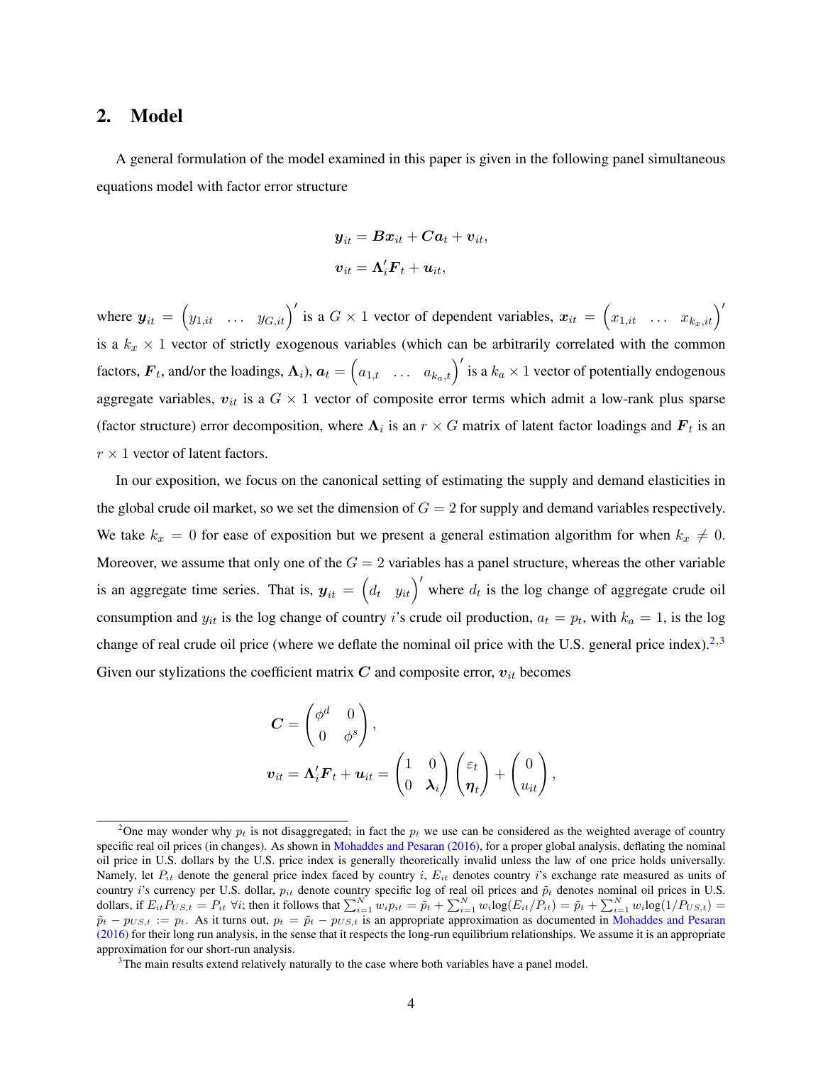## 2. Model

A general formulation of the model examined in this paper is given in the following panel simultaneous equations model with factor error structure

$$
\begin{aligned}
\boldsymbol{y}_{it} &= \boldsymbol{B}\boldsymbol{x}_{it} + \boldsymbol{C}\boldsymbol{a}_t + \boldsymbol{v}_{it}, \\
\boldsymbol{v}_{it} &= \boldsymbol{\Lambda}_i'\boldsymbol{F}_t + \boldsymbol{u}_{it},
\end{aligned}
$$

where $\boldsymbol{y}_{it} = \begin{pmatrix} y_{1,it} & \dots & y_{G,it} \end{pmatrix}'$ is a $G \times 1$ vector of dependent variables, $\boldsymbol{x}_{it} = \begin{pmatrix} x_{1,it} & \dots & x_{k_x,it} \end{pmatrix}'$ is a $k_x \times 1$ vector of strictly exogenous variables (which can be arbitrarily correlated with the common factors, $\boldsymbol{F}_t$, and/or the loadings, $\boldsymbol{\Lambda}_i$), $\boldsymbol{a}_t = \begin{pmatrix} a_{1,t} & \dots & a_{k_a,t} \end{pmatrix}'$ is a $k_a \times 1$ vector of potentially endogenous aggregate variables, $\boldsymbol{v}_{it}$ is a $G \times 1$ vector of composite error terms which admit a low-rank plus sparse (factor structure) error decomposition, where $\boldsymbol{\Lambda}_i$ is an $r \times G$ matrix of latent factor loadings and $\boldsymbol{F}_t$ is an $r \times 1$ vector of latent factors.

In our exposition, we focus on the canonical setting of estimating the supply and demand elasticities in the global crude oil market, so we set the dimension of $G = 2$ for supply and demand variables respectively. We take $k_x = 0$ for ease of exposition but we present a general estimation algorithm for when $k_x \neq 0$. Moreover, we assume that only one of the $G = 2$ variables has a panel structure, whereas the other variable is an aggregate time series. That is, $\boldsymbol{y}_{it} = \begin{pmatrix} d_t & y_{it} \end{pmatrix}'$ where $d_t$ is the log change of aggregate crude oil consumption and $y_{it}$ is the log change of country $i$'s crude oil production, $a_t = p_t$, with $k_a = 1$, is the log change of real crude oil price (where we deflate the nominal oil price with the U.S. general price index).[2,3] Given our stylizations the coefficient matrix $\boldsymbol{C}$ and composite error, $\boldsymbol{v}_{it}$ becomes

$$
\begin{aligned}
\boldsymbol{C} &= \begin{pmatrix} \phi^d & 0 \\ 0 & \phi^s \end{pmatrix}, \\
\boldsymbol{v}_{it} = \boldsymbol{\Lambda}_i'\boldsymbol{F}_t + \boldsymbol{u}_{it} &= \begin{pmatrix} 1 & 0 \\ 0 & \boldsymbol{\lambda}_i \end{pmatrix} \begin{pmatrix} \varepsilon_t \\ \boldsymbol{\eta}_t \end{pmatrix} + \begin{pmatrix} 0 \\ u_{it} \end{pmatrix},
\end{aligned}
$$

[2] One may wonder why $p_t$ is not disaggregated; in fact the $p_t$ we use can be considered as the weighted average of country specific real oil prices (in changes). As shown in Mohaddes and Pesaran (2016), for a proper global analysis, deflating the nominal oil price in U.S. dollars by the U.S. price index is generally theoretically invalid unless the law of one price holds universally. Namely, let $P_{it}$ denote the general price index faced by country $i$, $E_{it}$ denotes country $i$'s exchange rate measured as units of country $i$'s currency per U.S. dollar, $p_{it}$ denote country specific log of real oil prices and $\tilde{p}_t$ denotes nominal oil prices in U.S. dollars, if $E_{it}P_{US,t} = P_{it}\ \forall i$; then it follows that $\sum_{i=1}^N w_i p_{it} = \tilde{p}_t + \sum_{i=1}^N w_i \log(E_{it}/P_{it}) = \tilde{p}_t + \sum_{i=1}^N w_i \log(1/P_{US,t}) = \tilde{p}_t - p_{US,t} := p_t$. As it turns out, $p_t = \tilde{p}_t - p_{US,t}$ is an appropriate approximation as documented in Mohaddes and Pesaran (2016) for their long run analysis, in the sense that it respects the long-run equilibrium relationships. We assume it is an appropriate approximation for our short-run analysis.

[3] The main results extend relatively naturally to the case where both variables have a panel model.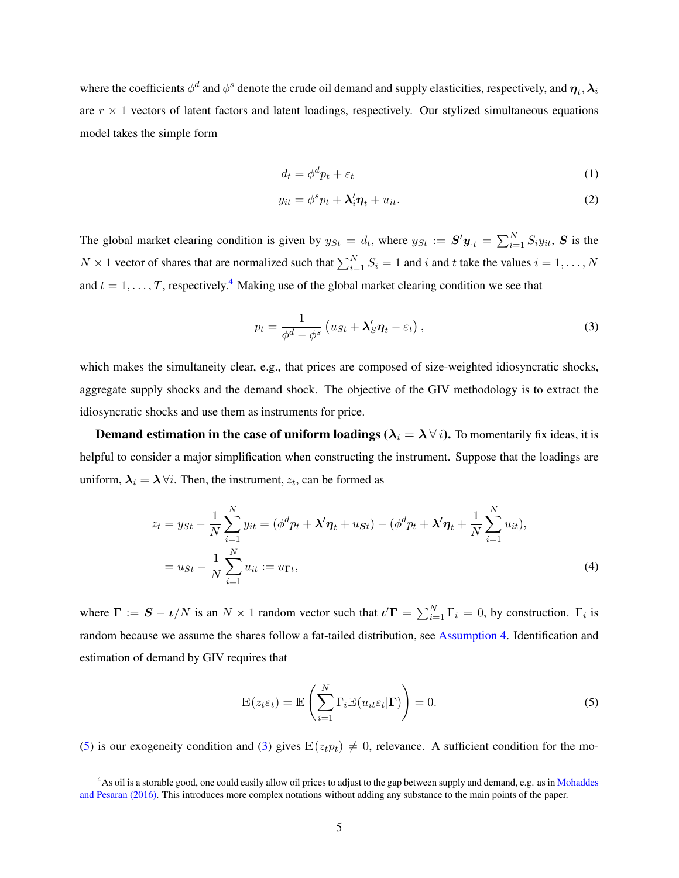where the coefficients $\phi^d$ and $\phi^s$ denote the crude oil demand and supply elasticities, respectively, and $\boldsymbol{\eta}_t, \boldsymbol{\lambda}_i$ are $r \times 1$ vectors of latent factors and latent loadings, respectively. Our stylized simultaneous equations model takes the simple form

$$d_t = \phi^d p_t + \varepsilon_t \tag{1}$$

$$y_{it} = \phi^s p_t + \boldsymbol{\lambda}_i' \boldsymbol{\eta}_t + u_{it}. \tag{2}$$

The global market clearing condition is given by $y_{St} = d_t$, where $y_{St} := \boldsymbol{S}' \boldsymbol{y}_{\cdot t} = \sum_{i=1}^N S_i y_{it}$, $\boldsymbol{S}$ is the $N \times 1$ vector of shares that are normalized such that $\sum_{i=1}^N S_i = 1$ and $i$ and $t$ take the values $i = 1, \ldots, N$ and $t = 1, \ldots, T$, respectively.[4] Making use of the global market clearing condition we see that

$$p_t = \frac{1}{\phi^d - \phi^s} \left( u_{St} + \boldsymbol{\lambda}_S' \boldsymbol{\eta}_t - \varepsilon_t \right), \tag{3}$$

which makes the simultaneity clear, e.g., that prices are composed of size-weighted idiosyncratic shocks, aggregate supply shocks and the demand shock. The objective of the GIV methodology is to extract the idiosyncratic shocks and use them as instruments for price.

**Demand estimation in the case of uniform loadings ($\boldsymbol{\lambda}_i = \boldsymbol{\lambda} \, \forall \, i$).** To momentarily fix ideas, it is helpful to consider a major simplification when constructing the instrument. Suppose that the loadings are uniform, $\boldsymbol{\lambda}_i = \boldsymbol{\lambda} \, \forall i$. Then, the instrument, $z_t$, can be formed as

$$\begin{aligned} z_t = y_{St} - \frac{1}{N} \sum_{i=1}^N y_{it} &= (\phi^d p_t + \boldsymbol{\lambda}' \boldsymbol{\eta}_t + u_{\boldsymbol{S}t}) - (\phi^d p_t + \boldsymbol{\lambda}' \boldsymbol{\eta}_t + \frac{1}{N} \sum_{i=1}^N u_{it}), \\ &= u_{St} - \frac{1}{N} \sum_{i=1}^N u_{it} := u_{\Gamma t}, \end{aligned} \tag{4}$$

where $\boldsymbol{\Gamma} := \boldsymbol{S} - \boldsymbol{\iota}/N$ is an $N \times 1$ random vector such that $\boldsymbol{\iota}' \boldsymbol{\Gamma} = \sum_{i=1}^N \Gamma_i = 0$, by construction. $\Gamma_i$ is random because we assume the shares follow a fat-tailed distribution, see Assumption 4. Identification and estimation of demand by GIV requires that

$$\mathbb{E}(z_t \varepsilon_t) = \mathbb{E} \left( \sum_{i=1}^N \Gamma_i \mathbb{E}(u_{it} \varepsilon_t | \boldsymbol{\Gamma}) \right) = 0. \tag{5}$$

(5) is our exogeneity condition and (3) gives $\mathbb{E}(z_t p_t) \neq 0$, relevance. A sufficient condition for the mo-

[4] As oil is a storable good, one could easily allow oil prices to adjust to the gap between supply and demand, e.g. as in Mohaddes and Pesaran (2016). This introduces more complex notations without adding any substance to the main points of the paper.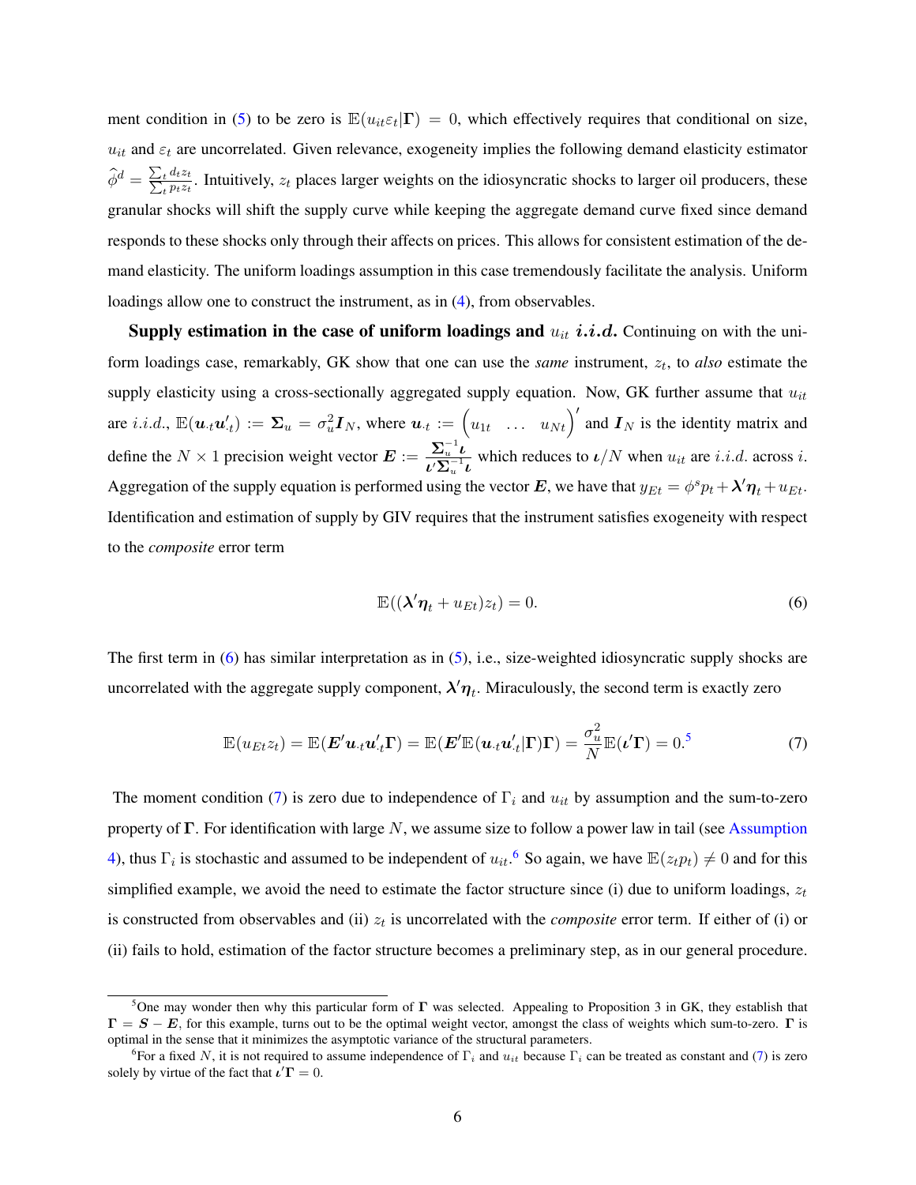ment condition in (5) to be zero is $\mathbb{E}(u_{it}\varepsilon_t|\boldsymbol{\Gamma}) = 0$, which effectively requires that conditional on size, $u_{it}$ and $\varepsilon_t$ are uncorrelated. Given relevance, exogeneity implies the following demand elasticity estimator $\widehat{\phi}^d = \frac{\sum_t d_t z_t}{\sum_t p_t z_t}$. Intuitively, $z_t$ places larger weights on the idiosyncratic shocks to larger oil producers, these granular shocks will shift the supply curve while keeping the aggregate demand curve fixed since demand responds to these shocks only through their affects on prices. This allows for consistent estimation of the demand elasticity. The uniform loadings assumption in this case tremendously facilitate the analysis. Uniform loadings allow one to construct the instrument, as in (4), from observables.

**Supply estimation in the case of uniform loadings and $u_{it}$ *i.i.d.*** Continuing on with the uniform loadings case, remarkably, GK show that one can use the *same* instrument, $z_t$, to *also* estimate the supply elasticity using a cross-sectionally aggregated supply equation. Now, GK further assume that $u_{it}$ are $i.i.d.$, $\mathbb{E}(\boldsymbol{u}_{\cdot t}\boldsymbol{u}_{\cdot t}') := \boldsymbol{\Sigma}_u = \sigma_u^2 \boldsymbol{I}_N$, where $\boldsymbol{u}_{\cdot t} := \begin{pmatrix} u_{1t} & \dots & u_{Nt} \end{pmatrix}'$ and $\boldsymbol{I}_N$ is the identity matrix and define the $N \times 1$ precision weight vector $\boldsymbol{E} := \frac{\boldsymbol{\Sigma}_u^{-1}\boldsymbol{\iota}}{\boldsymbol{\iota}'\boldsymbol{\Sigma}_u^{-1}\boldsymbol{\iota}}$ which reduces to $\boldsymbol{\iota}/N$ when $u_{it}$ are $i.i.d.$ across $i$. Aggregation of the supply equation is performed using the vector $\boldsymbol{E}$, we have that $y_{Et} = \phi^s p_t + \boldsymbol{\lambda}'\boldsymbol{\eta}_t + u_{Et}$. Identification and estimation of supply by GIV requires that the instrument satisfies exogeneity with respect to the *composite* error term

$$\mathbb{E}((\boldsymbol{\lambda}'\boldsymbol{\eta}_t + u_{Et})z_t) = 0. \tag{6}$$

The first term in (6) has similar interpretation as in (5), i.e., size-weighted idiosyncratic supply shocks are uncorrelated with the aggregate supply component, $\boldsymbol{\lambda}'\boldsymbol{\eta}_t$. Miraculously, the second term is exactly zero

$$\mathbb{E}(u_{Et}z_t) = \mathbb{E}(\boldsymbol{E}'\boldsymbol{u}_{\cdot t}\boldsymbol{u}_{\cdot t}'\boldsymbol{\Gamma}) = \mathbb{E}(\boldsymbol{E}'\mathbb{E}(\boldsymbol{u}_{\cdot t}\boldsymbol{u}_{\cdot t}'|\boldsymbol{\Gamma})\boldsymbol{\Gamma}) = \frac{\sigma_u^2}{N}\mathbb{E}(\boldsymbol{\iota}'\boldsymbol{\Gamma}) = 0.^{5} \tag{7}$$

The moment condition (7) is zero due to independence of $\Gamma_i$ and $u_{it}$ by assumption and the sum-to-zero property of $\boldsymbol{\Gamma}$. For identification with large $N$, we assume size to follow a power law in tail (see Assumption 4), thus $\Gamma_i$ is stochastic and assumed to be independent of $u_{it}$.[6] So again, we have $\mathbb{E}(z_t p_t) \neq 0$ and for this simplified example, we avoid the need to estimate the factor structure since (i) due to uniform loadings, $z_t$ is constructed from observables and (ii) $z_t$ is uncorrelated with the *composite* error term. If either of (i) or (ii) fails to hold, estimation of the factor structure becomes a preliminary step, as in our general procedure.

[5] One may wonder then why this particular form of $\boldsymbol{\Gamma}$ was selected. Appealing to Proposition 3 in GK, they establish that $\boldsymbol{\Gamma} = \boldsymbol{S} - \boldsymbol{E}$, for this example, turns out to be the optimal weight vector, amongst the class of weights which sum-to-zero. $\boldsymbol{\Gamma}$ is optimal in the sense that it minimizes the asymptotic variance of the structural parameters.

[6] For a fixed $N$, it is not required to assume independence of $\Gamma_i$ and $u_{it}$ because $\Gamma_i$ can be treated as constant and (7) is zero solely by virtue of the fact that $\boldsymbol{\iota}'\boldsymbol{\Gamma} = 0$.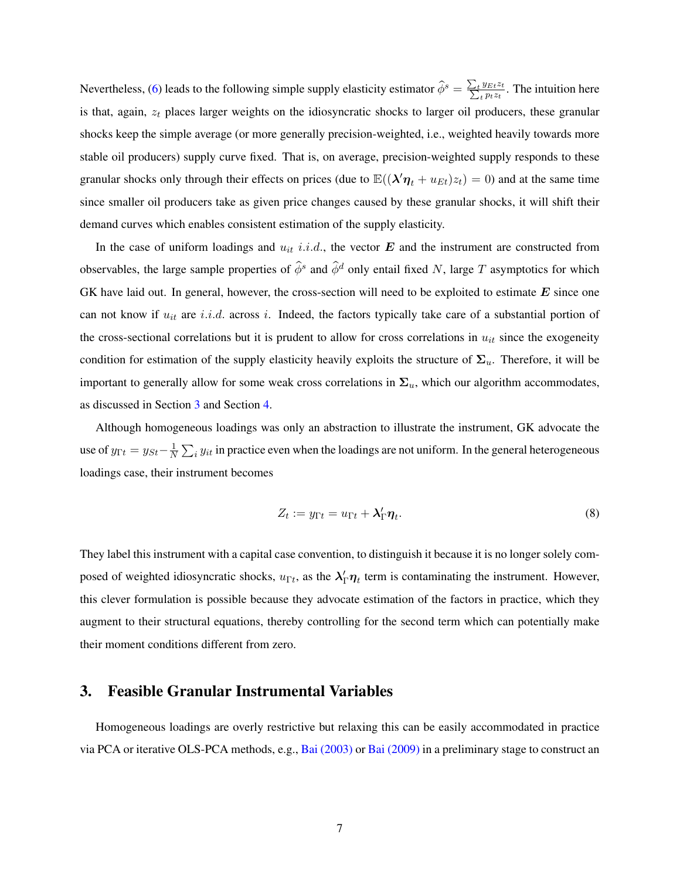Nevertheless, (6) leads to the following simple supply elasticity estimator $\widehat{\phi}^s = \frac{\sum_t y_{Et} z_t}{\sum_t p_t z_t}$. The intuition here is that, again, $z_t$ places larger weights on the idiosyncratic shocks to larger oil producers, these granular shocks keep the simple average (or more generally precision-weighted, i.e., weighted heavily towards more stable oil producers) supply curve fixed. That is, on average, precision-weighted supply responds to these granular shocks only through their effects on prices (due to $\mathbb{E}((\boldsymbol{\lambda}'\boldsymbol{\eta}_t + u_{Et})z_t) = 0$) and at the same time since smaller oil producers take as given price changes caused by these granular shocks, it will shift their demand curves which enables consistent estimation of the supply elasticity.

In the case of uniform loadings and $u_{it}$ *i.i.d.*, the vector $\boldsymbol{E}$ and the instrument are constructed from observables, the large sample properties of $\widehat{\phi}^s$ and $\widehat{\phi}^d$ only entail fixed $N$, large $T$ asymptotics for which GK have laid out. In general, however, the cross-section will need to be exploited to estimate $\boldsymbol{E}$ since one can not know if $u_{it}$ are *i.i.d.* across $i$. Indeed, the factors typically take care of a substantial portion of the cross-sectional correlations but it is prudent to allow for cross correlations in $u_{it}$ since the exogeneity condition for estimation of the supply elasticity heavily exploits the structure of $\boldsymbol{\Sigma}_u$. Therefore, it will be important to generally allow for some weak cross correlations in $\boldsymbol{\Sigma}_u$, which our algorithm accommodates, as discussed in Section 3 and Section 4.

Although homogeneous loadings was only an abstraction to illustrate the instrument, GK advocate the use of $y_{\Gamma t} = y_{St} - \frac{1}{N}\sum_i y_{it}$ in practice even when the loadings are not uniform. In the general heterogeneous loadings case, their instrument becomes

$$Z_t := y_{\Gamma t} = u_{\Gamma t} + \boldsymbol{\lambda}_{\Gamma}'\boldsymbol{\eta}_t. \tag{8}$$

They label this instrument with a capital case convention, to distinguish it because it is no longer solely composed of weighted idiosyncratic shocks, $u_{\Gamma t}$, as the $\boldsymbol{\lambda}_{\Gamma}'\boldsymbol{\eta}_t$ term is contaminating the instrument. However, this clever formulation is possible because they advocate estimation of the factors in practice, which they augment to their structural equations, thereby controlling for the second term which can potentially make their moment conditions different from zero.

## 3. Feasible Granular Instrumental Variables

Homogeneous loadings are overly restrictive but relaxing this can be easily accommodated in practice via PCA or iterative OLS-PCA methods, e.g., Bai (2003) or Bai (2009) in a preliminary stage to construct an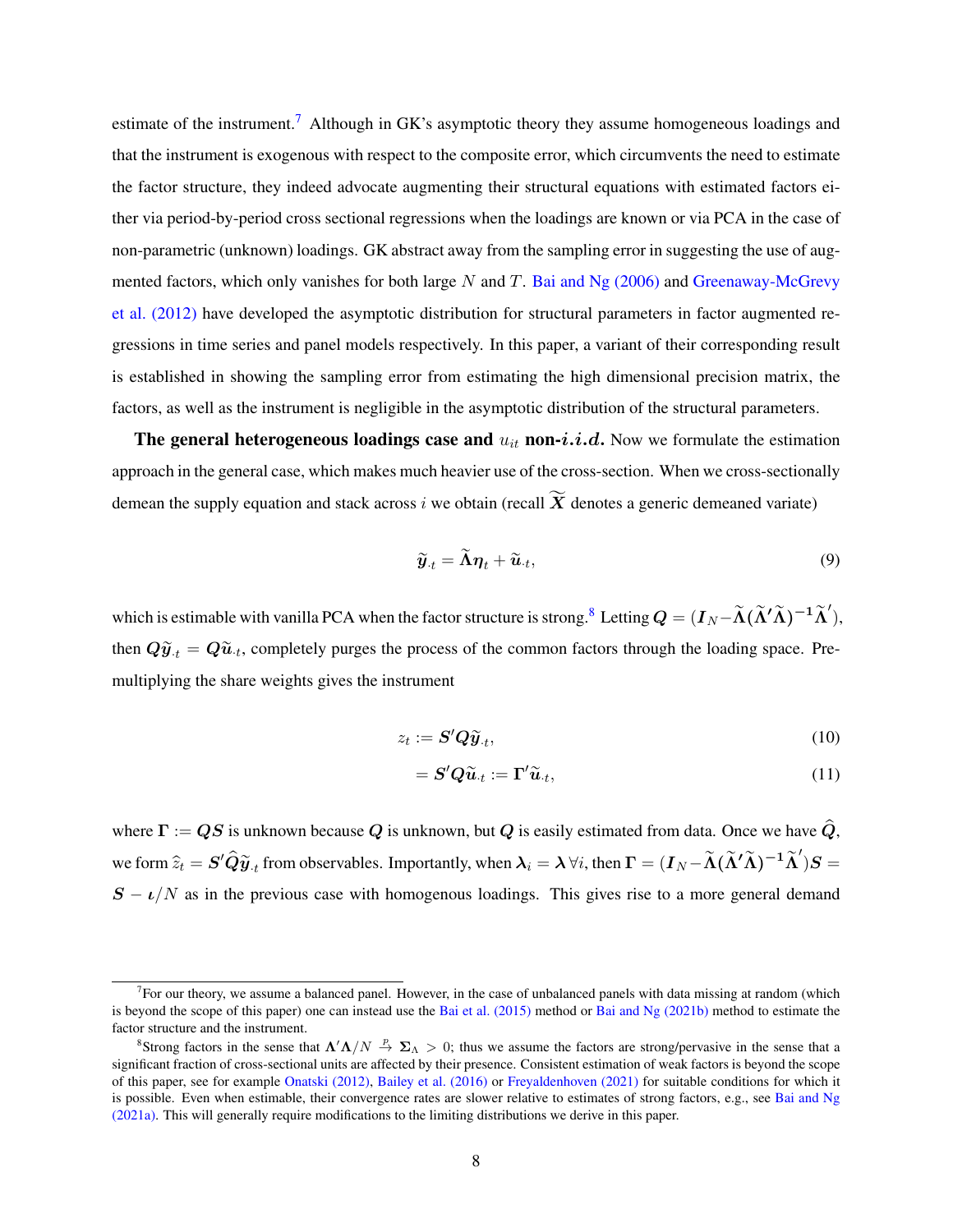estimate of the instrument.[7] Although in GK's asymptotic theory they assume homogeneous loadings and that the instrument is exogenous with respect to the composite error, which circumvents the need to estimate the factor structure, they indeed advocate augmenting their structural equations with estimated factors either via period-by-period cross sectional regressions when the loadings are known or via PCA in the case of non-parametric (unknown) loadings. GK abstract away from the sampling error in suggesting the use of augmented factors, which only vanishes for both large $N$ and $T$. Bai and Ng (2006) and Greenaway-McGrevy et al. (2012) have developed the asymptotic distribution for structural parameters in factor augmented regressions in time series and panel models respectively. In this paper, a variant of their corresponding result is established in showing the sampling error from estimating the high dimensional precision matrix, the factors, as well as the instrument is negligible in the asymptotic distribution of the structural parameters.

**The general heterogeneous loadings case and $u_{it}$ non-$i.i.d.$** Now we formulate the estimation approach in the general case, which makes much heavier use of the cross-section. When we cross-sectionally demean the supply equation and stack across $i$ we obtain (recall $\widetilde{\boldsymbol{X}}$ denotes a generic demeaned variate)

$$\widetilde{\boldsymbol{y}}_{\cdot t} = \widetilde{\boldsymbol{\Lambda}}\boldsymbol{\eta}_t + \widetilde{\boldsymbol{u}}_{\cdot t}, \tag{9}$$

which is estimable with vanilla PCA when the factor structure is strong.[8] Letting $\boldsymbol{Q} = (\boldsymbol{I}_N - \widetilde{\boldsymbol{\Lambda}}(\widetilde{\boldsymbol{\Lambda}}'\widetilde{\boldsymbol{\Lambda}})^{-1}\widetilde{\boldsymbol{\Lambda}}')$, then $\boldsymbol{Q}\widetilde{\boldsymbol{y}}_{\cdot t} = \boldsymbol{Q}\widetilde{\boldsymbol{u}}_{\cdot t}$, completely purges the process of the common factors through the loading space. Premultiplying the share weights gives the instrument

$$z_t := \boldsymbol{S}'\boldsymbol{Q}\widetilde{\boldsymbol{y}}_{\cdot t}, \tag{10}$$

$$= \boldsymbol{S}'\boldsymbol{Q}\widetilde{\boldsymbol{u}}_{\cdot t} := \boldsymbol{\Gamma}'\widetilde{\boldsymbol{u}}_{\cdot t}, \tag{11}$$

where $\boldsymbol{\Gamma} := \boldsymbol{Q}\boldsymbol{S}$ is unknown because $\boldsymbol{Q}$ is unknown, but $\boldsymbol{Q}$ is easily estimated from data. Once we have $\widehat{\boldsymbol{Q}}$, we form $\widehat{z}_t = \boldsymbol{S}'\widehat{\boldsymbol{Q}}\widetilde{\boldsymbol{y}}_{\cdot t}$ from observables. Importantly, when $\boldsymbol{\lambda}_i = \boldsymbol{\lambda}\,\forall i$, then $\boldsymbol{\Gamma} = (\boldsymbol{I}_N - \widetilde{\boldsymbol{\Lambda}}(\widetilde{\boldsymbol{\Lambda}}'\widetilde{\boldsymbol{\Lambda}})^{-1}\widetilde{\boldsymbol{\Lambda}}')\boldsymbol{S} = \boldsymbol{S} - \boldsymbol{\iota}/N$ as in the previous case with homogenous loadings. This gives rise to a more general demand

[7] For our theory, we assume a balanced panel. However, in the case of unbalanced panels with data missing at random (which is beyond the scope of this paper) one can instead use the Bai et al. (2015) method or Bai and Ng (2021b) method to estimate the factor structure and the instrument.

[8] Strong factors in the sense that $\boldsymbol{\Lambda}'\boldsymbol{\Lambda}/N \overset{p}{\to} \boldsymbol{\Sigma}_\Lambda > 0$; thus we assume the factors are strong/pervasive in the sense that a significant fraction of cross-sectional units are affected by their presence. Consistent estimation of weak factors is beyond the scope of this paper, see for example Onatski (2012), Bailey et al. (2016) or Freyaldenhoven (2021) for suitable conditions for which it is possible. Even when estimable, their convergence rates are slower relative to estimates of strong factors, e.g., see Bai and Ng (2021a). This will generally require modifications to the limiting distributions we derive in this paper.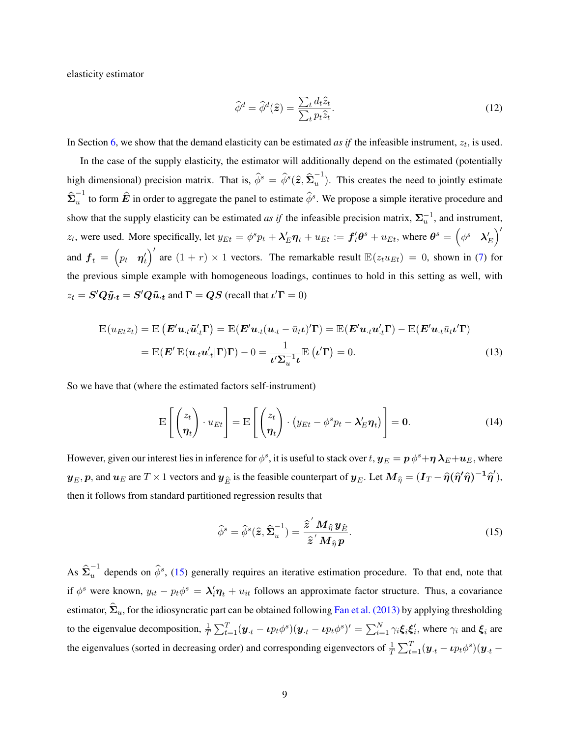elasticity estimator

$$\widehat{\phi}^d = \widehat{\phi}^d(\widehat{\boldsymbol{z}}) = \frac{\sum_t d_t \widehat{z}_t}{\sum_t p_t \widehat{z}_t}. \tag{12}$$

In Section 6, we show that the demand elasticity can be estimated *as if* the infeasible instrument, $z_t$, is used.

In the case of the supply elasticity, the estimator will additionally depend on the estimated (potentially high dimensional) precision matrix. That is, $\widehat{\phi}^s = \widehat{\phi}^s(\widehat{\boldsymbol{z}}, \widehat{\boldsymbol{\Sigma}}_u^{-1})$. This creates the need to jointly estimate $\widehat{\boldsymbol{\Sigma}}_u^{-1}$ to form $\widehat{\boldsymbol{E}}$ in order to aggregate the panel to estimate $\widehat{\phi}^s$. We propose a simple iterative procedure and show that the supply elasticity can be estimated *as if* the infeasible precision matrix, $\boldsymbol{\Sigma}_u^{-1}$, and instrument, $z_t$, were used. More specifically, let $y_{Et} = \phi^s p_t + \boldsymbol{\lambda}_E' \boldsymbol{\eta}_t + u_{Et} := \boldsymbol{f}_t' \boldsymbol{\theta}^s + u_{Et}$, where $\boldsymbol{\theta}^s = \begin{pmatrix} \phi^s & \boldsymbol{\lambda}_E' \end{pmatrix}'$ and $\boldsymbol{f}_t = \begin{pmatrix} p_t & \boldsymbol{\eta}_t' \end{pmatrix}'$ are $(1+r) \times 1$ vectors. The remarkable result $\mathbb{E}(z_t u_{Et}) = 0$, shown in (7) for the previous simple example with homogeneous loadings, continues to hold in this setting as well, with $z_t = \boldsymbol{S}'\boldsymbol{Q}\tilde{\boldsymbol{y}}_{\cdot t} = \boldsymbol{S}'\boldsymbol{Q}\tilde{\boldsymbol{u}}_{\cdot t}$ and $\boldsymbol{\Gamma} = \boldsymbol{Q}\boldsymbol{S}$ (recall that $\boldsymbol{\iota}'\boldsymbol{\Gamma} = 0$)

$$\begin{aligned}
\mathbb{E}(u_{Et} z_t) &= \mathbb{E}\left(\boldsymbol{E}'\boldsymbol{u}_{\cdot t}\tilde{\boldsymbol{u}}_{\cdot t}'\boldsymbol{\Gamma}\right) = \mathbb{E}(\boldsymbol{E}'\boldsymbol{u}_{\cdot t}(\boldsymbol{u}_{\cdot t} - \bar{u}_t \boldsymbol{\iota})'\boldsymbol{\Gamma}) = \mathbb{E}(\boldsymbol{E}'\boldsymbol{u}_{\cdot t}\boldsymbol{u}_{\cdot t}'\boldsymbol{\Gamma}) - \mathbb{E}(\boldsymbol{E}'\boldsymbol{u}_{\cdot t}\bar{u}_t \boldsymbol{\iota}'\boldsymbol{\Gamma}) \\
&= \mathbb{E}(\boldsymbol{E}'\,\mathbb{E}(\boldsymbol{u}_{\cdot t}\boldsymbol{u}_{\cdot t}'|\boldsymbol{\Gamma})\boldsymbol{\Gamma}) - 0 = \frac{1}{\boldsymbol{\iota}'\boldsymbol{\Sigma}_u^{-1}\boldsymbol{\iota}}\mathbb{E}\left(\boldsymbol{\iota}'\boldsymbol{\Gamma}\right) = 0.
\end{aligned} \tag{13}$$

So we have that (where the estimated factors self-instrument)

$$\mathbb{E}\left[\begin{pmatrix} z_t \\ \boldsymbol{\eta}_t \end{pmatrix} \cdot u_{Et}\right] = \mathbb{E}\left[\begin{pmatrix} z_t \\ \boldsymbol{\eta}_t \end{pmatrix} \cdot \left(y_{Et} - \phi^s p_t - \boldsymbol{\lambda}_E' \boldsymbol{\eta}_t\right)\right] = \boldsymbol{0}. \tag{14}$$

However, given our interest lies in inference for $\phi^s$, it is useful to stack over $t$, $\boldsymbol{y}_E = \boldsymbol{p}\,\phi^s + \boldsymbol{\eta}\,\boldsymbol{\lambda}_E + \boldsymbol{u}_E$, where $\boldsymbol{y}_E, \boldsymbol{p}$, and $\boldsymbol{u}_E$ are $T \times 1$ vectors and $\boldsymbol{y}_{\widehat{E}}$ is the feasible counterpart of $\boldsymbol{y}_E$. Let $\boldsymbol{M}_{\widehat{\eta}} = (\boldsymbol{I}_T - \widehat{\boldsymbol{\eta}}(\widehat{\boldsymbol{\eta}}'\widehat{\boldsymbol{\eta}})^{-1}\widehat{\boldsymbol{\eta}}')$, then it follows from standard partitioned regression results that

$$\widehat{\phi}^s = \widehat{\phi}^s(\widehat{\boldsymbol{z}}, \widehat{\boldsymbol{\Sigma}}_u^{-1}) = \frac{\widehat{\boldsymbol{z}}'\boldsymbol{M}_{\widehat{\eta}}\,\boldsymbol{y}_{\widehat{E}}}{\widehat{\boldsymbol{z}}'\boldsymbol{M}_{\widehat{\eta}}\,\boldsymbol{p}}. \tag{15}$$

As $\widehat{\boldsymbol{\Sigma}}_u^{-1}$ depends on $\widehat{\phi}^s$, (15) generally requires an iterative estimation procedure. To that end, note that if $\phi^s$ were known, $y_{it} - p_t \phi^s = \boldsymbol{\lambda}_i' \boldsymbol{\eta}_t + u_{it}$ follows an approximate factor structure. Thus, a covariance estimator, $\widehat{\boldsymbol{\Sigma}}_u$, for the idiosyncratic part can be obtained following Fan et al. (2013) by applying thresholding to the eigenvalue decomposition, $\frac{1}{T}\sum_{t=1}^{T}(\boldsymbol{y}_{\cdot t} - \boldsymbol{\iota} p_t \phi^s)(\boldsymbol{y}_{\cdot t} - \boldsymbol{\iota} p_t \phi^s)' = \sum_{i=1}^{N} \gamma_i \boldsymbol{\xi}_i \boldsymbol{\xi}_i'$, where $\gamma_i$ and $\boldsymbol{\xi}_i$ are the eigenvalues (sorted in decreasing order) and corresponding eigenvectors of $\frac{1}{T}\sum_{t=1}^{T}(\boldsymbol{y}_{\cdot t} - \boldsymbol{\iota} p_t \phi^s)(\boldsymbol{y}_{\cdot t} -$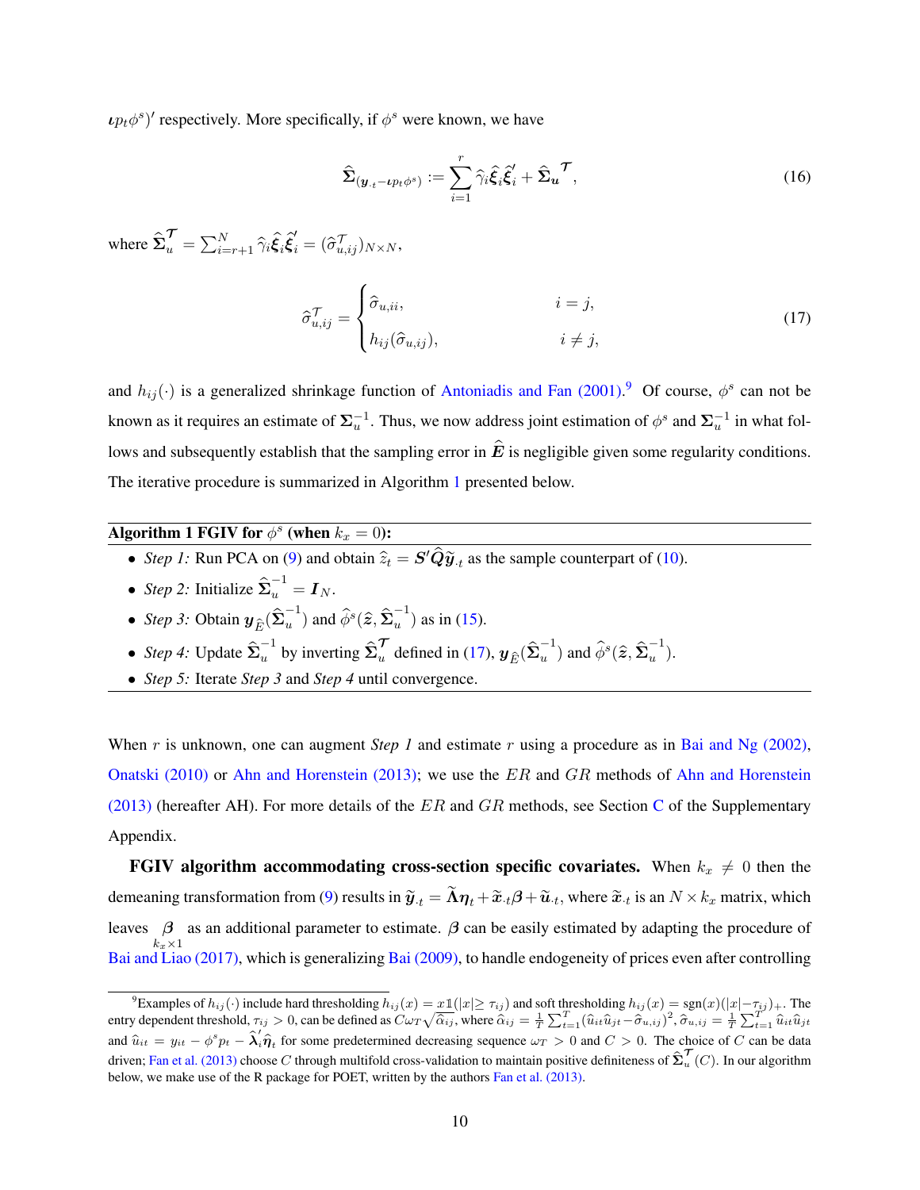$\boldsymbol{\iota} p_t \phi^s)'$ respectively. More specifically, if $\phi^s$ were known, we have

$$\widehat{\boldsymbol{\Sigma}}_{(\boldsymbol{y}_{\cdot t} - \boldsymbol{\iota} p_t \phi^s)} := \sum_{i=1}^{r} \widehat{\gamma}_i \widehat{\boldsymbol{\xi}}_i \widehat{\boldsymbol{\xi}}_i' + \widehat{\boldsymbol{\Sigma}}_{\boldsymbol{u}}^{\mathcal{T}}, \tag{16}$$

where $\widehat{\boldsymbol{\Sigma}}_u^{\mathcal{T}} = \sum_{i=r+1}^{N} \widehat{\gamma}_i \widehat{\boldsymbol{\xi}}_i \widehat{\boldsymbol{\xi}}_i' = (\widehat{\sigma}_{u,ij}^{\mathcal{T}})_{N \times N}$,

$$\widehat{\sigma}_{u,ij}^{\mathcal{T}} = \begin{cases} \widehat{\sigma}_{u,ii}, & i = j, \\ h_{ij}(\widehat{\sigma}_{u,ij}), & i \neq j, \end{cases} \tag{17}$$

and $h_{ij}(\cdot)$ is a generalized shrinkage function of Antoniadis and Fan (2001).[9] Of course, $\phi^s$ can not be known as it requires an estimate of $\boldsymbol{\Sigma}_u^{-1}$. Thus, we now address joint estimation of $\phi^s$ and $\boldsymbol{\Sigma}_u^{-1}$ in what follows and subsequently establish that the sampling error in $\widehat{\boldsymbol{E}}$ is negligible given some regularity conditions. The iterative procedure is summarized in Algorithm 1 presented below.

---

**Algorithm 1 FGIV for $\phi^s$ (when $k_x = 0$):**

- *Step 1:* Run PCA on (9) and obtain $\widehat{z}_t = \boldsymbol{S}'\widehat{\boldsymbol{Q}}\widetilde{\boldsymbol{y}}_{\cdot t}$ as the sample counterpart of (10).
- *Step 2:* Initialize $\widehat{\boldsymbol{\Sigma}}_u^{-1} = \boldsymbol{I}_N$.
- *Step 3:* Obtain $\boldsymbol{y}_{\widehat{E}}(\widehat{\boldsymbol{\Sigma}}_u^{-1})$ and $\widehat{\phi}^s(\widehat{\boldsymbol{z}}, \widehat{\boldsymbol{\Sigma}}_u^{-1})$ as in (15).
- *Step 4:* Update $\widehat{\boldsymbol{\Sigma}}_u^{-1}$ by inverting $\widehat{\boldsymbol{\Sigma}}_u^{\mathcal{T}}$ defined in (17), $\boldsymbol{y}_{\widehat{E}}(\widehat{\boldsymbol{\Sigma}}_u^{-1})$ and $\widehat{\phi}^s(\widehat{\boldsymbol{z}}, \widehat{\boldsymbol{\Sigma}}_u^{-1})$.
- *Step 5:* Iterate *Step 3* and *Step 4* until convergence.

---

When $r$ is unknown, one can augment *Step 1* and estimate $r$ using a procedure as in Bai and Ng (2002), Onatski (2010) or Ahn and Horenstein (2013); we use the $ER$ and $GR$ methods of Ahn and Horenstein (2013) (hereafter AH). For more details of the $ER$ and $GR$ methods, see Section C of the Supplementary Appendix.

**FGIV algorithm accommodating cross-section specific covariates.** When $k_x \neq 0$ then the demeaning transformation from (9) results in $\widetilde{\boldsymbol{y}}_{\cdot t} = \widetilde{\boldsymbol{\Lambda}}\boldsymbol{\eta}_t + \widetilde{\boldsymbol{x}}_{\cdot t}\boldsymbol{\beta} + \widetilde{\boldsymbol{u}}_{\cdot t}$, where $\widetilde{\boldsymbol{x}}_{\cdot t}$ is an $N \times k_x$ matrix, which leaves $\underset{k_x \times 1}{\boldsymbol{\beta}}$ as an additional parameter to estimate. $\boldsymbol{\beta}$ can be easily estimated by adapting the procedure of Bai and Liao (2017), which is generalizing Bai (2009), to handle endogeneity of prices even after controlling

[9] Examples of $h_{ij}(\cdot)$ include hard thresholding $h_{ij}(x) = x\mathbb{1}(|x| \geq \tau_{ij})$ and soft thresholding $h_{ij}(x) = \text{sgn}(x)(|x| - \tau_{ij})_+$. The entry dependent threshold, $\tau_{ij} > 0$, can be defined as $C\omega_T\sqrt{\widehat{\alpha}_{ij}}$, where $\widehat{\alpha}_{ij} = \frac{1}{T}\sum_{t=1}^{T}(\widehat{u}_{it}\widehat{u}_{jt} - \widehat{\sigma}_{u,ij})^2$, $\widehat{\sigma}_{u,ij} = \frac{1}{T}\sum_{t=1}^{T}\widehat{u}_{it}\widehat{u}_{jt}$ and $\widehat{u}_{it} = y_{it} - \phi^s p_t - \widehat{\boldsymbol{\lambda}}_i'\widehat{\boldsymbol{\eta}}_t$ for some predetermined decreasing sequence $\omega_T > 0$ and $C > 0$. The choice of $C$ can be data driven; Fan et al. (2013) choose $C$ through multifold cross-validation to maintain positive definiteness of $\widehat{\boldsymbol{\Sigma}}_u^{\mathcal{T}}(C)$. In our algorithm below, we make use of the R package for POET, written by the authors Fan et al. (2013).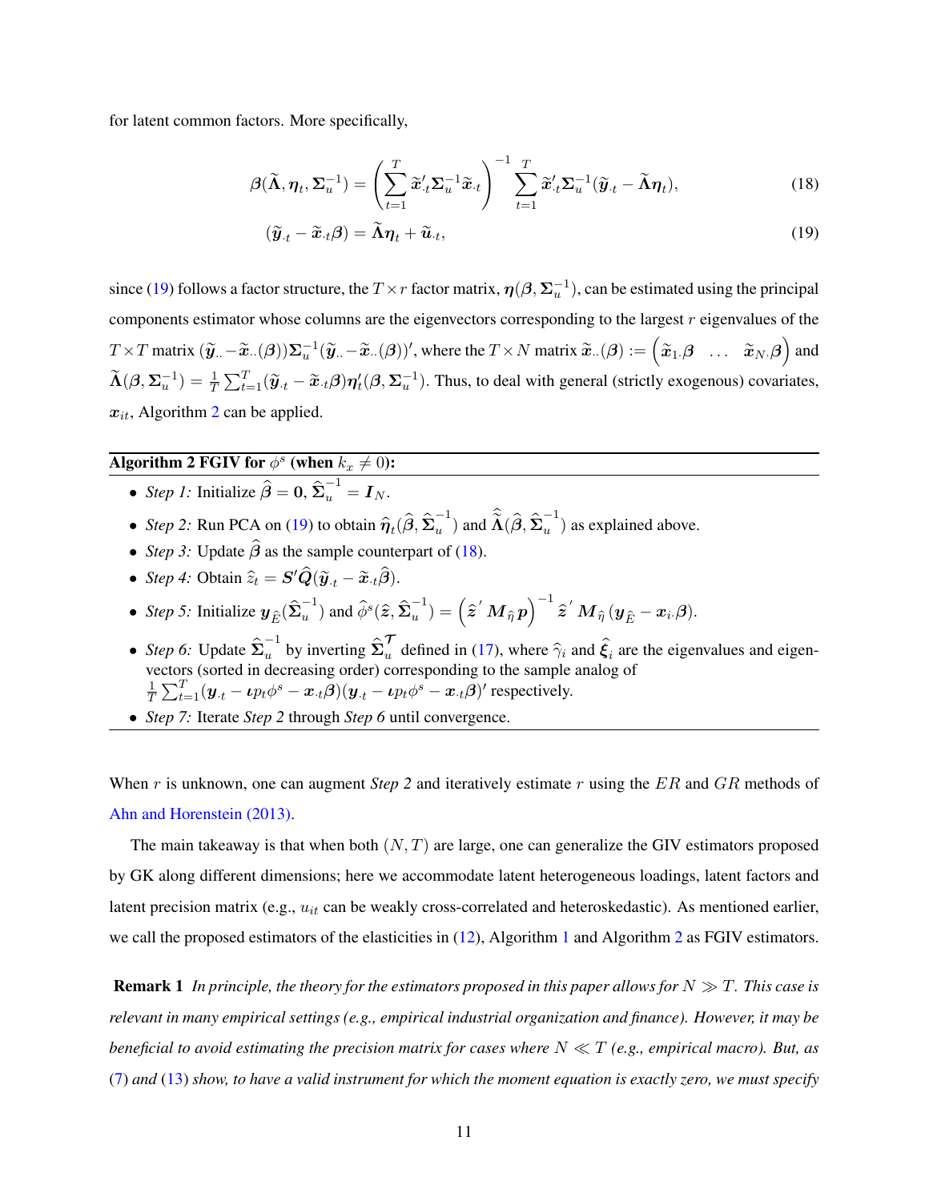for latent common factors. More specifically,

$$\boldsymbol{\beta}(\widetilde{\boldsymbol{\Lambda}}, \boldsymbol{\eta}_t, \boldsymbol{\Sigma}_u^{-1}) = \left( \sum_{t=1}^{T} \widetilde{\boldsymbol{x}}_{\cdot t}' \boldsymbol{\Sigma}_u^{-1} \widetilde{\boldsymbol{x}}_{\cdot t} \right)^{-1} \sum_{t=1}^{T} \widetilde{\boldsymbol{x}}_{\cdot t}' \boldsymbol{\Sigma}_u^{-1} (\widetilde{\boldsymbol{y}}_{\cdot t} - \widetilde{\boldsymbol{\Lambda}} \boldsymbol{\eta}_t), \tag{18}$$

$$(\widetilde{\boldsymbol{y}}_{\cdot t} - \widetilde{\boldsymbol{x}}_{\cdot t} \boldsymbol{\beta}) = \widetilde{\boldsymbol{\Lambda}} \boldsymbol{\eta}_t + \widetilde{\boldsymbol{u}}_{\cdot t}, \tag{19}$$

since (19) follows a factor structure, the $T \times r$ factor matrix, $\boldsymbol{\eta}(\boldsymbol{\beta}, \boldsymbol{\Sigma}_u^{-1})$, can be estimated using the principal components estimator whose columns are the eigenvectors corresponding to the largest $r$ eigenvalues of the $T \times T$ matrix $(\widetilde{\boldsymbol{y}}_{\cdot\cdot} - \widetilde{\boldsymbol{x}}_{\cdot\cdot}(\boldsymbol{\beta}))\boldsymbol{\Sigma}_u^{-1}(\widetilde{\boldsymbol{y}}_{\cdot\cdot} - \widetilde{\boldsymbol{x}}_{\cdot\cdot}(\boldsymbol{\beta}))'$, where the $T \times N$ matrix $\widetilde{\boldsymbol{x}}_{\cdot\cdot}(\boldsymbol{\beta}) := \begin{pmatrix} \widetilde{\boldsymbol{x}}_{1\cdot}\boldsymbol{\beta} & \ldots & \widetilde{\boldsymbol{x}}_{N\cdot}\boldsymbol{\beta} \end{pmatrix}$ and $\widetilde{\boldsymbol{\Lambda}}(\boldsymbol{\beta}, \boldsymbol{\Sigma}_u^{-1}) = \frac{1}{T}\sum_{t=1}^{T}(\widetilde{\boldsymbol{y}}_{\cdot t} - \widetilde{\boldsymbol{x}}_{\cdot t}\boldsymbol{\beta})\boldsymbol{\eta}_t'(\boldsymbol{\beta}, \boldsymbol{\Sigma}_u^{-1})$. Thus, to deal with general (strictly exogenous) covariates, $\boldsymbol{x}_{it}$, Algorithm 2 can be applied.

**Algorithm 2 FGIV for $\phi^s$ (when $k_x \neq 0$):**

- *Step 1:* Initialize $\widehat{\boldsymbol{\beta}} = \mathbf{0}$, $\widehat{\boldsymbol{\Sigma}}_u^{-1} = \boldsymbol{I}_N$.
- *Step 2:* Run PCA on (19) to obtain $\widehat{\boldsymbol{\eta}}_t(\widehat{\boldsymbol{\beta}}, \widehat{\boldsymbol{\Sigma}}_u^{-1})$ and $\widehat{\widetilde{\boldsymbol{\Lambda}}}(\widehat{\boldsymbol{\beta}}, \widehat{\boldsymbol{\Sigma}}_u^{-1})$ as explained above.
- *Step 3:* Update $\widehat{\boldsymbol{\beta}}$ as the sample counterpart of (18).
- *Step 4:* Obtain $\widehat{z}_t = \boldsymbol{S}'\widehat{\boldsymbol{Q}}(\widetilde{\boldsymbol{y}}_{\cdot t} - \widetilde{\boldsymbol{x}}_{\cdot t}\widehat{\boldsymbol{\beta}})$.
- *Step 5:* Initialize $\boldsymbol{y}_{\widehat{E}}(\widehat{\boldsymbol{\Sigma}}_u^{-1})$ and $\widehat{\phi}^s(\widehat{\boldsymbol{z}}, \widehat{\boldsymbol{\Sigma}}_u^{-1}) = \left(\widehat{\boldsymbol{z}}'\boldsymbol{M}_{\widehat{\eta}}\boldsymbol{p}\right)^{-1}\widehat{\boldsymbol{z}}'\boldsymbol{M}_{\widehat{\eta}}(\boldsymbol{y}_{\widehat{E}} - \boldsymbol{x}_{i\cdot}\boldsymbol{\beta})$.
- *Step 6:* Update $\widehat{\boldsymbol{\Sigma}}_u^{-1}$ by inverting $\widehat{\boldsymbol{\Sigma}}_u^{\mathcal{T}}$ defined in (17), where $\widehat{\gamma}_i$ and $\widehat{\boldsymbol{\xi}}_i$ are the eigenvalues and eigenvectors (sorted in decreasing order) corresponding to the sample analog of $\frac{1}{T}\sum_{t=1}^{T}(\boldsymbol{y}_{\cdot t} - \boldsymbol{\iota}p_t\phi^s - \boldsymbol{x}_{\cdot t}\boldsymbol{\beta})(\boldsymbol{y}_{\cdot t} - \boldsymbol{\iota}p_t\phi^s - \boldsymbol{x}_{\cdot t}\boldsymbol{\beta})'$ respectively.
- *Step 7:* Iterate *Step 2* through *Step 6* until convergence.

When $r$ is unknown, one can augment *Step 2* and iteratively estimate $r$ using the $ER$ and $GR$ methods of Ahn and Horenstein (2013).

The main takeaway is that when both $(N, T)$ are large, one can generalize the GIV estimators proposed by GK along different dimensions; here we accommodate latent heterogeneous loadings, latent factors and latent precision matrix (e.g., $u_{it}$ can be weakly cross-correlated and heteroskedastic). As mentioned earlier, we call the proposed estimators of the elasticities in (12), Algorithm 1 and Algorithm 2 as FGIV estimators.

**Remark 1** *In principle, the theory for the estimators proposed in this paper allows for $N \gg T$. This case is relevant in many empirical settings (e.g., empirical industrial organization and finance). However, it may be beneficial to avoid estimating the precision matrix for cases where $N \ll T$ (e.g., empirical macro). But, as* (7) *and* (13) *show, to have a valid instrument for which the moment equation is exactly zero, we must specify*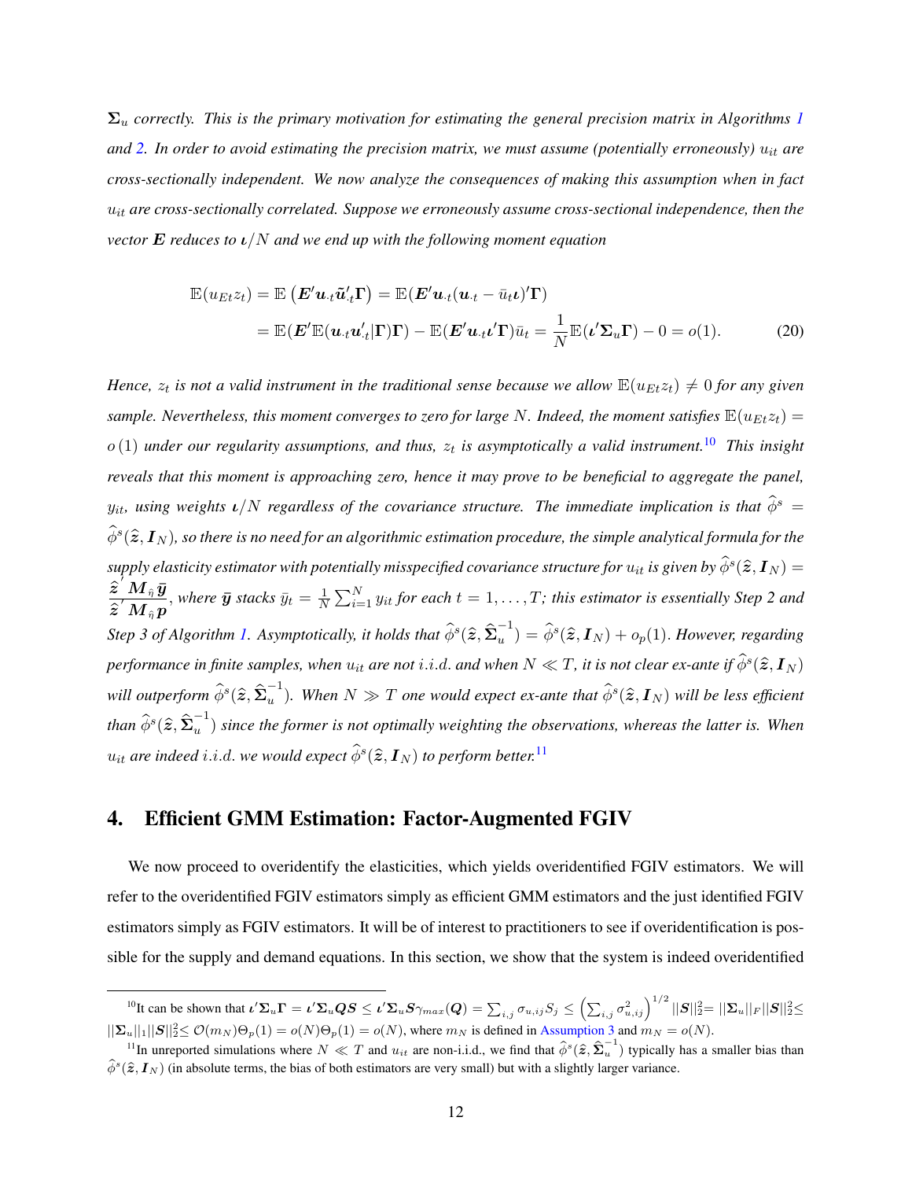*$\boldsymbol{\Sigma}_u$ correctly. This is the primary motivation for estimating the general precision matrix in Algorithms 1 and 2. In order to avoid estimating the precision matrix, we must assume (potentially erroneously) $u_{it}$ are cross-sectionally independent. We now analyze the consequences of making this assumption when in fact $u_{it}$ are cross-sectionally correlated. Suppose we erroneously assume cross-sectional independence, then the vector $\boldsymbol{E}$ reduces to $\boldsymbol{\iota}/N$ and we end up with the following moment equation*

$$
\begin{aligned}
\mathbb{E}(u_{Et}z_t) &= \mathbb{E}\left(\boldsymbol{E}'\boldsymbol{u}_{\cdot t}\tilde{\boldsymbol{u}}_{\cdot t}'\boldsymbol{\Gamma}\right) = \mathbb{E}(\boldsymbol{E}'\boldsymbol{u}_{\cdot t}(\boldsymbol{u}_{\cdot t} - \bar{u}_t\boldsymbol{\iota})'\boldsymbol{\Gamma}) \\
&= \mathbb{E}(\boldsymbol{E}'\mathbb{E}(\boldsymbol{u}_{\cdot t}\boldsymbol{u}_{\cdot t}'|\boldsymbol{\Gamma})\boldsymbol{\Gamma}) - \mathbb{E}(\boldsymbol{E}'\boldsymbol{u}_{\cdot t}\boldsymbol{\iota}'\boldsymbol{\Gamma})\bar{u}_t = \frac{1}{N}\mathbb{E}(\boldsymbol{\iota}'\boldsymbol{\Sigma}_u\boldsymbol{\Gamma}) - 0 = o(1). \qquad (20)
\end{aligned}
$$

*Hence, $z_t$ is not a valid instrument in the traditional sense because we allow $\mathbb{E}(u_{Et}z_t) \neq 0$ for any given sample. Nevertheless, this moment converges to zero for large $N$. Indeed, the moment satisfies $\mathbb{E}(u_{Et}z_t) = o(1)$ under our regularity assumptions, and thus, $z_t$ is asymptotically a valid instrument.*[10] *This insight reveals that this moment is approaching zero, hence it may prove to be beneficial to aggregate the panel, $y_{it}$, using weights $\boldsymbol{\iota}/N$ regardless of the covariance structure. The immediate implication is that $\widehat{\phi}^s = \widehat{\phi}^s(\widehat{\boldsymbol{z}}, \boldsymbol{I}_N)$, so there is no need for an algorithmic estimation procedure, the simple analytical formula for the supply elasticity estimator with potentially misspecified covariance structure for $u_{it}$ is given by $\widehat{\phi}^s(\widehat{\boldsymbol{z}}, \boldsymbol{I}_N) = \frac{\widehat{\boldsymbol{z}}'\boldsymbol{M}_{\widehat{\eta}}\bar{\boldsymbol{y}}}{\widehat{\boldsymbol{z}}'\boldsymbol{M}_{\widehat{\eta}}\boldsymbol{p}}$, where $\bar{\boldsymbol{y}}$ stacks $\bar{y}_t = \frac{1}{N}\sum_{i=1}^N y_{it}$ for each $t = 1, \ldots, T$; this estimator is essentially Step 2 and Step 3 of Algorithm 1. Asymptotically, it holds that $\widehat{\phi}^s(\widehat{\boldsymbol{z}}, \widehat{\boldsymbol{\Sigma}}_u^{-1}) = \widehat{\phi}^s(\widehat{\boldsymbol{z}}, \boldsymbol{I}_N) + o_p(1)$. However, regarding performance in finite samples, when $u_{it}$ are not $i.i.d.$ and when $N \ll T$, it is not clear ex-ante if $\widehat{\phi}^s(\widehat{\boldsymbol{z}}, \boldsymbol{I}_N)$ will outperform $\widehat{\phi}^s(\widehat{\boldsymbol{z}}, \widehat{\boldsymbol{\Sigma}}_u^{-1})$. When $N \gg T$ one would expect ex-ante that $\widehat{\phi}^s(\widehat{\boldsymbol{z}}, \boldsymbol{I}_N)$ will be less efficient than $\widehat{\phi}^s(\widehat{\boldsymbol{z}}, \widehat{\boldsymbol{\Sigma}}_u^{-1})$ since the former is not optimally weighting the observations, whereas the latter is. When $u_{it}$ are indeed $i.i.d.$ we would expect $\widehat{\phi}^s(\widehat{\boldsymbol{z}}, \boldsymbol{I}_N)$ to perform better.*[11]

## 4. Efficient GMM Estimation: Factor-Augmented FGIV

We now proceed to overidentify the elasticities, which yields overidentified FGIV estimators. We will refer to the overidentified FGIV estimators simply as efficient GMM estimators and the just identified FGIV estimators simply as FGIV estimators. It will be of interest to practitioners to see if overidentification is possible for the supply and demand equations. In this section, we show that the system is indeed overidentified

---

[10] It can be shown that $\boldsymbol{\iota}'\boldsymbol{\Sigma}_u\boldsymbol{\Gamma} = \boldsymbol{\iota}'\boldsymbol{\Sigma}_u\boldsymbol{Q}\boldsymbol{S} \leq \boldsymbol{\iota}'\boldsymbol{\Sigma}_u\boldsymbol{S}\gamma_{max}(\boldsymbol{Q}) = \sum_{i,j}\sigma_{u,ij}S_j \leq \left(\sum_{i,j}\sigma_{u,ij}^2\right)^{1/2}||\boldsymbol{S}||_2^2 = ||\boldsymbol{\Sigma}_u||_F||\boldsymbol{S}||_2^2 \leq ||\boldsymbol{\Sigma}_u||_1||\boldsymbol{S}||_2^2 \leq \mathcal{O}(m_N)\Theta_p(1) = o(N)\Theta_p(1) = o(N)$, where $m_N$ is defined in Assumption 3 and $m_N = o(N)$.

[11] In unreported simulations where $N \ll T$ and $u_{it}$ are non-i.i.d., we find that $\widehat{\phi}^s(\widehat{\boldsymbol{z}}, \widehat{\boldsymbol{\Sigma}}_u^{-1})$ typically has a smaller bias than $\widehat{\phi}^s(\widehat{\boldsymbol{z}}, \boldsymbol{I}_N)$ (in absolute terms, the bias of both estimators are very small) but with a slightly larger variance.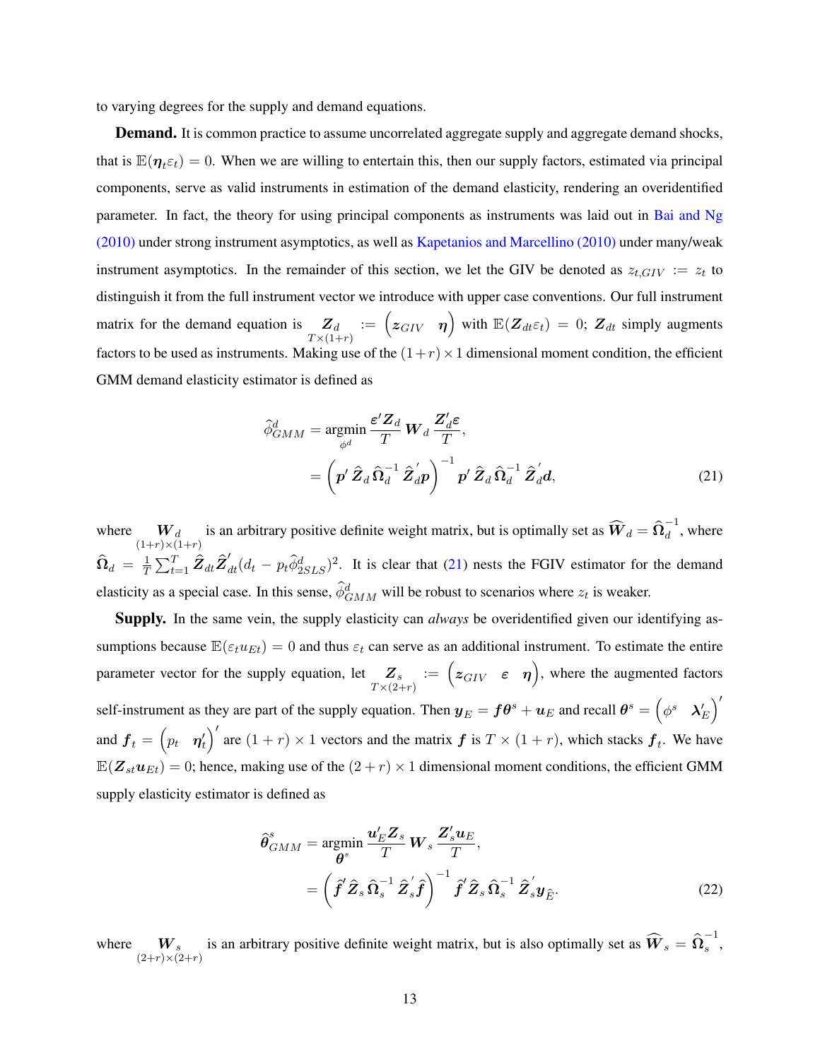to varying degrees for the supply and demand equations.

**Demand.** It is common practice to assume uncorrelated aggregate supply and aggregate demand shocks, that is $\mathbb{E}(\boldsymbol{\eta}_t \varepsilon_t) = 0$. When we are willing to entertain this, then our supply factors, estimated via principal components, serve as valid instruments in estimation of the demand elasticity, rendering an overidentified parameter. In fact, the theory for using principal components as instruments was laid out in Bai and Ng (2010) under strong instrument asymptotics, as well as Kapetanios and Marcellino (2010) under many/weak instrument asymptotics. In the remainder of this section, we let the GIV be denoted as $z_{t,GIV} := z_t$ to distinguish it from the full instrument vector we introduce with upper case conventions. Our full instrument matrix for the demand equation is $\underset{T\times(1+r)}{\boldsymbol{Z}_d} := \begin{pmatrix} \boldsymbol{z}_{GIV} & \boldsymbol{\eta} \end{pmatrix}$ with $\mathbb{E}(\boldsymbol{Z}_{dt}\varepsilon_t) = 0$; $\boldsymbol{Z}_{dt}$ simply augments factors to be used as instruments. Making use of the $(1+r)\times 1$ dimensional moment condition, the efficient GMM demand elasticity estimator is defined as

$$
\begin{aligned}
\widehat{\phi}^d_{GMM} &= \underset{\phi^d}{\operatorname{argmin}} \frac{\boldsymbol{\varepsilon}'\boldsymbol{Z}_d}{T} \boldsymbol{W}_d \frac{\boldsymbol{Z}_d'\boldsymbol{\varepsilon}}{T}, \\
&= \left(\boldsymbol{p}'\,\widehat{\boldsymbol{Z}}_d\,\widehat{\boldsymbol{\Omega}}_d^{-1}\,\widehat{\boldsymbol{Z}}_d'\boldsymbol{p}\right)^{-1} \boldsymbol{p}'\,\widehat{\boldsymbol{Z}}_d\,\widehat{\boldsymbol{\Omega}}_d^{-1}\,\widehat{\boldsymbol{Z}}_d'\boldsymbol{d},
\end{aligned} \tag{21}
$$

where $\underset{(1+r)\times(1+r)}{\boldsymbol{W}_d}$ is an arbitrary positive definite weight matrix, but is optimally set as $\widehat{\boldsymbol{W}}_d = \widehat{\boldsymbol{\Omega}}_d^{-1}$, where $\widehat{\boldsymbol{\Omega}}_d = \frac{1}{T}\sum_{t=1}^{T} \widehat{\boldsymbol{Z}}_{dt}\widehat{\boldsymbol{Z}}_{dt}'(d_t - p_t\widehat{\phi}^d_{2SLS})^2$. It is clear that (21) nests the FGIV estimator for the demand elasticity as a special case. In this sense, $\widehat{\phi}^d_{GMM}$ will be robust to scenarios where $z_t$ is weaker.

**Supply.** In the same vein, the supply elasticity can *always* be overidentified given our identifying assumptions because $\mathbb{E}(\varepsilon_t u_{Et}) = 0$ and thus $\varepsilon_t$ can serve as an additional instrument. To estimate the entire parameter vector for the supply equation, let $\underset{T\times(2+r)}{\boldsymbol{Z}_s} := \begin{pmatrix} \boldsymbol{z}_{GIV} & \boldsymbol{\varepsilon} & \boldsymbol{\eta} \end{pmatrix}$, where the augmented factors self-instrument as they are part of the supply equation. Then $\boldsymbol{y}_E = \boldsymbol{f}\boldsymbol{\theta}^s + \boldsymbol{u}_E$ and recall $\boldsymbol{\theta}^s = \begin{pmatrix} \phi^s & \boldsymbol{\lambda}_E' \end{pmatrix}'$ and $\boldsymbol{f}_t = \begin{pmatrix} p_t & \boldsymbol{\eta}_t' \end{pmatrix}'$ are $(1+r)\times 1$ vectors and the matrix $\boldsymbol{f}$ is $T\times(1+r)$, which stacks $\boldsymbol{f}_t$. We have $\mathbb{E}(\boldsymbol{Z}_{st}\boldsymbol{u}_{Et}) = 0$; hence, making use of the $(2+r)\times 1$ dimensional moment conditions, the efficient GMM supply elasticity estimator is defined as

$$
\begin{aligned}
\widehat{\boldsymbol{\theta}}^s_{GMM} &= \underset{\boldsymbol{\theta}^s}{\operatorname{argmin}} \frac{\boldsymbol{u}_E'\boldsymbol{Z}_s}{T} \boldsymbol{W}_s \frac{\boldsymbol{Z}_s'\boldsymbol{u}_E}{T}, \\
&= \left(\widehat{\boldsymbol{f}}'\,\widehat{\boldsymbol{Z}}_s\,\widehat{\boldsymbol{\Omega}}_s^{-1}\,\widehat{\boldsymbol{Z}}_s'\widehat{\boldsymbol{f}}\right)^{-1} \widehat{\boldsymbol{f}}'\,\widehat{\boldsymbol{Z}}_s\,\widehat{\boldsymbol{\Omega}}_s^{-1}\,\widehat{\boldsymbol{Z}}_s'\boldsymbol{y}_{\widehat{E}}.
\end{aligned} \tag{22}
$$

where $\underset{(2+r)\times(2+r)}{\boldsymbol{W}_s}$ is an arbitrary positive definite weight matrix, but is also optimally set as $\widehat{\boldsymbol{W}}_s = \widehat{\boldsymbol{\Omega}}_s^{-1}$,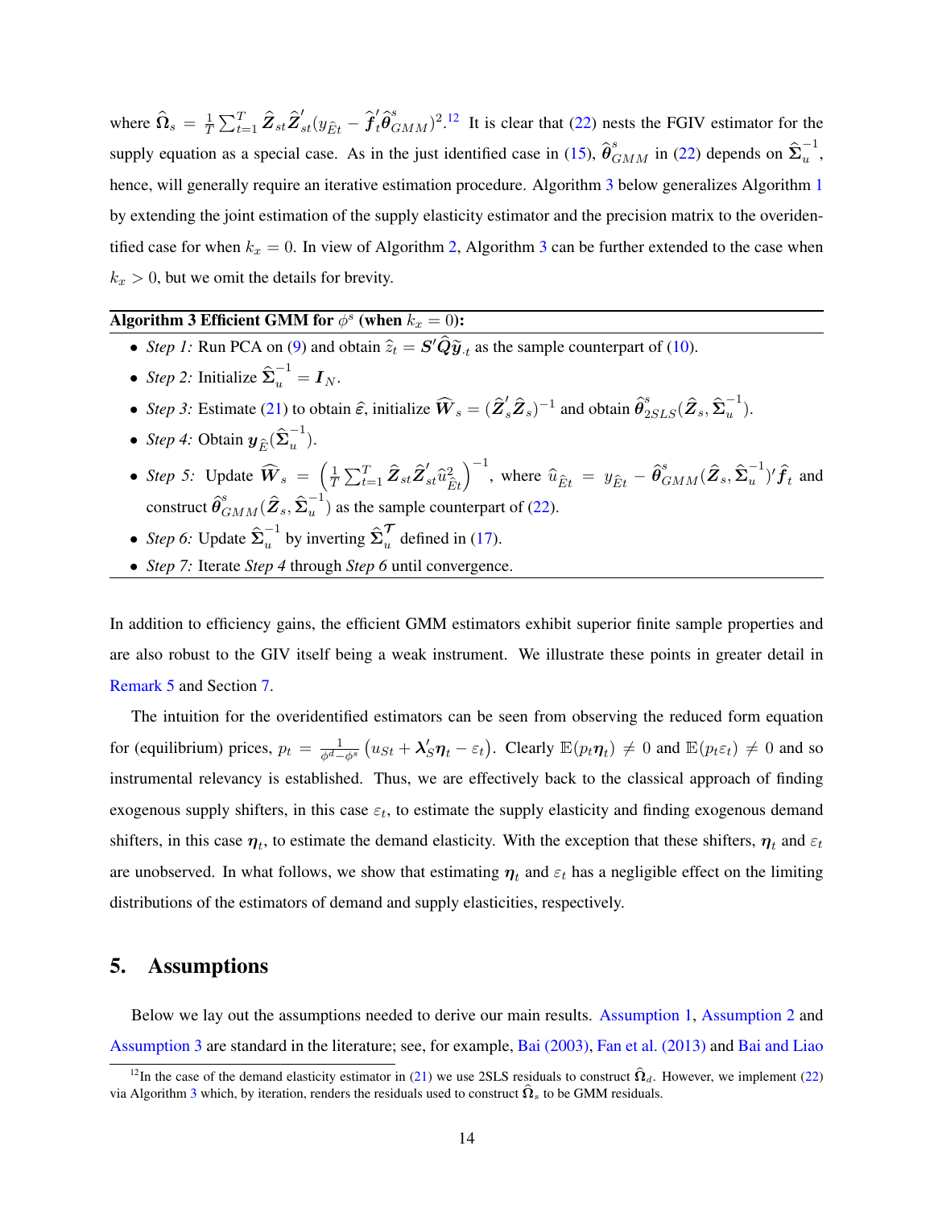where $\widehat{\boldsymbol{\Omega}}_s = \frac{1}{T}\sum_{t=1}^{T} \widehat{\boldsymbol{Z}}_{st}\widehat{\boldsymbol{Z}}'_{st}(y_{\widehat{E}t} - \widehat{\boldsymbol{f}}'_t\widehat{\boldsymbol{\theta}}^s_{GMM})^2$.[12] It is clear that (22) nests the FGIV estimator for the supply equation as a special case. As in the just identified case in (15), $\widehat{\boldsymbol{\theta}}^s_{GMM}$ in (22) depends on $\widehat{\boldsymbol{\Sigma}}_u^{-1}$, hence, will generally require an iterative estimation procedure. Algorithm 3 below generalizes Algorithm 1 by extending the joint estimation of the supply elasticity estimator and the precision matrix to the overidentified case for when $k_x = 0$. In view of Algorithm 2, Algorithm 3 can be further extended to the case when $k_x > 0$, but we omit the details for brevity.

---

**Algorithm 3 Efficient GMM for $\phi^s$ (when $k_x = 0$):**

- *Step 1:* Run PCA on (9) and obtain $\hat{z}_t = \boldsymbol{S}'\widehat{\boldsymbol{Q}}\tilde{\boldsymbol{y}}_{\cdot t}$ as the sample counterpart of (10).
- *Step 2:* Initialize $\widehat{\boldsymbol{\Sigma}}_u^{-1} = \boldsymbol{I}_N$.
- *Step 3:* Estimate (21) to obtain $\hat{\varepsilon}$, initialize $\widehat{\boldsymbol{W}}_s = (\widehat{\boldsymbol{Z}}'_s\widehat{\boldsymbol{Z}}_s)^{-1}$ and obtain $\widehat{\boldsymbol{\theta}}^s_{2SLS}(\widehat{\boldsymbol{Z}}_s, \widehat{\boldsymbol{\Sigma}}_u^{-1})$.
- *Step 4:* Obtain $\boldsymbol{y}_{\widehat{E}}(\widehat{\boldsymbol{\Sigma}}_u^{-1})$.
- *Step 5:* Update $\widehat{\boldsymbol{W}}_s = \left(\frac{1}{T}\sum_{t=1}^{T} \widehat{\boldsymbol{Z}}_{st}\widehat{\boldsymbol{Z}}'_{st}\hat{u}^2_{\widehat{E}t}\right)^{-1}$, where $\hat{u}_{\widehat{E}t} = y_{\widehat{E}t} - \widehat{\boldsymbol{\theta}}^s_{GMM}(\widehat{\boldsymbol{Z}}_s, \widehat{\boldsymbol{\Sigma}}_u^{-1})'\widehat{\boldsymbol{f}}_t$ and construct $\widehat{\boldsymbol{\theta}}^s_{GMM}(\widehat{\boldsymbol{Z}}_s, \widehat{\boldsymbol{\Sigma}}_u^{-1})$ as the sample counterpart of (22).
- *Step 6:* Update $\widehat{\boldsymbol{\Sigma}}_u^{-1}$ by inverting $\widehat{\boldsymbol{\Sigma}}_u^{\mathcal{T}}$ defined in (17).
- *Step 7:* Iterate *Step 4* through *Step 6* until convergence.

---

In addition to efficiency gains, the efficient GMM estimators exhibit superior finite sample properties and are also robust to the GIV itself being a weak instrument. We illustrate these points in greater detail in Remark 5 and Section 7.

The intuition for the overidentified estimators can be seen from observing the reduced form equation for (equilibrium) prices, $p_t = \frac{1}{\phi^d - \phi^s}\left(u_{St} + \boldsymbol{\lambda}'_S\boldsymbol{\eta}_t - \varepsilon_t\right)$. Clearly $\mathbb{E}(p_t\boldsymbol{\eta}_t) \neq 0$ and $\mathbb{E}(p_t\varepsilon_t) \neq 0$ and so instrumental relevancy is established. Thus, we are effectively back to the classical approach of finding exogenous supply shifters, in this case $\varepsilon_t$, to estimate the supply elasticity and finding exogenous demand shifters, in this case $\boldsymbol{\eta}_t$, to estimate the demand elasticity. With the exception that these shifters, $\boldsymbol{\eta}_t$ and $\varepsilon_t$ are unobserved. In what follows, we show that estimating $\boldsymbol{\eta}_t$ and $\varepsilon_t$ has a negligible effect on the limiting distributions of the estimators of demand and supply elasticities, respectively.

## 5. Assumptions

Below we lay out the assumptions needed to derive our main results. Assumption 1, Assumption 2 and Assumption 3 are standard in the literature; see, for example, Bai (2003), Fan et al. (2013) and Bai and Liao

[12] In the case of the demand elasticity estimator in (21) we use 2SLS residuals to construct $\widehat{\boldsymbol{\Omega}}_d$. However, we implement (22) via Algorithm 3 which, by iteration, renders the residuals used to construct $\widehat{\boldsymbol{\Omega}}_s$ to be GMM residuals.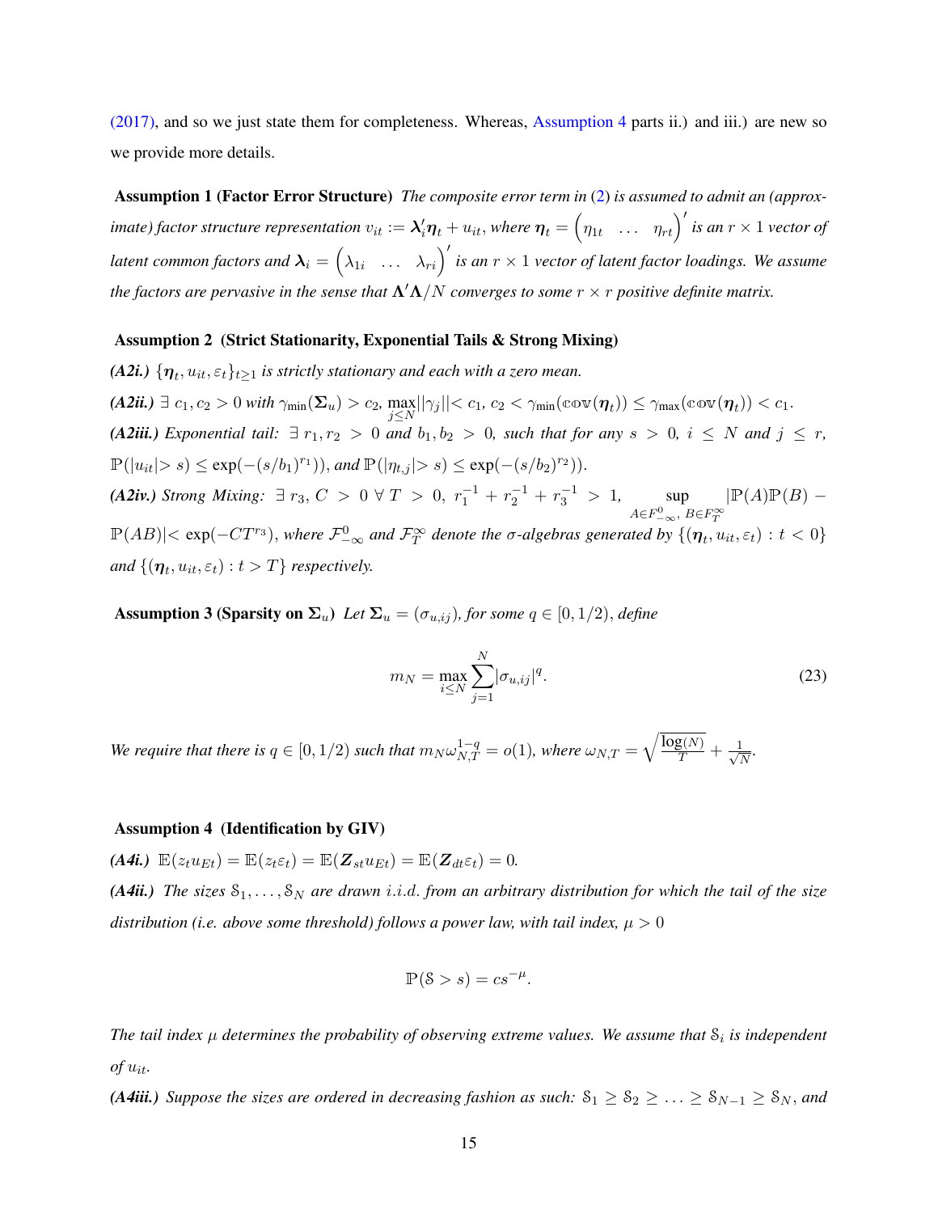(2017), and so we just state them for completeness. Whereas, Assumption 4 parts ii.) and iii.) are new so we provide more details.

**Assumption 1 (Factor Error Structure)** *The composite error term in (2) is assumed to admit an (approximate) factor structure representation $v_{it} := \boldsymbol{\lambda}_i' \boldsymbol{\eta}_t + u_{it}$, where $\boldsymbol{\eta}_t = \begin{pmatrix} \eta_{1t} & \dots & \eta_{rt} \end{pmatrix}'$ is an $r \times 1$ vector of latent common factors and $\boldsymbol{\lambda}_i = \begin{pmatrix} \lambda_{1i} & \dots & \lambda_{ri} \end{pmatrix}'$ is an $r \times 1$ vector of latent factor loadings. We assume the factors are pervasive in the sense that $\boldsymbol{\Lambda}'\boldsymbol{\Lambda}/N$ converges to some $r \times r$ positive definite matrix.*

**Assumption 2 (Strict Stationarity, Exponential Tails & Strong Mixing)**

***(A2i.)*** *$\{\boldsymbol{\eta}_t, u_{it}, \varepsilon_t\}_{t \geq 1}$ is strictly stationary and each with a zero mean.*

***(A2ii.)*** *$\exists\ c_1, c_2 > 0$ with $\gamma_{\min}(\boldsymbol{\Sigma}_u) > c_2$, $\max_{j \leq N} ||\gamma_j|| < c_1$, $c_2 < \gamma_{\min}(\mathbb{cov}(\boldsymbol{\eta}_t)) \leq \gamma_{\max}(\mathbb{cov}(\boldsymbol{\eta}_t)) < c_1$.*

***(A2iii.)*** *Exponential tail: $\exists\ r_1, r_2 > 0$ and $b_1, b_2 > 0$, such that for any $s > 0$, $i \leq N$ and $j \leq r$, $\mathbb{P}(|u_{it}| > s) \leq \exp(-(s/b_1)^{r_1})$, and $\mathbb{P}(|\eta_{t,j}| > s) \leq \exp(-(s/b_2)^{r_2})$.*

***(A2iv.)*** *Strong Mixing: $\exists\ r_3, C > 0\ \forall\ T > 0$, $r_1^{-1} + r_2^{-1} + r_3^{-1} > 1$, $\sup_{A \in F_{-\infty}^{0},\ B \in F_T^{\infty}} |\mathbb{P}(A)\mathbb{P}(B) - \mathbb{P}(AB)| < \exp(-CT^{r_3})$, where $\mathcal{F}_{-\infty}^{0}$ and $\mathcal{F}_T^{\infty}$ denote the $\sigma$-algebras generated by $\{(\boldsymbol{\eta}_t, u_{it}, \varepsilon_t) : t < 0\}$ and $\{(\boldsymbol{\eta}_t, u_{it}, \varepsilon_t) : t > T\}$ respectively.*

**Assumption 3 (Sparsity on $\boldsymbol{\Sigma}_u$)** *Let $\boldsymbol{\Sigma}_u = (\sigma_{u,ij})$, for some $q \in [0, 1/2)$, define*

$$m_N = \max_{i \leq N} \sum_{j=1}^{N} |\sigma_{u,ij}|^q. \tag{23}$$

*We require that there is $q \in [0, 1/2)$ such that $m_N \omega_{N,T}^{1-q} = o(1)$, where $\omega_{N,T} = \sqrt{\frac{\log(N)}{T}} + \frac{1}{\sqrt{N}}$.*

**Assumption 4 (Identification by GIV)**

***(A4i.)*** *$\mathbb{E}(z_t u_{Et}) = \mathbb{E}(z_t \varepsilon_t) = \mathbb{E}(\boldsymbol{Z}_{st} u_{Et}) = \mathbb{E}(\boldsymbol{Z}_{dt} \varepsilon_t) = 0$.*

***(A4ii.)*** *The sizes $\mathcal{S}_1, \dots, \mathcal{S}_N$ are drawn i.i.d. from an arbitrary distribution for which the tail of the size distribution (i.e. above some threshold) follows a power law, with tail index, $\mu > 0$*

$$\mathbb{P}(\mathcal{S} > s) = cs^{-\mu}.$$

*The tail index $\mu$ determines the probability of observing extreme values. We assume that $\mathcal{S}_i$ is independent of $u_{it}$.*

***(A4iii.)*** *Suppose the sizes are ordered in decreasing fashion as such: $\mathcal{S}_1 \geq \mathcal{S}_2 \geq \dots \geq \mathcal{S}_{N-1} \geq \mathcal{S}_N$, and*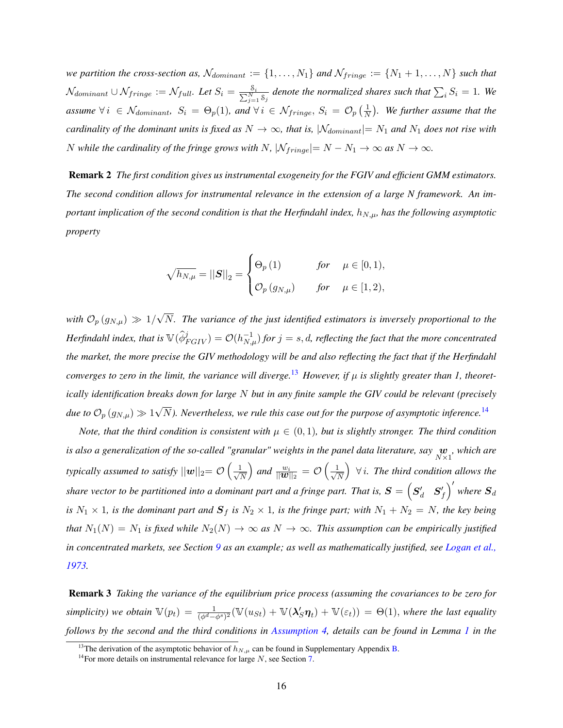*we partition the cross-section as, $\mathcal{N}_{dominant} := \{1, \ldots, N_1\}$ and $\mathcal{N}_{fringe} := \{N_1 + 1, \ldots, N\}$ such that $\mathcal{N}_{dominant} \cup \mathcal{N}_{fringe} := \mathcal{N}_{full}$. Let $S_i = \frac{\mathbb{S}_i}{\sum_{j=1}^{N} \mathbb{S}_j}$ denote the normalized shares such that $\sum_i S_i = 1$. We assume $\forall\, i \in \mathcal{N}_{dominant}$, $S_i = \Theta_p(1)$, and $\forall\, i \in \mathcal{N}_{fringe}$, $S_i = \mathcal{O}_p\left(\frac{1}{N}\right)$. We further assume that the cardinality of the dominant units is fixed as $N \to \infty$, that is, $|\mathcal{N}_{dominant}| = N_1$ and $N_1$ does not rise with $N$ while the cardinality of the fringe grows with $N$, $|\mathcal{N}_{fringe}| = N - N_1 \to \infty$ as $N \to \infty$.*

**Remark 2** *The first condition gives us instrumental exogeneity for the FGIV and efficient GMM estimators. The second condition allows for instrumental relevance in the extension of a large N framework. An important implication of the second condition is that the Herfindahl index, $h_{N,\mu}$, has the following asymptotic property*

$$
\sqrt{h_{N,\mu}} = ||\boldsymbol{S}||_2 = \begin{cases} \Theta_p\left(1\right) & \text{for} \quad \mu \in [0, 1), \\ \mathcal{O}_p\left(g_{N,\mu}\right) & \text{for} \quad \mu \in [1, 2), \end{cases}
$$

*with $\mathcal{O}_p\left(g_{N,\mu}\right) \gg 1/\sqrt{N}$. The variance of the just identified estimators is inversely proportional to the Herfindahl index, that is $\mathbb{V}(\widehat{\phi}^j_{FGIV}) = \mathcal{O}(h^{-1}_{N,\mu})$ for $j = s, d$, reflecting the fact that the more concentrated the market, the more precise the GIV methodology will be and also reflecting the fact that if the Herfindahl converges to zero in the limit, the variance will diverge.*[13] *However, if $\mu$ is slightly greater than 1, theoretically identification breaks down for large $N$ but in any finite sample the GIV could be relevant (precisely due to $\mathcal{O}_p\left(g_{N,\mu}\right) \gg 1\sqrt{N}$). Nevertheless, we rule this case out for the purpose of asymptotic inference.*[14]

*Note, that the third condition is consistent with $\mu \in (0, 1)$, but is slightly stronger. The third condition is also a generalization of the so-called "granular" weights in the panel data literature, say $\underset{N\times 1}{\boldsymbol{w}}$, which are typically assumed to satisfy $||\boldsymbol{w}||_2 = \mathcal{O}\left(\frac{1}{\sqrt{N}}\right)$ and $\frac{w_i}{||\boldsymbol{w}||_2} = \mathcal{O}\left(\frac{1}{\sqrt{N}}\right)$ $\forall\, i$. The third condition allows the share vector to be partitioned into a dominant part and a fringe part. That is, $\boldsymbol{S} = \begin{pmatrix} \boldsymbol{S}'_d & \boldsymbol{S}'_f \end{pmatrix}'$ where $\boldsymbol{S}_d$ is $N_1 \times 1$, is the dominant part and $\boldsymbol{S}_f$ is $N_2 \times 1$, is the fringe part; with $N_1 + N_2 = N$, the key being that $N_1(N) = N_1$ is fixed while $N_2(N) \to \infty$ as $N \to \infty$. This assumption can be empirically justified in concentrated markets, see Section 9 as an example; as well as mathematically justified, see Logan et al., 1973.*

**Remark 3** *Taking the variance of the equilibrium price process (assuming the covariances to be zero for simplicity) we obtain $\mathbb{V}(p_t) = \frac{1}{(\phi^d - \phi^s)^2}(\mathbb{V}(u_{St}) + \mathbb{V}(\boldsymbol{\lambda}'_S \boldsymbol{\eta}_t) + \mathbb{V}(\varepsilon_t)) = \Theta(1)$, where the last equality follows by the second and the third conditions in Assumption 4, details can be found in Lemma 1 in the*

[13] The derivation of the asymptotic behavior of $h_{N,\mu}$ can be found in Supplementary Appendix B.

[14] For more details on instrumental relevance for large $N$, see Section 7.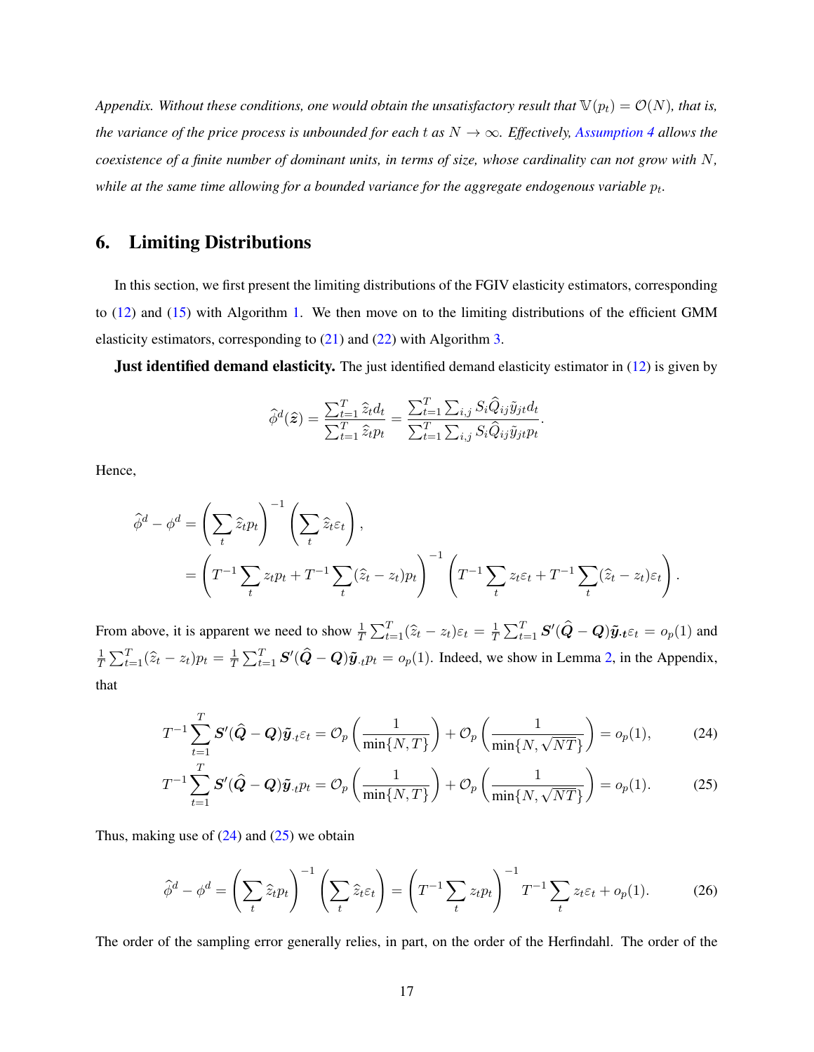*Appendix. Without these conditions, one would obtain the unsatisfactory result that $\mathbb{V}(p_t) = \mathcal{O}(N)$, that is, the variance of the price process is unbounded for each $t$ as $N \to \infty$. Effectively, Assumption 4 allows the coexistence of a finite number of dominant units, in terms of size, whose cardinality can not grow with $N$, while at the same time allowing for a bounded variance for the aggregate endogenous variable $p_t$.*

## 6. Limiting Distributions

In this section, we first present the limiting distributions of the FGIV elasticity estimators, corresponding to (12) and (15) with Algorithm 1. We then move on to the limiting distributions of the efficient GMM elasticity estimators, corresponding to (21) and (22) with Algorithm 3.

**Just identified demand elasticity.** The just identified demand elasticity estimator in (12) is given by

$$\widehat{\phi}^d(\widehat{\boldsymbol{z}}) = \frac{\sum_{t=1}^T \widehat{z}_t d_t}{\sum_{t=1}^T \widehat{z}_t p_t} = \frac{\sum_{t=1}^T \sum_{i,j} S_i \widehat{Q}_{ij} \tilde{y}_{jt} d_t}{\sum_{t=1}^T \sum_{i,j} S_i \widehat{Q}_{ij} \tilde{y}_{jt} p_t}.$$

Hence,

$$\begin{aligned}
\widehat{\phi}^d - \phi^d &= \left(\sum_t \widehat{z}_t p_t\right)^{-1} \left(\sum_t \widehat{z}_t \varepsilon_t\right), \\
&= \left(T^{-1} \sum_t z_t p_t + T^{-1} \sum_t (\widehat{z}_t - z_t) p_t\right)^{-1} \left(T^{-1} \sum_t z_t \varepsilon_t + T^{-1} \sum_t (\widehat{z}_t - z_t) \varepsilon_t\right).
\end{aligned}$$

From above, it is apparent we need to show $\frac{1}{T}\sum_{t=1}^T (\widehat{z}_t - z_t)\varepsilon_t = \frac{1}{T}\sum_{t=1}^T \boldsymbol{S}'(\widehat{\boldsymbol{Q}} - \boldsymbol{Q})\tilde{\boldsymbol{y}}_{\cdot t}\varepsilon_t = o_p(1)$ and $\frac{1}{T}\sum_{t=1}^T (\widehat{z}_t - z_t) p_t = \frac{1}{T}\sum_{t=1}^T \boldsymbol{S}'(\widehat{\boldsymbol{Q}} - \boldsymbol{Q})\tilde{\boldsymbol{y}}_{\cdot t} p_t = o_p(1)$. Indeed, we show in Lemma 2, in the Appendix, that

$$T^{-1} \sum_{t=1}^T \boldsymbol{S}'(\widehat{\boldsymbol{Q}} - \boldsymbol{Q})\tilde{\boldsymbol{y}}_{\cdot t}\varepsilon_t = \mathcal{O}_p\left(\frac{1}{\min\{N, T\}}\right) + \mathcal{O}_p\left(\frac{1}{\min\{N, \sqrt{NT}\}}\right) = o_p(1), \tag{24}$$

$$T^{-1} \sum_{t=1}^T \boldsymbol{S}'(\widehat{\boldsymbol{Q}} - \boldsymbol{Q})\tilde{\boldsymbol{y}}_{\cdot t} p_t = \mathcal{O}_p\left(\frac{1}{\min\{N, T\}}\right) + \mathcal{O}_p\left(\frac{1}{\min\{N, \sqrt{NT}\}}\right) = o_p(1). \tag{25}$$

Thus, making use of (24) and (25) we obtain

$$\widehat{\phi}^d - \phi^d = \left(\sum_t \widehat{z}_t p_t\right)^{-1} \left(\sum_t \widehat{z}_t \varepsilon_t\right) = \left(T^{-1} \sum_t z_t p_t\right)^{-1} T^{-1} \sum_t z_t \varepsilon_t + o_p(1). \tag{26}$$

The order of the sampling error generally relies, in part, on the order of the Herfindahl. The order of the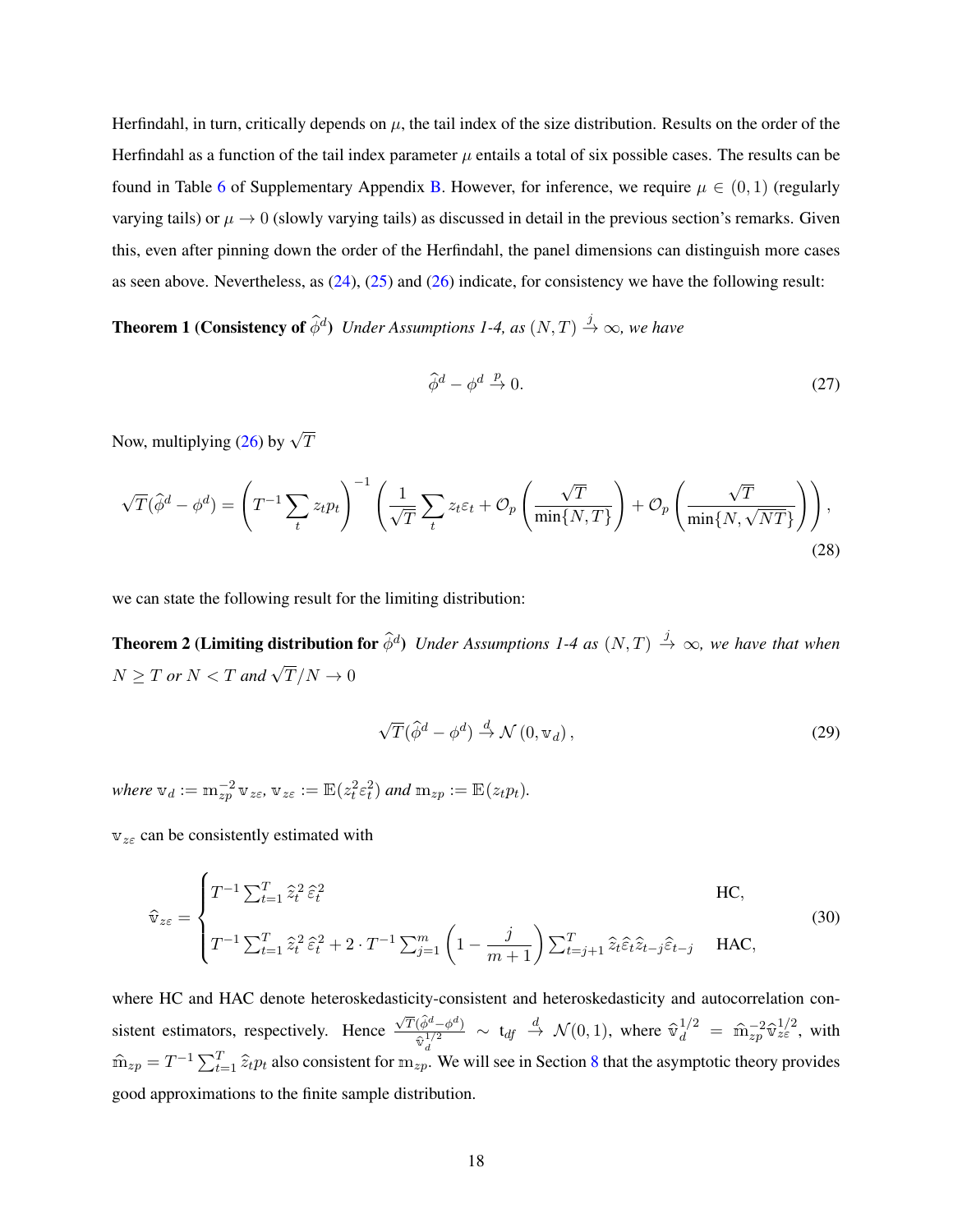Herfindahl, in turn, critically depends on $\mu$, the tail index of the size distribution. Results on the order of the Herfindahl as a function of the tail index parameter $\mu$ entails a total of six possible cases. The results can be found in Table 6 of Supplementary Appendix B. However, for inference, we require $\mu \in (0,1)$ (regularly varying tails) or $\mu \to 0$ (slowly varying tails) as discussed in detail in the previous section's remarks. Given this, even after pinning down the order of the Herfindahl, the panel dimensions can distinguish more cases as seen above. Nevertheless, as (24), (25) and (26) indicate, for consistency we have the following result:

**Theorem 1 (Consistency of $\widehat{\phi}^d$)** *Under Assumptions 1-4, as $(N,T) \overset{j}{\to} \infty$, we have*

$$\widehat{\phi}^d - \phi^d \overset{p}{\to} 0. \tag{27}$$

Now, multiplying (26) by $\sqrt{T}$

$$\sqrt{T}(\widehat{\phi}^d - \phi^d) = \left(T^{-1}\sum_t z_t p_t\right)^{-1}\left(\frac{1}{\sqrt{T}}\sum_t z_t \varepsilon_t + \mathcal{O}_p\left(\frac{\sqrt{T}}{\min\{N,T\}}\right) + \mathcal{O}_p\left(\frac{\sqrt{T}}{\min\{N,\sqrt{NT}\}}\right)\right), \tag{28}$$

we can state the following result for the limiting distribution:

**Theorem 2 (Limiting distribution for $\widehat{\phi}^d$)** *Under Assumptions 1-4 as $(N,T) \overset{j}{\to} \infty$, we have that when $N \geq T$ or $N < T$ and $\sqrt{T}/N \to 0$*

$$\sqrt{T}(\widehat{\phi}^d - \phi^d) \overset{d}{\to} \mathcal{N}(0, \mathbb{v}_d), \tag{29}$$

*where $\mathbb{v}_d := \mathbb{m}_{zp}^{-2}\mathbb{v}_{z\varepsilon}$, $\mathbb{v}_{z\varepsilon} := \mathbb{E}(z_t^2\varepsilon_t^2)$ and $\mathbb{m}_{zp} := \mathbb{E}(z_t p_t)$.*

$\mathbb{v}_{z\varepsilon}$ can be consistently estimated with

$$\widehat{\mathbb{v}}_{z\varepsilon} = \begin{cases} T^{-1}\sum_{t=1}^T \widehat{z}_t^2\,\widehat{\varepsilon}_t^2 & \text{HC}, \\ T^{-1}\sum_{t=1}^T \widehat{z}_t^2\,\widehat{\varepsilon}_t^2 + 2\cdot T^{-1}\sum_{j=1}^m \left(1 - \dfrac{j}{m+1}\right)\sum_{t=j+1}^T \widehat{z}_t\widehat{\varepsilon}_t\widehat{z}_{t-j}\widehat{\varepsilon}_{t-j} & \text{HAC}, \end{cases} \tag{30}$$

where HC and HAC denote heteroskedasticity-consistent and heteroskedasticity and autocorrelation consistent estimators, respectively. Hence $\frac{\sqrt{T}(\widehat{\phi}^d - \phi^d)}{\widehat{\mathbb{v}}_d^{1/2}} \sim \mathrm{t}_{df} \overset{d}{\to} \mathcal{N}(0,1)$, where $\widehat{\mathbb{v}}_d^{1/2} = \widehat{\mathbb{m}}_{zp}^{-2}\widehat{\mathbb{v}}_{z\varepsilon}^{1/2}$, with $\widehat{\mathbb{m}}_{zp} = T^{-1}\sum_{t=1}^T \widehat{z}_t p_t$ also consistent for $\mathbb{m}_{zp}$. We will see in Section 8 that the asymptotic theory provides good approximations to the finite sample distribution.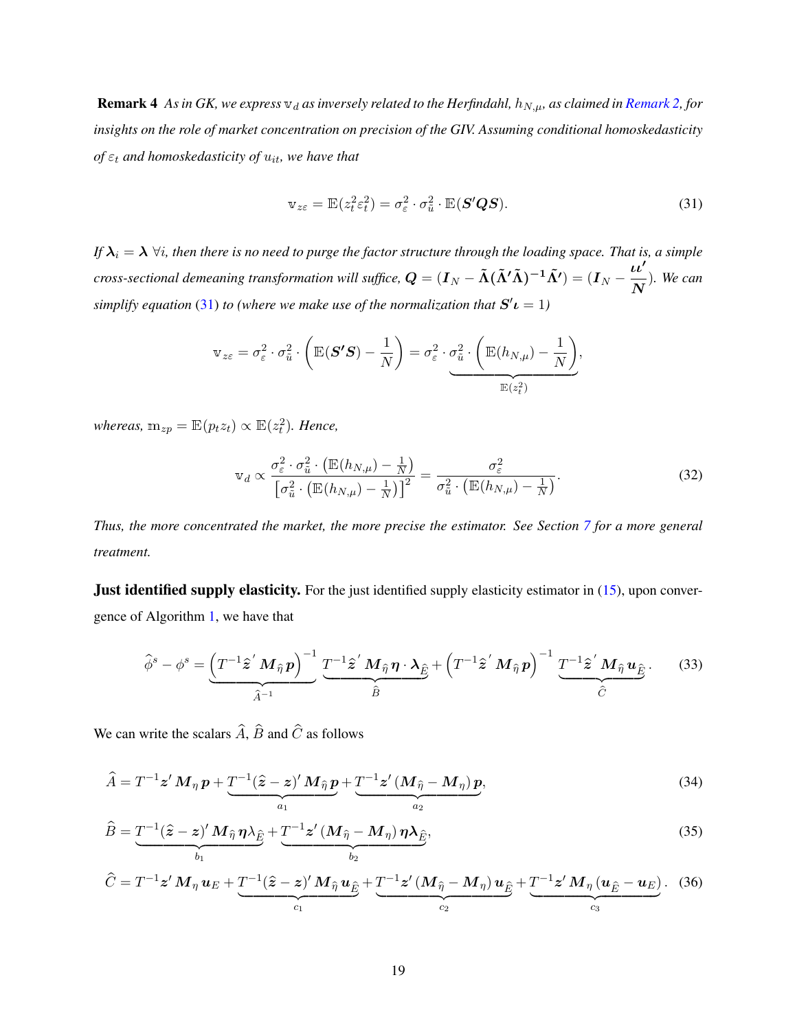**Remark 4** *As in GK, we express $\mathbb{v}_d$ as inversely related to the Herfindahl, $h_{N,\mu}$, as claimed in Remark 2, for insights on the role of market concentration on precision of the GIV. Assuming conditional homoskedasticity of $\varepsilon_t$ and homoskedasticity of $u_{it}$, we have that*

$$
\mathbb{v}_{z\varepsilon} = \mathbb{E}(z_t^2 \varepsilon_t^2) = \sigma_\varepsilon^2 \cdot \sigma_{\tilde{u}}^2 \cdot \mathbb{E}(\boldsymbol{S'QS}). \tag{31}
$$

*If $\boldsymbol{\lambda}_i = \boldsymbol{\lambda}\ \forall i$, then there is no need to purge the factor structure through the loading space. That is, a simple cross-sectional demeaning transformation will suffice, $\boldsymbol{Q} = (\boldsymbol{I}_N - \tilde{\boldsymbol{\Lambda}}(\tilde{\boldsymbol{\Lambda}}'\tilde{\boldsymbol{\Lambda}})^{-1}\tilde{\boldsymbol{\Lambda}}') = (\boldsymbol{I}_N - \frac{\boldsymbol{\iota\iota'}}{\boldsymbol{N}})$. We can simplify equation (31) to (where we make use of the normalization that $\boldsymbol{S'\iota} = 1$)*

$$
\mathbb{v}_{z\varepsilon} = \sigma_\varepsilon^2 \cdot \sigma_{\tilde{u}}^2 \cdot \left(\mathbb{E}(\boldsymbol{S'S}) - \frac{1}{N}\right) = \sigma_\varepsilon^2 \cdot \underbrace{\sigma_{\tilde{u}}^2 \cdot \left(\mathbb{E}(h_{N,\mu}) - \frac{1}{N}\right)}_{\mathbb{E}(z_t^2)},
$$

*whereas, $\mathbb{m}_{zp} = \mathbb{E}(p_t z_t) \propto \mathbb{E}(z_t^2)$. Hence,*

$$
\mathbb{v}_d \propto \frac{\sigma_\varepsilon^2 \cdot \sigma_{\tilde{u}}^2 \cdot \left(\mathbb{E}(h_{N,\mu}) - \frac{1}{N}\right)}{\left[\sigma_{\tilde{u}}^2 \cdot \left(\mathbb{E}(h_{N,\mu}) - \frac{1}{N}\right)\right]^2} = \frac{\sigma_\varepsilon^2}{\sigma_{\tilde{u}}^2 \cdot \left(\mathbb{E}(h_{N,\mu}) - \frac{1}{N}\right)}. \tag{32}
$$

*Thus, the more concentrated the market, the more precise the estimator. See Section 7 for a more general treatment.*

**Just identified supply elasticity.** For the just identified supply elasticity estimator in (15), upon convergence of Algorithm 1, we have that

$$
\widehat{\phi}^s - \phi^s = \underbrace{\left(T^{-1}\widehat{\boldsymbol{z}}'\,\boldsymbol{M}_{\widehat{\eta}}\,\boldsymbol{p}\right)^{-1}}_{\widehat{A}^{-1}} \underbrace{T^{-1}\widehat{\boldsymbol{z}}'\,\boldsymbol{M}_{\widehat{\eta}}\,\boldsymbol{\eta}\cdot\boldsymbol{\lambda}_{\widehat{E}}}_{\widehat{B}} + \left(T^{-1}\widehat{\boldsymbol{z}}'\,\boldsymbol{M}_{\widehat{\eta}}\,\boldsymbol{p}\right)^{-1} \underbrace{T^{-1}\widehat{\boldsymbol{z}}'\,\boldsymbol{M}_{\widehat{\eta}}\,\boldsymbol{u}_{\widehat{E}}}_{\widehat{C}}. \tag{33}
$$

We can write the scalars $\widehat{A}$, $\widehat{B}$ and $\widehat{C}$ as follows

$$
\widehat{A} = T^{-1}\boldsymbol{z}'\,\boldsymbol{M}_\eta\,\boldsymbol{p} + \underbrace{T^{-1}(\widehat{\boldsymbol{z}} - \boldsymbol{z})'\,\boldsymbol{M}_{\widehat{\eta}}\,\boldsymbol{p}}_{a_1} + \underbrace{T^{-1}\boldsymbol{z}'\left(\boldsymbol{M}_{\widehat{\eta}} - \boldsymbol{M}_\eta\right)\boldsymbol{p}}_{a_2}, \tag{34}
$$

$$
\widehat{B} = \underbrace{T^{-1}(\widehat{\boldsymbol{z}} - \boldsymbol{z})'\,\boldsymbol{M}_{\widehat{\eta}}\,\boldsymbol{\eta}\lambda_{\widehat{E}}}_{b_1} + \underbrace{T^{-1}\boldsymbol{z}'\left(\boldsymbol{M}_{\widehat{\eta}} - \boldsymbol{M}_\eta\right)\boldsymbol{\eta}\boldsymbol{\lambda}_{\widehat{E}}}_{b_2}, \tag{35}
$$

$$
\widehat{C} = T^{-1}\boldsymbol{z}'\,\boldsymbol{M}_\eta\,\boldsymbol{u}_E + \underbrace{T^{-1}(\widehat{\boldsymbol{z}} - \boldsymbol{z})'\,\boldsymbol{M}_{\widehat{\eta}}\,\boldsymbol{u}_{\widehat{E}}}_{c_1} + \underbrace{T^{-1}\boldsymbol{z}'\left(\boldsymbol{M}_{\widehat{\eta}} - \boldsymbol{M}_\eta\right)\boldsymbol{u}_{\widehat{E}}}_{c_2} + \underbrace{T^{-1}\boldsymbol{z}'\,\boldsymbol{M}_\eta\left(\boldsymbol{u}_{\widehat{E}} - \boldsymbol{u}_E\right)}_{c_3}. \tag{36}
$$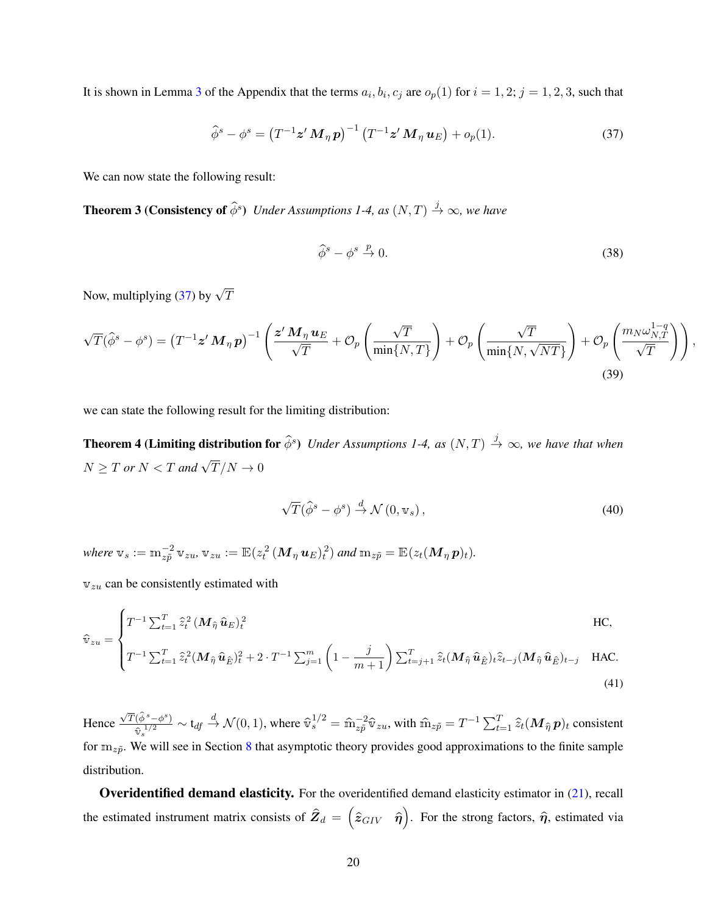It is shown in Lemma 3 of the Appendix that the terms $a_i, b_i, c_j$ are $o_p(1)$ for $i = 1, 2; j = 1, 2, 3$, such that

$$
\widehat{\phi}^s - \phi^s = \left(T^{-1}\boldsymbol{z}'\boldsymbol{M}_\eta\,\boldsymbol{p}\right)^{-1}\left(T^{-1}\boldsymbol{z}'\boldsymbol{M}_\eta\,\boldsymbol{u}_E\right) + o_p(1). \tag{37}
$$

We can now state the following result:

**Theorem 3 (Consistency of $\widehat{\phi}^s$)** *Under Assumptions 1-4, as $(N, T) \xrightarrow{j} \infty$, we have*

$$
\widehat{\phi}^s - \phi^s \xrightarrow{p} 0. \tag{38}
$$

Now, multiplying (37) by $\sqrt{T}$

$$
\sqrt{T}(\widehat{\phi}^s - \phi^s) = \left(T^{-1}\boldsymbol{z}'\boldsymbol{M}_\eta\,\boldsymbol{p}\right)^{-1}\left(\frac{\boldsymbol{z}'\boldsymbol{M}_\eta\,\boldsymbol{u}_E}{\sqrt{T}} + \mathcal{O}_p\left(\frac{\sqrt{T}}{\min\{N,T\}}\right) + \mathcal{O}_p\left(\frac{\sqrt{T}}{\min\{N,\sqrt{NT}\}}\right) + \mathcal{O}_p\left(\frac{m_N\omega_{N,T}^{1-q}}{\sqrt{T}}\right)\right), \tag{39}
$$

we can state the following result for the limiting distribution:

**Theorem 4 (Limiting distribution for $\widehat{\phi}^s$)** *Under Assumptions 1-4, as $(N, T) \xrightarrow{j} \infty$, we have that when $N \geq T$ or $N < T$ and $\sqrt{T}/N \to 0$*

$$
\sqrt{T}(\widehat{\phi}^s - \phi^s) \xrightarrow{d} \mathcal{N}(0, \mathbb{v}_s), \tag{40}
$$

*where $\mathbb{v}_s := \mathbb{m}_{z\tilde{p}}^{-2}\,\mathbb{v}_{zu}$, $\mathbb{v}_{zu} := \mathbb{E}(z_t^2\,(\boldsymbol{M}_\eta\,\boldsymbol{u}_E)_t^2)$ and $\mathbb{m}_{z\tilde{p}} = \mathbb{E}(z_t(\boldsymbol{M}_\eta\,\boldsymbol{p})_t)$.*

$\mathbb{v}_{zu}$ can be consistently estimated with

$$
\widehat{\mathbb{v}}_{zu} = \begin{cases} T^{-1}\sum_{t=1}^T \widehat{z}_t^2\,(\boldsymbol{M}_{\hat{\eta}}\,\widehat{\boldsymbol{u}}_E)_t^2 & \text{HC,} \\ T^{-1}\sum_{t=1}^T \widehat{z}_t^2(\boldsymbol{M}_{\hat{\eta}}\,\widehat{\boldsymbol{u}}_{\hat{E}})_t^2 + 2\cdot T^{-1}\sum_{j=1}^m \left(1 - \dfrac{j}{m+1}\right)\sum_{t=j+1}^T \widehat{z}_t(\boldsymbol{M}_{\hat{\eta}}\,\widehat{\boldsymbol{u}}_{\hat{E}})_t\widehat{z}_{t-j}(\boldsymbol{M}_{\hat{\eta}}\,\widehat{\boldsymbol{u}}_{\hat{E}})_{t-j} & \text{HAC.} \end{cases} \tag{41}
$$

Hence $\frac{\sqrt{T}(\widehat{\phi}^s - \phi^s)}{\widehat{\mathbb{v}}_s^{1/2}} \sim \mathrm{t}_{df} \xrightarrow{d} \mathcal{N}(0, 1)$, where $\widehat{\mathbb{v}}_s^{1/2} = \widehat{\mathbb{m}}_{z\tilde{p}}^{-2}\widehat{\mathbb{v}}_{zu}$, with $\widehat{\mathbb{m}}_{z\tilde{p}} = T^{-1}\sum_{t=1}^T \widehat{z}_t(\boldsymbol{M}_{\hat{\eta}}\,\boldsymbol{p})_t$ consistent for $\mathbb{m}_{z\tilde{p}}$. We will see in Section 8 that asymptotic theory provides good approximations to the finite sample distribution.

**Overidentified demand elasticity.** For the overidentified demand elasticity estimator in (21), recall the estimated instrument matrix consists of $\widehat{\boldsymbol{Z}}_d = \begin{pmatrix}\widehat{\boldsymbol{z}}_{GIV} & \widehat{\boldsymbol{\eta}}\end{pmatrix}$. For the strong factors, $\widehat{\boldsymbol{\eta}}$, estimated via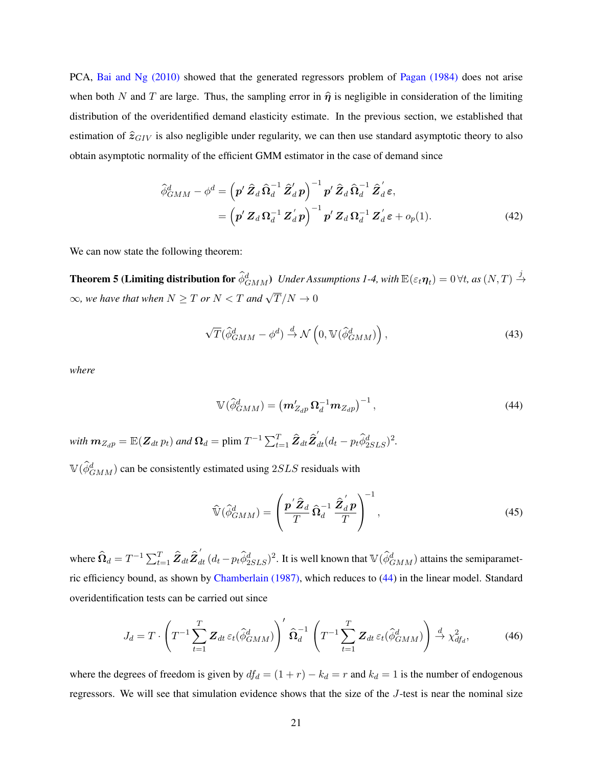PCA, Bai and Ng (2010) showed that the generated regressors problem of Pagan (1984) does not arise when both $N$ and $T$ are large. Thus, the sampling error in $\widehat{\boldsymbol{\eta}}$ is negligible in consideration of the limiting distribution of the overidentified demand elasticity estimate. In the previous section, we established that estimation of $\widehat{z}_{GIV}$ is also negligible under regularity, we can then use standard asymptotic theory to also obtain asymptotic normality of the efficient GMM estimator in the case of demand since

$$
\begin{aligned}
\widehat{\phi}^d_{GMM} - \phi^d &= \left(\boldsymbol{p}'\,\widehat{\boldsymbol{Z}}_d\,\widehat{\boldsymbol{\Omega}}_d^{-1}\,\widehat{\boldsymbol{Z}}_d'\,\boldsymbol{p}\right)^{-1}\boldsymbol{p}'\,\widehat{\boldsymbol{Z}}_d\,\widehat{\boldsymbol{\Omega}}_d^{-1}\,\widehat{\boldsymbol{Z}}_d^{'}\,\boldsymbol{\varepsilon}, \\
&= \left(\boldsymbol{p}'\,\boldsymbol{Z}_d\,\boldsymbol{\Omega}_d^{-1}\,\boldsymbol{Z}_d^{'}\,\boldsymbol{p}\right)^{-1}\boldsymbol{p}'\,\boldsymbol{Z}_d\,\boldsymbol{\Omega}_d^{-1}\,\boldsymbol{Z}_d^{'}\,\boldsymbol{\varepsilon} + o_p(1).
\end{aligned}
\tag{42}
$$

We can now state the following theorem:

**Theorem 5 (Limiting distribution for $\widehat{\phi}^d_{GMM}$)** *Under Assumptions 1-4, with $\mathbb{E}(\varepsilon_t \boldsymbol{\eta}_t) = 0\,\forall t$, as $(N,T) \xrightarrow{j} \infty$, we have that when $N \geq T$ or $N < T$ and $\sqrt{T}/N \to 0$*

$$
\sqrt{T}(\widehat{\phi}^d_{GMM} - \phi^d) \xrightarrow{d} \mathcal{N}\left(0, \mathbb{V}(\widehat{\phi}^d_{GMM})\right),
\tag{43}
$$

*where*

$$
\mathbb{V}(\widehat{\phi}^d_{GMM}) = \left(\boldsymbol{m}_{Z_dp}'\,\boldsymbol{\Omega}_d^{-1}\boldsymbol{m}_{Z_dp}\right)^{-1},
\tag{44}
$$

*with $\boldsymbol{m}_{Z_dp} = \mathbb{E}(\boldsymbol{Z}_{dt}\,p_t)$ and $\boldsymbol{\Omega}_d = \text{plim}\; T^{-1}\sum_{t=1}^T \widehat{\boldsymbol{Z}}_{dt}\widehat{\boldsymbol{Z}}_{dt}^{'}(d_t - p_t\widehat{\phi}^d_{2SLS})^2$.*

$\mathbb{V}(\widehat{\phi}^d_{GMM})$ can be consistently estimated using $2SLS$ residuals with

$$
\widehat{\mathbb{V}}(\widehat{\phi}^d_{GMM}) = \left(\frac{\boldsymbol{p}^{'}\widehat{\boldsymbol{Z}}_d}{T}\,\widehat{\boldsymbol{\Omega}}_d^{-1}\,\frac{\widehat{\boldsymbol{Z}}_d^{'}\boldsymbol{p}}{T}\right)^{-1},
\tag{45}
$$

where $\widehat{\boldsymbol{\Omega}}_d = T^{-1}\sum_{t=1}^T \widehat{\boldsymbol{Z}}_{dt}\widehat{\boldsymbol{Z}}_{dt}^{'}\,(d_t - p_t\widehat{\phi}^d_{2SLS})^2$. It is well known that $\mathbb{V}(\widehat{\phi}^d_{GMM})$ attains the semiparametric efficiency bound, as shown by Chamberlain (1987), which reduces to (44) in the linear model. Standard overidentification tests can be carried out since

$$
J_d = T\cdot\left(T^{-1}\sum_{t=1}^T \boldsymbol{Z}_{dt}\,\varepsilon_t(\widehat{\phi}^d_{GMM})\right)^{'}\widehat{\boldsymbol{\Omega}}_d^{-1}\left(T^{-1}\sum_{t=1}^T \boldsymbol{Z}_{dt}\,\varepsilon_t(\widehat{\phi}^d_{GMM})\right) \xrightarrow{d} \chi^2_{df_d},
\tag{46}
$$

where the degrees of freedom is given by $df_d = (1+r) - k_d = r$ and $k_d = 1$ is the number of endogenous regressors. We will see that simulation evidence shows that the size of the $J$-test is near the nominal size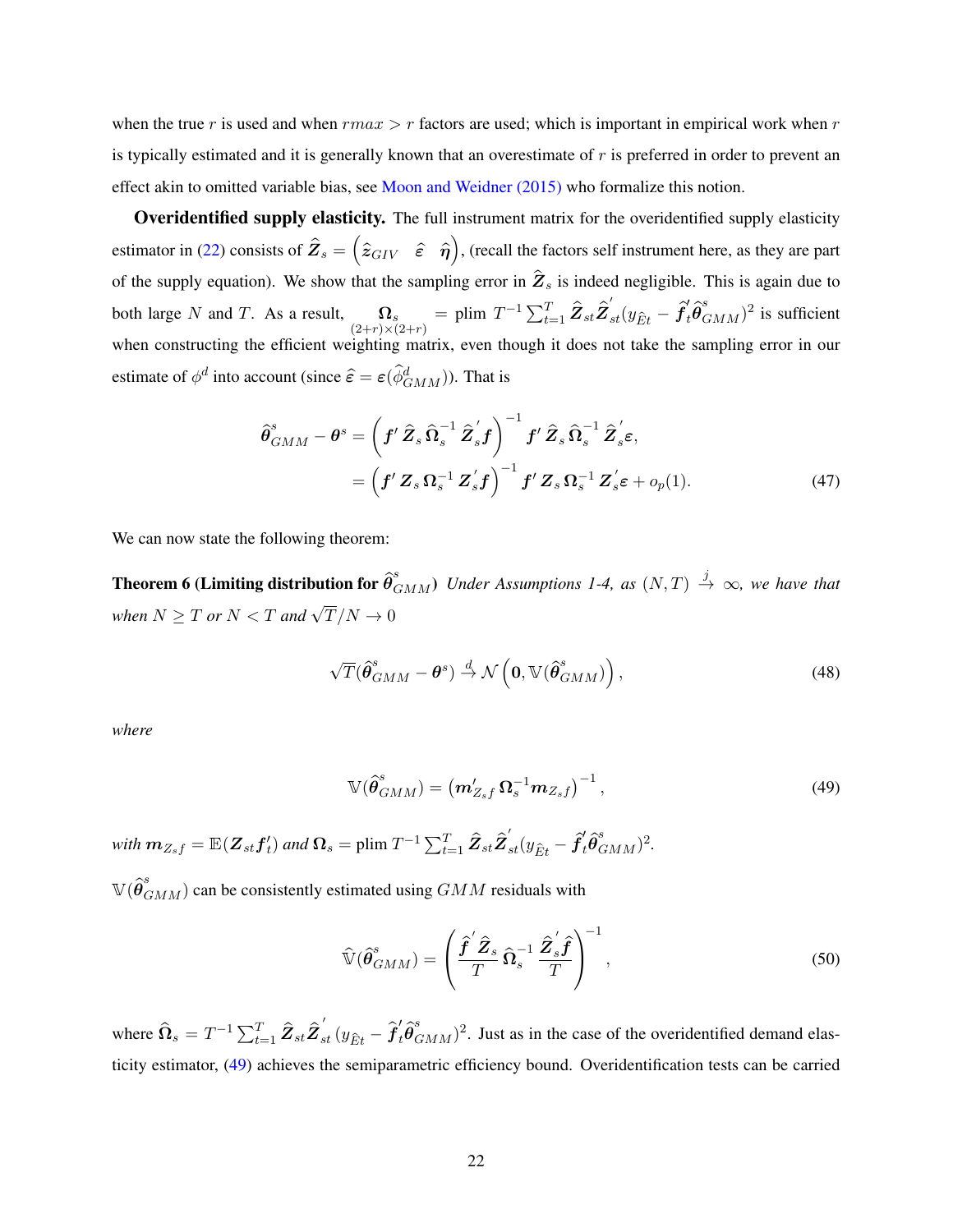when the true $r$ is used and when $rmax > r$ factors are used; which is important in empirical work when $r$ is typically estimated and it is generally known that an overestimate of $r$ is preferred in order to prevent an effect akin to omitted variable bias, see Moon and Weidner (2015) who formalize this notion.

**Overidentified supply elasticity.** The full instrument matrix for the overidentified supply elasticity estimator in (22) consists of $\widehat{\boldsymbol{Z}}_s = \begin{pmatrix} \widehat{z}_{GIV} & \widehat{\varepsilon} & \widehat{\boldsymbol{\eta}} \end{pmatrix}$, (recall the factors self instrument here, as they are part of the supply equation). We show that the sampling error in $\widehat{\boldsymbol{Z}}_s$ is indeed negligible. This is again due to both large $N$ and $T$. As a result, $\underset{(2+r)\times(2+r)}{\boldsymbol{\Omega}_s} = \text{plim } T^{-1}\sum_{t=1}^{T} \widehat{\boldsymbol{Z}}_{st}\widehat{\boldsymbol{Z}}_{st}^{'}(y_{\widehat{E}t} - \widehat{\boldsymbol{f}}_t^{'}\widehat{\boldsymbol{\theta}}_{GMM}^{s})^2$ is sufficient when constructing the efficient weighting matrix, even though it does not take the sampling error in our estimate of $\phi^d$ into account (since $\widehat{\varepsilon} = \varepsilon(\widehat{\phi}_{GMM}^{d})$). That is

$$
\begin{aligned}
\widehat{\boldsymbol{\theta}}_{GMM}^{s} - \boldsymbol{\theta}^{s} &= \left(\boldsymbol{f}'\,\widehat{\boldsymbol{Z}}_s\,\widehat{\boldsymbol{\Omega}}_s^{-1}\,\widehat{\boldsymbol{Z}}_s^{'}\boldsymbol{f}\right)^{-1}\boldsymbol{f}'\,\widehat{\boldsymbol{Z}}_s\,\widehat{\boldsymbol{\Omega}}_s^{-1}\,\widehat{\boldsymbol{Z}}_s^{'}\boldsymbol{\varepsilon}, \\
&= \left(\boldsymbol{f}'\,\boldsymbol{Z}_s\,\boldsymbol{\Omega}_s^{-1}\,\boldsymbol{Z}_s^{'}\boldsymbol{f}\right)^{-1}\boldsymbol{f}'\,\boldsymbol{Z}_s\,\boldsymbol{\Omega}_s^{-1}\,\boldsymbol{Z}_s^{'}\boldsymbol{\varepsilon} + o_p(1).
\end{aligned} \tag{47}
$$

We can now state the following theorem:

**Theorem 6 (Limiting distribution for $\widehat{\boldsymbol{\theta}}_{GMM}^{s}$)** *Under Assumptions 1-4, as $(N,T) \overset{j}{\to} \infty$, we have that when $N \geq T$ or $N < T$ and $\sqrt{T}/N \to 0$*

$$
\sqrt{T}(\widehat{\boldsymbol{\theta}}_{GMM}^{s} - \boldsymbol{\theta}^{s}) \overset{d}{\to} \mathcal{N}\left(\boldsymbol{0}, \mathbb{V}(\widehat{\boldsymbol{\theta}}_{GMM}^{s})\right), \tag{48}
$$

*where*

$$
\mathbb{V}(\widehat{\boldsymbol{\theta}}_{GMM}^{s}) = \left(\boldsymbol{m}_{Z_s f}^{\prime}\,\boldsymbol{\Omega}_s^{-1}\boldsymbol{m}_{Z_s f}\right)^{-1}, \tag{49}
$$

*with $\boldsymbol{m}_{Z_s f} = \mathbb{E}(\boldsymbol{Z}_{st}\boldsymbol{f}_t^{\prime})$ and $\boldsymbol{\Omega}_s = \text{plim } T^{-1}\sum_{t=1}^{T}\widehat{\boldsymbol{Z}}_{st}\widehat{\boldsymbol{Z}}_{st}^{'}(y_{\widehat{E}t} - \widehat{\boldsymbol{f}}_t^{\prime}\widehat{\boldsymbol{\theta}}_{GMM}^{s})^2$.*

$\mathbb{V}(\widehat{\boldsymbol{\theta}}_{GMM}^{s})$ can be consistently estimated using $GMM$ residuals with

$$
\widehat{\mathbb{V}}(\widehat{\boldsymbol{\theta}}_{GMM}^{s}) = \left(\frac{\widehat{\boldsymbol{f}}^{'}\,\widehat{\boldsymbol{Z}}_s}{T}\,\widehat{\boldsymbol{\Omega}}_s^{-1}\,\frac{\widehat{\boldsymbol{Z}}_s^{'}\widehat{\boldsymbol{f}}}{T}\right)^{-1}, \tag{50}
$$

where $\widehat{\boldsymbol{\Omega}}_s = T^{-1}\sum_{t=1}^{T}\widehat{\boldsymbol{Z}}_{st}\widehat{\boldsymbol{Z}}_{st}^{'}\,(y_{\widehat{E}t} - \widehat{\boldsymbol{f}}_t^{\prime}\widehat{\boldsymbol{\theta}}_{GMM}^{s})^2$. Just as in the case of the overidentified demand elasticity estimator, (49) achieves the semiparametric efficiency bound. Overidentification tests can be carried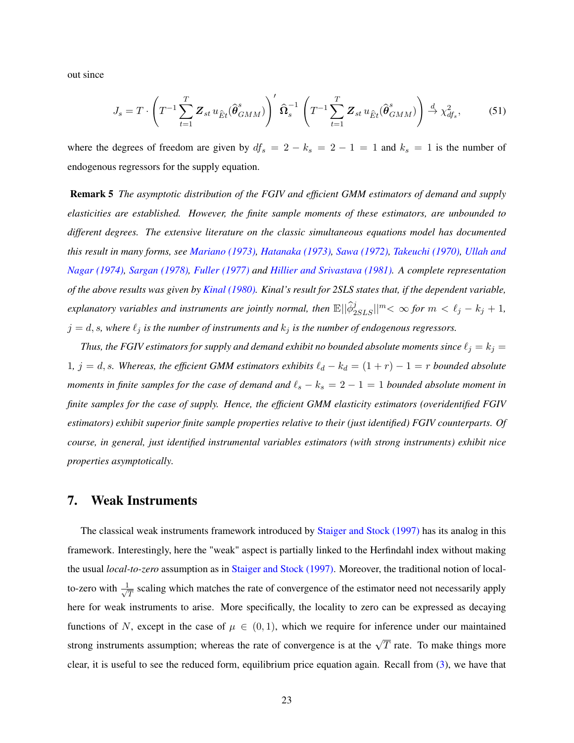out since

$$J_s = T \cdot \left( T^{-1} \sum_{t=1}^{T} \boldsymbol{Z}_{st}\, u_{\widehat{E}t}(\widehat{\boldsymbol{\theta}}^{s}_{GMM}) \right)' \widehat{\boldsymbol{\Omega}}_s^{-1} \left( T^{-1} \sum_{t=1}^{T} \boldsymbol{Z}_{st}\, u_{\widehat{E}t}(\widehat{\boldsymbol{\theta}}^{s}_{GMM}) \right) \xrightarrow{d} \chi^2_{df_s}, \tag{51}$$

where the degrees of freedom are given by $df_s = 2 - k_s = 2 - 1 = 1$ and $k_s = 1$ is the number of endogenous regressors for the supply equation.

**Remark 5** *The asymptotic distribution of the FGIV and efficient GMM estimators of demand and supply elasticities are established. However, the finite sample moments of these estimators, are unbounded to different degrees. The extensive literature on the classic simultaneous equations model has documented this result in many forms, see Mariano (1973), Hatanaka (1973), Sawa (1972), Takeuchi (1970), Ullah and Nagar (1974), Sargan (1978), Fuller (1977) and Hillier and Srivastava (1981). A complete representation of the above results was given by Kinal (1980). Kinal's result for 2SLS states that, if the dependent variable, explanatory variables and instruments are jointly normal, then* $\mathbb{E}||\widehat{\phi}^{j}_{2SLS}||^m < \infty$ *for* $m < \ell_j - k_j + 1$*,* $j = d, s$*, where* $\ell_j$ *is the number of instruments and* $k_j$ *is the number of endogenous regressors.*

*Thus, the FGIV estimators for supply and demand exhibit no bounded absolute moments since* $\ell_j = k_j = 1$*,* $j = d, s$*. Whereas, the efficient GMM estimators exhibits* $\ell_d - k_d = (1 + r) - 1 = r$ *bounded absolute moments in finite samples for the case of demand and* $\ell_s - k_s = 2 - 1 = 1$ *bounded absolute moment in finite samples for the case of supply. Hence, the efficient GMM elasticity estimators (overidentified FGIV estimators) exhibit superior finite sample properties relative to their (just identified) FGIV counterparts. Of course, in general, just identified instrumental variables estimators (with strong instruments) exhibit nice properties asymptotically.*

## 7. Weak Instruments

The classical weak instruments framework introduced by Staiger and Stock (1997) has its analog in this framework. Interestingly, here the "weak" aspect is partially linked to the Herfindahl index without making the usual *local-to-zero* assumption as in Staiger and Stock (1997). Moreover, the traditional notion of local-to-zero with $\frac{1}{\sqrt{T}}$ scaling which matches the rate of convergence of the estimator need not necessarily apply here for weak instruments to arise. More specifically, the locality to zero can be expressed as decaying functions of $N$, except in the case of $\mu \in (0, 1)$, which we require for inference under our maintained strong instruments assumption; whereas the rate of convergence is at the $\sqrt{T}$ rate. To make things more clear, it is useful to see the reduced form, equilibrium price equation again. Recall from (3), we have that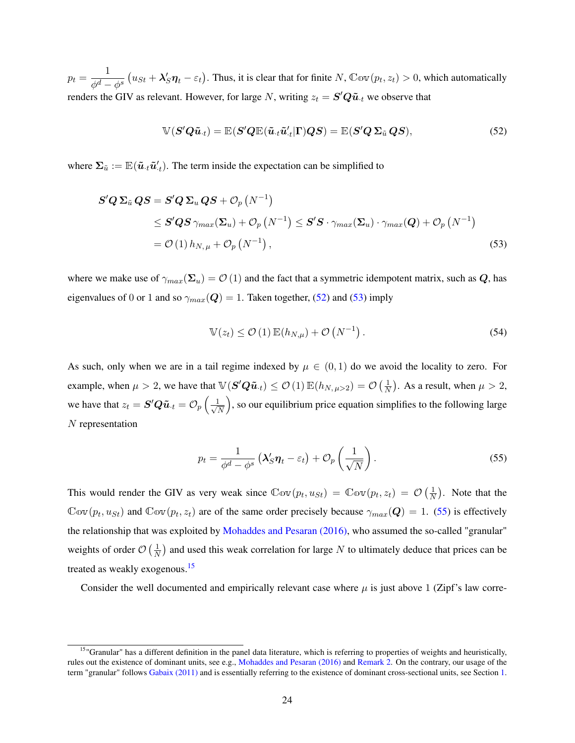$p_t = \dfrac{1}{\phi^d - \phi^s}\left(u_{St} + \boldsymbol{\lambda}_S' \boldsymbol{\eta}_t - \varepsilon_t\right)$. Thus, it is clear that for finite $N$, $\mathbb{C}\text{ov}(p_t, z_t) > 0$, which automatically renders the GIV as relevant. However, for large $N$, writing $z_t = \boldsymbol{S}'\boldsymbol{Q}\tilde{\boldsymbol{u}}_{\cdot t}$ we observe that

$$\mathbb{V}(\boldsymbol{S}'\boldsymbol{Q}\tilde{\boldsymbol{u}}_{\cdot t}) = \mathbb{E}(\boldsymbol{S}'\boldsymbol{Q}\mathbb{E}(\tilde{\boldsymbol{u}}_{\cdot t}\tilde{\boldsymbol{u}}_{\cdot t}'|\boldsymbol{\Gamma})\boldsymbol{Q}\boldsymbol{S}) = \mathbb{E}(\boldsymbol{S}'\boldsymbol{Q}\,\boldsymbol{\Sigma}_{\tilde{u}}\,\boldsymbol{Q}\boldsymbol{S}), \tag{52}$$

where $\boldsymbol{\Sigma}_{\tilde{u}} := \mathbb{E}(\tilde{\boldsymbol{u}}_{\cdot t}\tilde{\boldsymbol{u}}_{\cdot t}')$. The term inside the expectation can be simplified to

$$\begin{aligned}
\boldsymbol{S}'\boldsymbol{Q}\,\boldsymbol{\Sigma}_{\tilde{u}}\,\boldsymbol{Q}\boldsymbol{S} &= \boldsymbol{S}'\boldsymbol{Q}\,\boldsymbol{\Sigma}_{u}\,\boldsymbol{Q}\boldsymbol{S} + \mathcal{O}_p\left(N^{-1}\right) \\
&\leq \boldsymbol{S}'\boldsymbol{Q}\boldsymbol{S}\,\gamma_{max}(\boldsymbol{\Sigma}_u) + \mathcal{O}_p\left(N^{-1}\right) \leq \boldsymbol{S}'\boldsymbol{S}\cdot\gamma_{max}(\boldsymbol{\Sigma}_u)\cdot\gamma_{max}(\boldsymbol{Q}) + \mathcal{O}_p\left(N^{-1}\right) \\
&= \mathcal{O}\left(1\right) h_{N,\mu} + \mathcal{O}_p\left(N^{-1}\right),
\end{aligned} \tag{53}$$

where we make use of $\gamma_{max}(\boldsymbol{\Sigma}_u) = \mathcal{O}(1)$ and the fact that a symmetric idempotent matrix, such as $\boldsymbol{Q}$, has eigenvalues of 0 or 1 and so $\gamma_{max}(\boldsymbol{Q}) = 1$. Taken together, (52) and (53) imply

$$\mathbb{V}(z_t) \leq \mathcal{O}\left(1\right)\mathbb{E}(h_{N,\mu}) + \mathcal{O}\left(N^{-1}\right). \tag{54}$$

As such, only when we are in a tail regime indexed by $\mu \in (0,1)$ do we avoid the locality to zero. For example, when $\mu > 2$, we have that $\mathbb{V}(\boldsymbol{S}'\boldsymbol{Q}\tilde{\boldsymbol{u}}_{\cdot t}) \leq \mathcal{O}\left(1\right)\mathbb{E}(h_{N,\mu>2}) = \mathcal{O}\left(\frac{1}{N}\right)$. As a result, when $\mu > 2$, we have that $z_t = \boldsymbol{S}'\boldsymbol{Q}\tilde{\boldsymbol{u}}_{\cdot t} = \mathcal{O}_p\left(\frac{1}{\sqrt{N}}\right)$, so our equilibrium price equation simplifies to the following large $N$ representation

$$p_t = \frac{1}{\phi^d - \phi^s}\left(\boldsymbol{\lambda}_S'\boldsymbol{\eta}_t - \varepsilon_t\right) + \mathcal{O}_p\left(\frac{1}{\sqrt{N}}\right). \tag{55}$$

This would render the GIV as very weak since $\mathbb{C}\text{ov}(p_t, u_{St}) = \mathbb{C}\text{ov}(p_t, z_t) = \mathcal{O}\left(\frac{1}{N}\right)$. Note that the $\mathbb{C}\text{ov}(p_t, u_{St})$ and $\mathbb{C}\text{ov}(p_t, z_t)$ are of the same order precisely because $\gamma_{max}(\boldsymbol{Q}) = 1$. (55) is effectively the relationship that was exploited by Mohaddes and Pesaran (2016), who assumed the so-called "granular" weights of order $\mathcal{O}\left(\frac{1}{N}\right)$ and used this weak correlation for large $N$ to ultimately deduce that prices can be treated as weakly exogenous.[15]

Consider the well documented and empirically relevant case where $\mu$ is just above 1 (Zipf's law corre-

[15] "Granular" has a different definition in the panel data literature, which is referring to properties of weights and heuristically, rules out the existence of dominant units, see e.g., Mohaddes and Pesaran (2016) and Remark 2. On the contrary, our usage of the term "granular" follows Gabaix (2011) and is essentially referring to the existence of dominant cross-sectional units, see Section 1.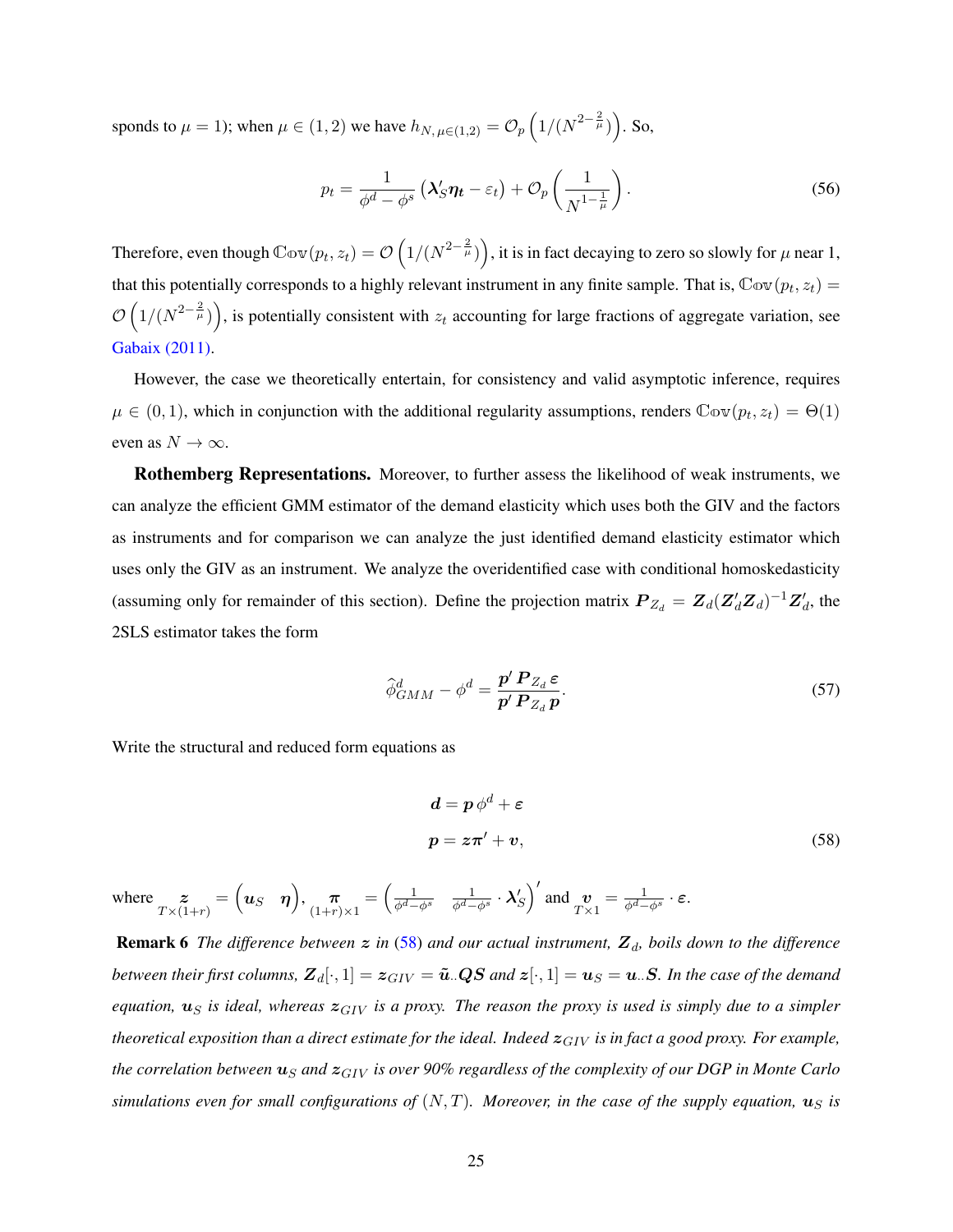sponds to $\mu = 1$); when $\mu \in (1, 2)$ we have $h_{N,\,\mu\in(1,2)} = \mathcal{O}_p\left(1/(N^{2-\frac{2}{\mu}})\right)$. So,

$$p_t = \frac{1}{\phi^d - \phi^s}\left(\boldsymbol{\lambda}_S' \boldsymbol{\eta_t} - \varepsilon_t\right) + \mathcal{O}_p\left(\frac{1}{N^{1-\frac{1}{\mu}}}\right). \tag{56}$$

Therefore, even though $\mathbb{Cov}(p_t, z_t) = \mathcal{O}\left(1/(N^{2-\frac{2}{\mu}})\right)$, it is in fact decaying to zero so slowly for $\mu$ near 1, that this potentially corresponds to a highly relevant instrument in any finite sample. That is, $\mathbb{Cov}(p_t, z_t) = \mathcal{O}\left(1/(N^{2-\frac{2}{\mu}})\right)$, is potentially consistent with $z_t$ accounting for large fractions of aggregate variation, see Gabaix (2011).

However, the case we theoretically entertain, for consistency and valid asymptotic inference, requires $\mu \in (0, 1)$, which in conjunction with the additional regularity assumptions, renders $\mathbb{Cov}(p_t, z_t) = \Theta(1)$ even as $N \to \infty$.

**Rothemberg Representations.** Moreover, to further assess the likelihood of weak instruments, we can analyze the efficient GMM estimator of the demand elasticity which uses both the GIV and the factors as instruments and for comparison we can analyze the just identified demand elasticity estimator which uses only the GIV as an instrument. We analyze the overidentified case with conditional homoskedasticity (assuming only for remainder of this section). Define the projection matrix $\boldsymbol{P}_{Z_d} = \boldsymbol{Z}_d(\boldsymbol{Z}_d'\boldsymbol{Z}_d)^{-1}\boldsymbol{Z}_d'$, the 2SLS estimator takes the form

$$\widehat{\phi}^d_{GMM} - \phi^d = \frac{\boldsymbol{p}'\,\boldsymbol{P}_{Z_d}\,\boldsymbol{\varepsilon}}{\boldsymbol{p}'\,\boldsymbol{P}_{Z_d}\,\boldsymbol{p}}. \tag{57}$$

Write the structural and reduced form equations as

$$\begin{aligned} \boldsymbol{d} &= \boldsymbol{p}\,\phi^d + \boldsymbol{\varepsilon} \\ \boldsymbol{p} &= \boldsymbol{z}\boldsymbol{\pi}' + \boldsymbol{v}, \end{aligned} \tag{58}$$

where $\underset{T\times(1+r)}{\boldsymbol{z}} = \begin{pmatrix}\boldsymbol{u}_S & \boldsymbol{\eta}\end{pmatrix}$, $\underset{(1+r)\times 1}{\boldsymbol{\pi}} = \begin{pmatrix}\frac{1}{\phi^d-\phi^s} & \frac{1}{\phi^d-\phi^s}\cdot\boldsymbol{\lambda}_S'\end{pmatrix}'$ and $\underset{T\times 1}{\boldsymbol{v}} = \frac{1}{\phi^d-\phi^s}\cdot\boldsymbol{\varepsilon}$.

**Remark 6** *The difference between $\boldsymbol{z}$ in (58) and our actual instrument, $\boldsymbol{Z}_d$, boils down to the difference between their first columns, $\boldsymbol{Z}_d[\cdot, 1] = \boldsymbol{z}_{GIV} = \tilde{\boldsymbol{u}}_{\cdot\cdot}\boldsymbol{Q}\boldsymbol{S}$ and $\boldsymbol{z}[\cdot, 1] = \boldsymbol{u}_S = \boldsymbol{u}_{\cdot\cdot}\boldsymbol{S}$. In the case of the demand equation, $\boldsymbol{u}_S$ is ideal, whereas $\boldsymbol{z}_{GIV}$ is a proxy. The reason the proxy is used is simply due to a simpler theoretical exposition than a direct estimate for the ideal. Indeed $\boldsymbol{z}_{GIV}$ is in fact a good proxy. For example, the correlation between $\boldsymbol{u}_S$ and $\boldsymbol{z}_{GIV}$ is over 90% regardless of the complexity of our DGP in Monte Carlo simulations even for small configurations of $(N, T)$. Moreover, in the case of the supply equation, $\boldsymbol{u}_S$ is*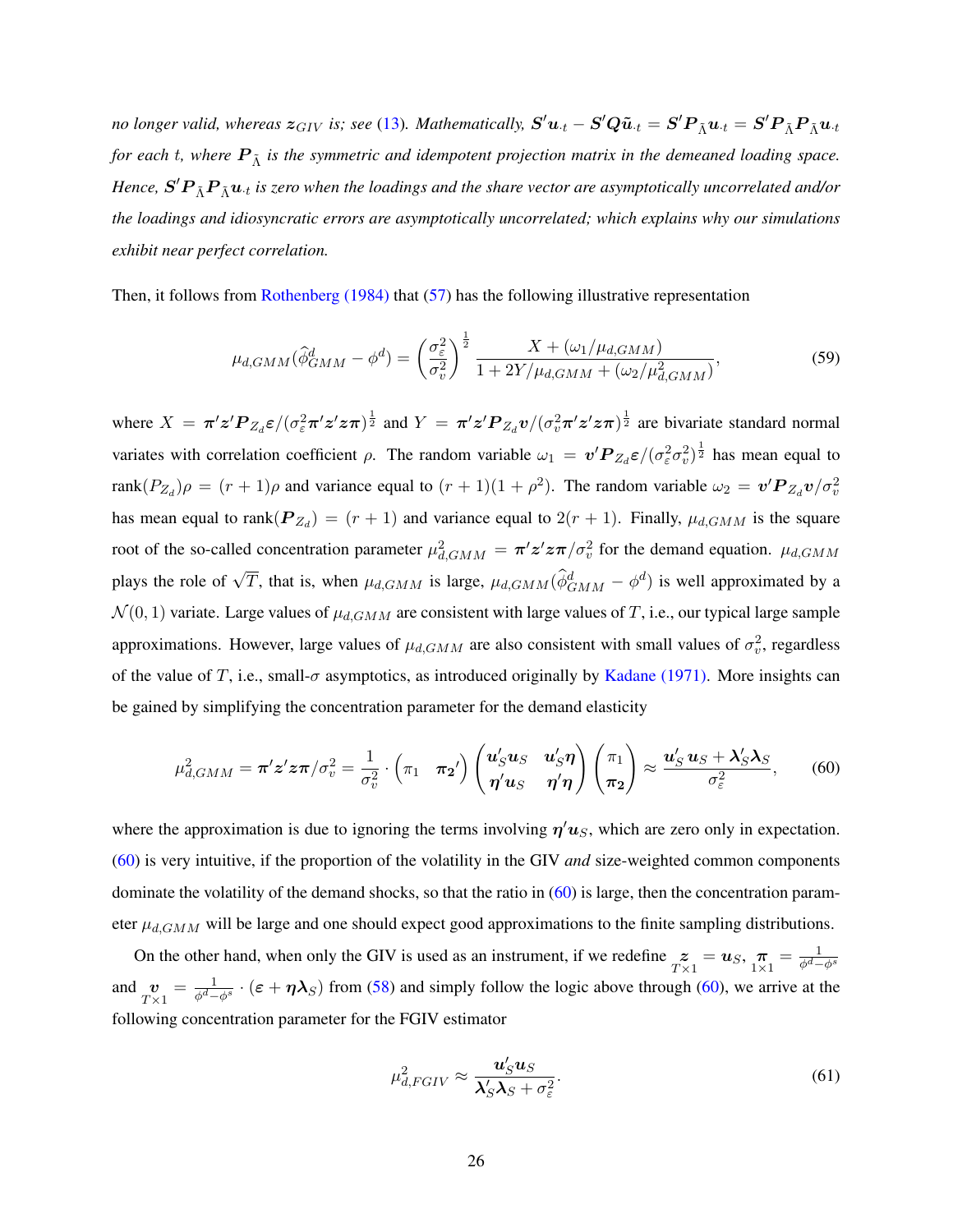*no longer valid, whereas $\boldsymbol{z}_{GIV}$ is; see (13). Mathematically, $\boldsymbol{S}'\boldsymbol{u}_{\cdot t} - \boldsymbol{S}'\boldsymbol{Q}\tilde{\boldsymbol{u}}_{\cdot t} = \boldsymbol{S}'\boldsymbol{P}_{\bar{\Lambda}}\boldsymbol{u}_{\cdot t} = \boldsymbol{S}'\boldsymbol{P}_{\bar{\Lambda}}\boldsymbol{P}_{\bar{\Lambda}}\boldsymbol{u}_{\cdot t}$ for each $t$, where $\boldsymbol{P}_{\bar{\Lambda}}$ is the symmetric and idempotent projection matrix in the demeaned loading space. Hence, $\boldsymbol{S}'\boldsymbol{P}_{\bar{\Lambda}}\boldsymbol{P}_{\bar{\Lambda}}\boldsymbol{u}_{\cdot t}$ is zero when the loadings and the share vector are asymptotically uncorrelated and/or the loadings and idiosyncratic errors are asymptotically uncorrelated; which explains why our simulations exhibit near perfect correlation.*

Then, it follows from Rothenberg (1984) that (57) has the following illustrative representation

$$
\mu_{d,GMM}(\widehat{\phi}^d_{GMM} - \phi^d) = \left(\frac{\sigma^2_\varepsilon}{\sigma^2_v}\right)^{\frac{1}{2}} \frac{X + (\omega_1/\mu_{d,GMM})}{1 + 2Y/\mu_{d,GMM} + (\omega_2/\mu^2_{d,GMM})}, \tag{59}
$$

where $X = \boldsymbol{\pi}'\boldsymbol{z}'\boldsymbol{P}_{Z_d}\boldsymbol{\varepsilon}/(\sigma^2_\varepsilon\boldsymbol{\pi}'\boldsymbol{z}'\boldsymbol{z}\boldsymbol{\pi})^{\frac{1}{2}}$ and $Y = \boldsymbol{\pi}'\boldsymbol{z}'\boldsymbol{P}_{Z_d}\boldsymbol{v}/(\sigma^2_v\boldsymbol{\pi}'\boldsymbol{z}'\boldsymbol{z}\boldsymbol{\pi})^{\frac{1}{2}}$ are bivariate standard normal variates with correlation coefficient $\rho$. The random variable $\omega_1 = \boldsymbol{v}'\boldsymbol{P}_{Z_d}\boldsymbol{\varepsilon}/(\sigma^2_\varepsilon\sigma^2_v)^{\frac{1}{2}}$ has mean equal to $\text{rank}(P_{Z_d})\rho = (r+1)\rho$ and variance equal to $(r+1)(1+\rho^2)$. The random variable $\omega_2 = \boldsymbol{v}'\boldsymbol{P}_{Z_d}\boldsymbol{v}/\sigma^2_v$ has mean equal to $\text{rank}(\boldsymbol{P}_{Z_d}) = (r+1)$ and variance equal to $2(r+1)$. Finally, $\mu_{d,GMM}$ is the square root of the so-called concentration parameter $\mu^2_{d,GMM} = \boldsymbol{\pi}'\boldsymbol{z}'\boldsymbol{z}\boldsymbol{\pi}/\sigma^2_v$ for the demand equation. $\mu_{d,GMM}$ plays the role of $\sqrt{T}$, that is, when $\mu_{d,GMM}$ is large, $\mu_{d,GMM}(\widehat{\phi}^d_{GMM} - \phi^d)$ is well approximated by a $\mathcal{N}(0,1)$ variate. Large values of $\mu_{d,GMM}$ are consistent with large values of $T$, i.e., our typical large sample approximations. However, large values of $\mu_{d,GMM}$ are also consistent with small values of $\sigma^2_v$, regardless of the value of $T$, i.e., small-$\sigma$ asymptotics, as introduced originally by Kadane (1971). More insights can be gained by simplifying the concentration parameter for the demand elasticity

$$
\mu^2_{d,GMM} = \boldsymbol{\pi}'\boldsymbol{z}'\boldsymbol{z}\boldsymbol{\pi}/\sigma^2_v = \frac{1}{\sigma^2_v} \cdot \begin{pmatrix} \pi_1 & \boldsymbol{\pi_2}' \end{pmatrix} \begin{pmatrix} \boldsymbol{u}_S'\boldsymbol{u}_S & \boldsymbol{u}_S'\boldsymbol{\eta} \\ \boldsymbol{\eta}'\boldsymbol{u}_S & \boldsymbol{\eta}'\boldsymbol{\eta} \end{pmatrix} \begin{pmatrix} \pi_1 \\ \boldsymbol{\pi_2} \end{pmatrix} \approx \frac{\boldsymbol{u}_S'\,\boldsymbol{u}_S + \boldsymbol{\lambda}_S'\boldsymbol{\lambda}_S}{\sigma^2_\varepsilon}, \tag{60}
$$

where the approximation is due to ignoring the terms involving $\boldsymbol{\eta}'\boldsymbol{u}_S$, which are zero only in expectation. (60) is very intuitive, if the proportion of the volatility in the GIV *and* size-weighted common components dominate the volatility of the demand shocks, so that the ratio in (60) is large, then the concentration parameter $\mu_{d,GMM}$ will be large and one should expect good approximations to the finite sampling distributions.

On the other hand, when only the GIV is used as an instrument, if we redefine $\underset{T\times 1}{\boldsymbol{z}} = \boldsymbol{u}_S$, $\underset{1\times 1}{\boldsymbol{\pi}} = \frac{1}{\phi^d - \phi^s}$ and $\underset{T\times 1}{\boldsymbol{v}} = \frac{1}{\phi^d - \phi^s} \cdot (\boldsymbol{\varepsilon} + \boldsymbol{\eta}\boldsymbol{\lambda}_S)$ from (58) and simply follow the logic above through (60), we arrive at the following concentration parameter for the FGIV estimator

$$
\mu^2_{d,FGIV} \approx \frac{\boldsymbol{u}_S'\boldsymbol{u}_S}{\boldsymbol{\lambda}_S'\boldsymbol{\lambda}_S + \sigma^2_\varepsilon}. \tag{61}
$$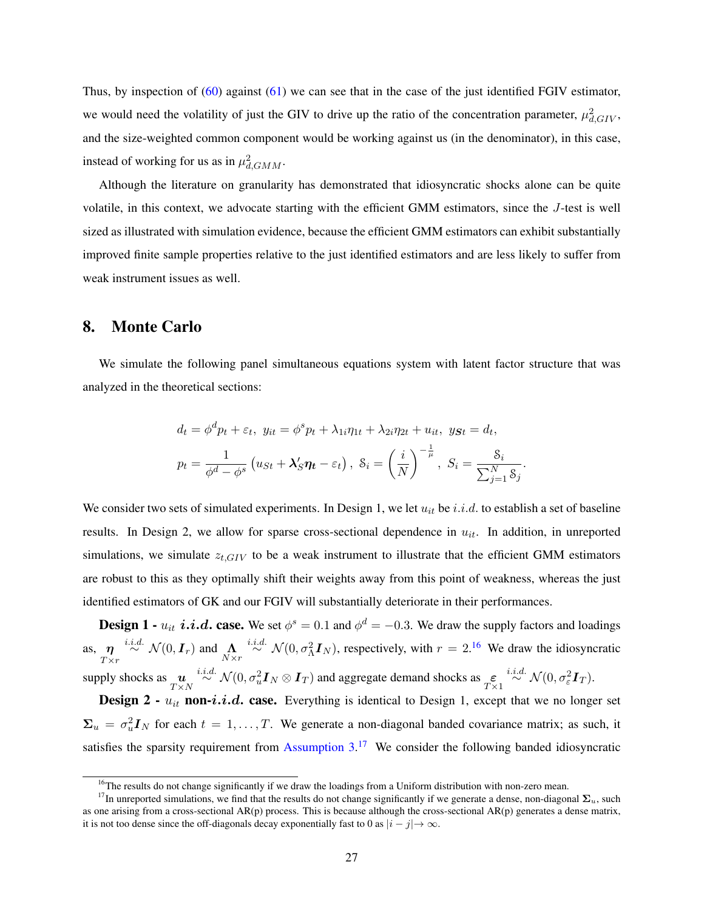Thus, by inspection of (60) against (61) we can see that in the case of the just identified FGIV estimator, we would need the volatility of just the GIV to drive up the ratio of the concentration parameter, $\mu^2_{d,GIV}$, and the size-weighted common component would be working against us (in the denominator), in this case, instead of working for us as in $\mu^2_{d,GMM}$.

Although the literature on granularity has demonstrated that idiosyncratic shocks alone can be quite volatile, in this context, we advocate starting with the efficient GMM estimators, since the $J$-test is well sized as illustrated with simulation evidence, because the efficient GMM estimators can exhibit substantially improved finite sample properties relative to the just identified estimators and are less likely to suffer from weak instrument issues as well.

## 8. Monte Carlo

We simulate the following panel simultaneous equations system with latent factor structure that was analyzed in the theoretical sections:

$$
d_t = \phi^d p_t + \varepsilon_t,\ y_{it} = \phi^s p_t + \lambda_{1i}\eta_{1t} + \lambda_{2i}\eta_{2t} + u_{it},\ y_{\boldsymbol{S}t} = d_t,
$$

$$
p_t = \frac{1}{\phi^d - \phi^s}\left(u_{St} + \boldsymbol{\lambda}'_S\boldsymbol{\eta_t} - \varepsilon_t\right),\ \mathcal{S}_i = \left(\frac{i}{N}\right)^{-\frac{1}{\mu}},\ S_i = \frac{\mathcal{S}_i}{\sum_{j=1}^N \mathcal{S}_j}.
$$

We consider two sets of simulated experiments. In Design 1, we let $u_{it}$ be $i.i.d.$ to establish a set of baseline results. In Design 2, we allow for sparse cross-sectional dependence in $u_{it}$. In addition, in unreported simulations, we simulate $z_{t,GIV}$ to be a weak instrument to illustrate that the efficient GMM estimators are robust to this as they optimally shift their weights away from this point of weakness, whereas the just identified estimators of GK and our FGIV will substantially deteriorate in their performances.

**Design 1 - $u_{it}$ *i.i.d.* case.** We set $\phi^s = 0.1$ and $\phi^d = -0.3$. We draw the supply factors and loadings as, $\underset{T\times r}{\boldsymbol{\eta}} \overset{i.i.d.}{\sim} \mathcal{N}(0, \boldsymbol{I}_r)$ and $\underset{N\times r}{\boldsymbol{\Lambda}} \overset{i.i.d.}{\sim} \mathcal{N}(0, \sigma^2_\Lambda \boldsymbol{I}_N)$, respectively, with $r = 2$.[16] We draw the idiosyncratic supply shocks as $\underset{T\times N}{\boldsymbol{u}} \overset{i.i.d.}{\sim} \mathcal{N}(0, \sigma^2_u \boldsymbol{I}_N \otimes \boldsymbol{I}_T)$ and aggregate demand shocks as $\underset{T\times 1}{\boldsymbol{\varepsilon}} \overset{i.i.d.}{\sim} \mathcal{N}(0, \sigma^2_\varepsilon \boldsymbol{I}_T)$.

**Design 2 - $u_{it}$ non-*i.i.d.* case.** Everything is identical to Design 1, except that we no longer set $\boldsymbol{\Sigma}_u = \sigma^2_u \boldsymbol{I}_N$ for each $t = 1, \ldots, T$. We generate a non-diagonal banded covariance matrix; as such, it satisfies the sparsity requirement from Assumption 3.[17] We consider the following banded idiosyncratic

[16] The results do not change significantly if we draw the loadings from a Uniform distribution with non-zero mean.

[17] In unreported simulations, we find that the results do not change significantly if we generate a dense, non-diagonal $\boldsymbol{\Sigma}_u$, such as one arising from a cross-sectional AR(p) process. This is because although the cross-sectional AR(p) generates a dense matrix, it is not too dense since the off-diagonals decay exponentially fast to 0 as $|i - j| \to \infty$.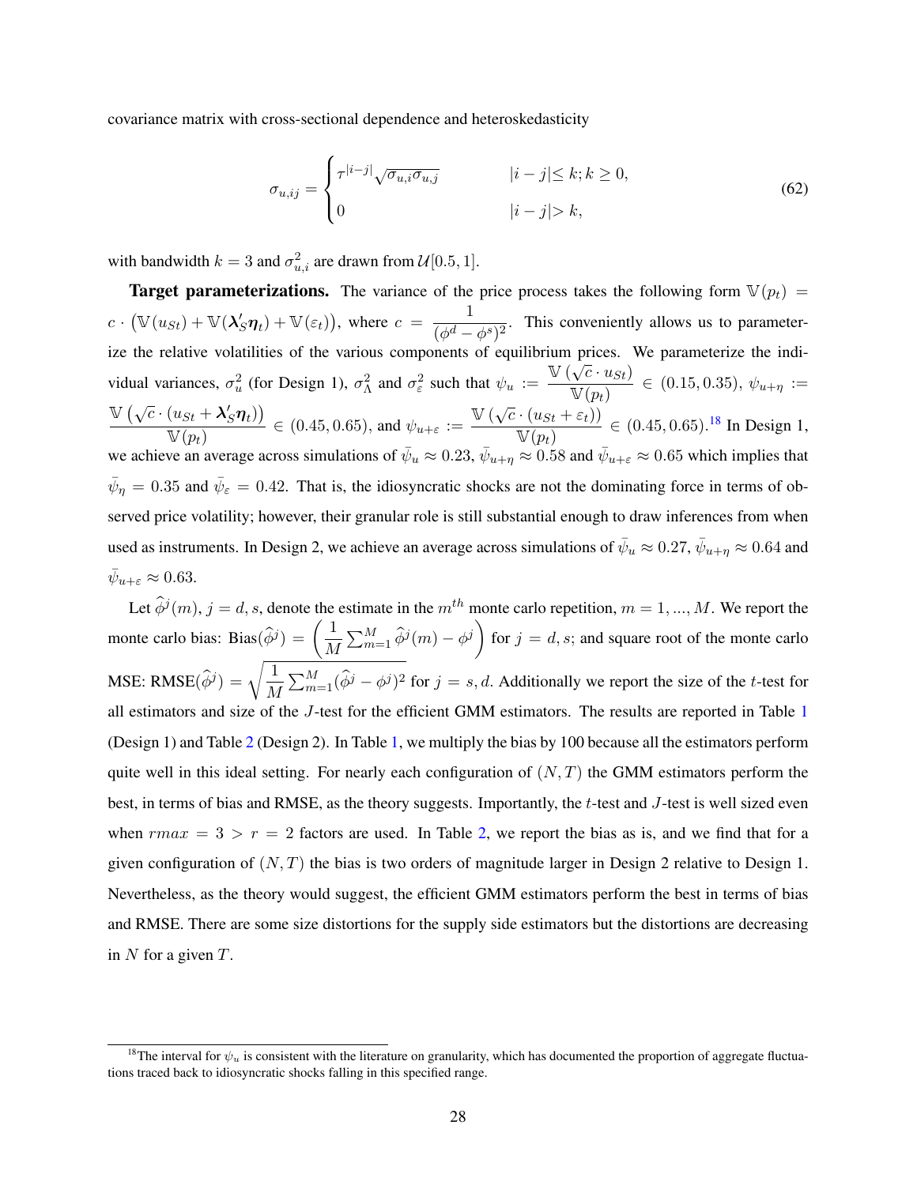covariance matrix with cross-sectional dependence and heteroskedasticity

$$
\sigma_{u,ij} = \begin{cases} \tau^{|i-j|}\sqrt{\sigma_{u,i}\sigma_{u,j}} & |i-j|\leq k; k \geq 0, \\ 0 & |i-j|> k, \end{cases} \tag{62}
$$

with bandwidth $k = 3$ and $\sigma^2_{u,i}$ are drawn from $\mathcal{U}[0.5, 1]$.

**Target parameterizations.** The variance of the price process takes the following form $\mathbb{V}(p_t) = c \cdot \left(\mathbb{V}(u_{St}) + \mathbb{V}(\boldsymbol{\lambda}'_S\boldsymbol{\eta}_t) + \mathbb{V}(\varepsilon_t)\right)$, where $c = \dfrac{1}{(\phi^d - \phi^s)^2}$. This conveniently allows us to parameterize the relative volatilities of the various components of equilibrium prices. We parameterize the individual variances, $\sigma^2_u$ (for Design 1), $\sigma^2_\Lambda$ and $\sigma^2_\varepsilon$ such that $\psi_u := \dfrac{\mathbb{V}\left(\sqrt{c}\cdot u_{St}\right)}{\mathbb{V}(p_t)} \in (0.15, 0.35)$, $\psi_{u+\eta} := \dfrac{\mathbb{V}\left(\sqrt{c}\cdot (u_{St} + \boldsymbol{\lambda}'_S\boldsymbol{\eta}_t)\right)}{\mathbb{V}(p_t)} \in (0.45, 0.65)$, and $\psi_{u+\varepsilon} := \dfrac{\mathbb{V}\left(\sqrt{c}\cdot (u_{St} + \varepsilon_t)\right)}{\mathbb{V}(p_t)} \in (0.45, 0.65)$.[18] In Design 1, we achieve an average across simulations of $\bar{\psi}_u \approx 0.23$, $\bar{\psi}_{u+\eta} \approx 0.58$ and $\bar{\psi}_{u+\varepsilon} \approx 0.65$ which implies that $\bar{\psi}_\eta = 0.35$ and $\bar{\psi}_\varepsilon = 0.42$. That is, the idiosyncratic shocks are not the dominating force in terms of observed price volatility; however, their granular role is still substantial enough to draw inferences from when used as instruments. In Design 2, we achieve an average across simulations of $\bar{\psi}_u \approx 0.27$, $\bar{\psi}_{u+\eta} \approx 0.64$ and $\bar{\psi}_{u+\varepsilon} \approx 0.63$.

Let $\widehat{\phi}^j(m)$, $j = d, s$, denote the estimate in the $m^{th}$ monte carlo repetition, $m = 1, ..., M$. We report the monte carlo bias: $\text{Bias}(\widehat{\phi}^j) = \left(\dfrac{1}{M}\sum_{m=1}^M \widehat{\phi}^j(m) - \phi^j\right)$ for $j = d, s$; and square root of the monte carlo MSE: $\text{RMSE}(\widehat{\phi}^j) = \sqrt{\dfrac{1}{M}\sum_{m=1}^M(\widehat{\phi}^j - \phi^j)^2}$ for $j = s, d$. Additionally we report the size of the $t$-test for all estimators and size of the $J$-test for the efficient GMM estimators. The results are reported in Table 1 (Design 1) and Table 2 (Design 2). In Table 1, we multiply the bias by 100 because all the estimators perform quite well in this ideal setting. For nearly each configuration of $(N, T)$ the GMM estimators perform the best, in terms of bias and RMSE, as the theory suggests. Importantly, the $t$-test and $J$-test is well sized even when $rmax = 3 > r = 2$ factors are used. In Table 2, we report the bias as is, and we find that for a given configuration of $(N, T)$ the bias is two orders of magnitude larger in Design 2 relative to Design 1. Nevertheless, as the theory would suggest, the efficient GMM estimators perform the best in terms of bias and RMSE. There are some size distortions for the supply side estimators but the distortions are decreasing in $N$ for a given $T$.

[18] The interval for $\psi_u$ is consistent with the literature on granularity, which has documented the proportion of aggregate fluctuations traced back to idiosyncratic shocks falling in this specified range.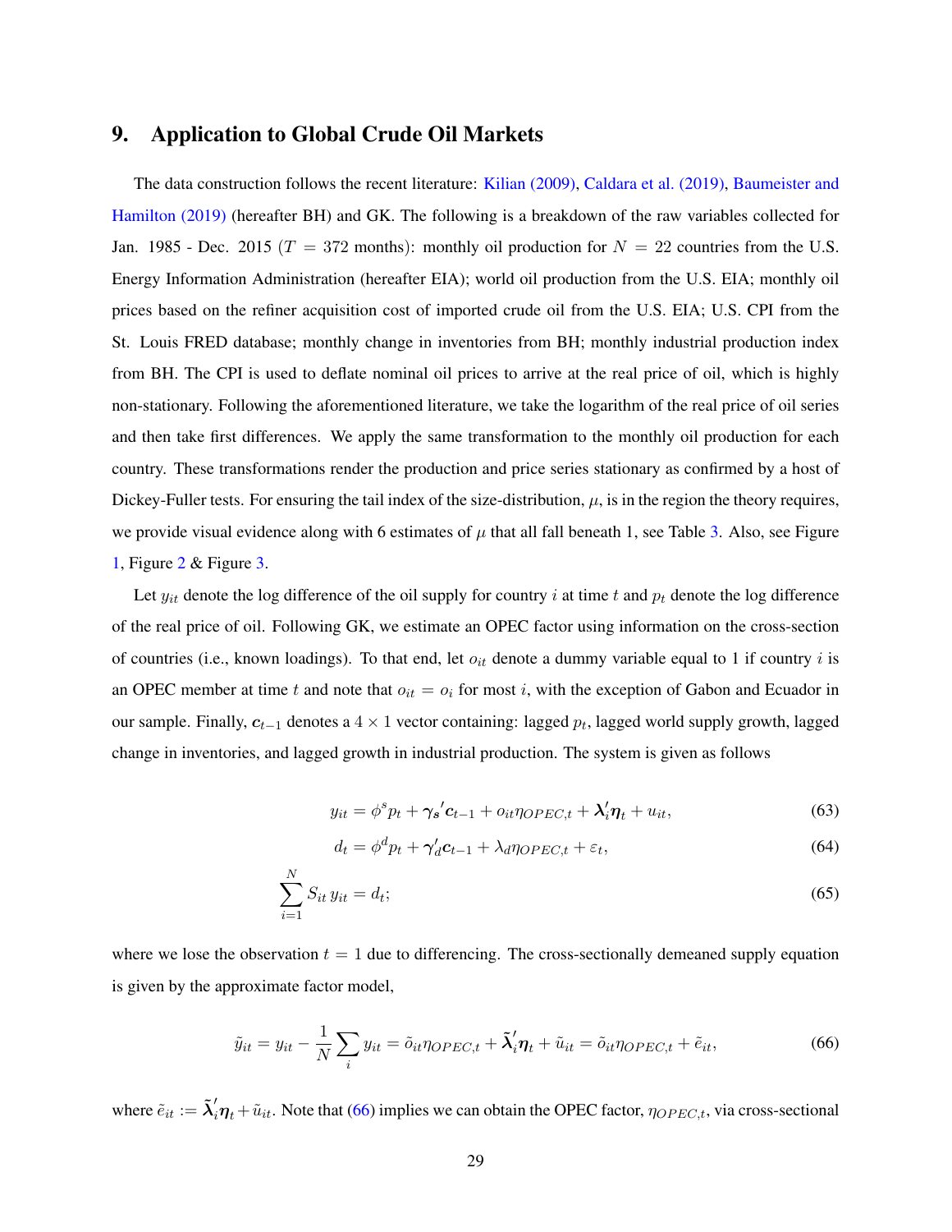## 9. Application to Global Crude Oil Markets

The data construction follows the recent literature: Kilian (2009), Caldara et al. (2019), Baumeister and Hamilton (2019) (hereafter BH) and GK. The following is a breakdown of the raw variables collected for Jan. 1985 - Dec. 2015 ($T = 372$ months): monthly oil production for $N = 22$ countries from the U.S. Energy Information Administration (hereafter EIA); world oil production from the U.S. EIA; monthly oil prices based on the refiner acquisition cost of imported crude oil from the U.S. EIA; U.S. CPI from the St. Louis FRED database; monthly change in inventories from BH; monthly industrial production index from BH. The CPI is used to deflate nominal oil prices to arrive at the real price of oil, which is highly non-stationary. Following the aforementioned literature, we take the logarithm of the real price of oil series and then take first differences. We apply the same transformation to the monthly oil production for each country. These transformations render the production and price series stationary as confirmed by a host of Dickey-Fuller tests. For ensuring the tail index of the size-distribution, $\mu$, is in the region the theory requires, we provide visual evidence along with 6 estimates of $\mu$ that all fall beneath 1, see Table 3. Also, see Figure 1, Figure 2 & Figure 3.

Let $y_{it}$ denote the log difference of the oil supply for country $i$ at time $t$ and $p_t$ denote the log difference of the real price of oil. Following GK, we estimate an OPEC factor using information on the cross-section of countries (i.e., known loadings). To that end, let $o_{it}$ denote a dummy variable equal to 1 if country $i$ is an OPEC member at time $t$ and note that $o_{it} = o_i$ for most $i$, with the exception of Gabon and Ecuador in our sample. Finally, $\boldsymbol{c}_{t-1}$ denotes a $4 \times 1$ vector containing: lagged $p_t$, lagged world supply growth, lagged change in inventories, and lagged growth in industrial production. The system is given as follows

$$y_{it} = \phi^s p_t + \boldsymbol{\gamma_s}' \boldsymbol{c}_{t-1} + o_{it}\eta_{OPEC,t} + \boldsymbol{\lambda}_i' \boldsymbol{\eta}_t + u_{it}, \tag{63}$$

$$d_t = \phi^d p_t + \boldsymbol{\gamma}_d' \boldsymbol{c}_{t-1} + \lambda_d \eta_{OPEC,t} + \varepsilon_t, \tag{64}$$

$$\sum_{i=1}^{N} S_{it}\, y_{it} = d_t; \tag{65}$$

where we lose the observation $t = 1$ due to differencing. The cross-sectionally demeaned supply equation is given by the approximate factor model,

$$\tilde{y}_{it} = y_{it} - \frac{1}{N}\sum_i y_{it} = \tilde{o}_{it}\eta_{OPEC,t} + \tilde{\boldsymbol{\lambda}}_i' \boldsymbol{\eta}_t + \tilde{u}_{it} = \tilde{o}_{it}\eta_{OPEC,t} + \tilde{e}_{it}, \tag{66}$$

where $\tilde{e}_{it} := \tilde{\boldsymbol{\lambda}}_i' \boldsymbol{\eta}_t + \tilde{u}_{it}$. Note that (66) implies we can obtain the OPEC factor, $\eta_{OPEC,t}$, via cross-sectional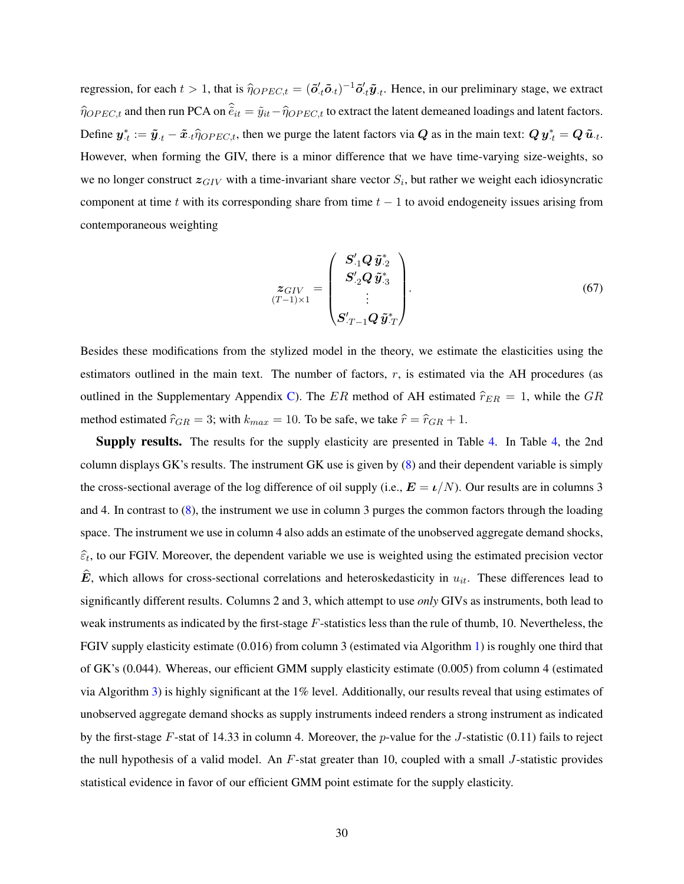regression, for each $t > 1$, that is $\widehat{\eta}_{OPEC,t} = (\tilde{\boldsymbol{o}}'_{\cdot t}\tilde{\boldsymbol{o}}_{\cdot t})^{-1}\tilde{\boldsymbol{o}}'_{\cdot t}\tilde{\boldsymbol{y}}_{\cdot t}$. Hence, in our preliminary stage, we extract $\widehat{\eta}_{OPEC,t}$ and then run PCA on $\widehat{\tilde{e}}_{it} = \tilde{y}_{it} - \widehat{\eta}_{OPEC,t}$ to extract the latent demeaned loadings and latent factors. Define $\boldsymbol{y}^*_{\cdot t} := \tilde{\boldsymbol{y}}_{\cdot t} - \tilde{\boldsymbol{x}}_{\cdot t}\widehat{\eta}_{OPEC,t}$, then we purge the latent factors via $\boldsymbol{Q}$ as in the main text: $\boldsymbol{Q}\,\boldsymbol{y}^*_{\cdot t} = \boldsymbol{Q}\,\tilde{\boldsymbol{u}}_{\cdot t}$. However, when forming the GIV, there is a minor difference that we have time-varying size-weights, so we no longer construct $\boldsymbol{z}_{GIV}$ with a time-invariant share vector $S_i$, but rather we weight each idiosyncratic component at time $t$ with its corresponding share from time $t-1$ to avoid endogeneity issues arising from contemporaneous weighting

$$
\underset{(T-1)\times 1}{\boldsymbol{z}_{GIV}} = \begin{pmatrix} \boldsymbol{S}'_{\cdot 1}\boldsymbol{Q}\,\tilde{\boldsymbol{y}}^*_{\cdot 2} \\ \boldsymbol{S}'_{\cdot 2}\boldsymbol{Q}\,\tilde{\boldsymbol{y}}^*_{\cdot 3} \\ \vdots \\ \boldsymbol{S}'_{\cdot T-1}\boldsymbol{Q}\,\tilde{\boldsymbol{y}}^*_{\cdot T} \end{pmatrix}. \tag{67}
$$

Besides these modifications from the stylized model in the theory, we estimate the elasticities using the estimators outlined in the main text. The number of factors, $r$, is estimated via the AH procedures (as outlined in the Supplementary Appendix C). The $ER$ method of AH estimated $\widehat{r}_{ER} = 1$, while the $GR$ method estimated $\widehat{r}_{GR} = 3$; with $k_{max} = 10$. To be safe, we take $\widehat{r} = \widehat{r}_{GR} + 1$.

**Supply results.** The results for the supply elasticity are presented in Table 4. In Table 4, the 2nd column displays GK's results. The instrument GK use is given by (8) and their dependent variable is simply the cross-sectional average of the log difference of oil supply (i.e., $\boldsymbol{E} = \boldsymbol{\iota}/N$). Our results are in columns 3 and 4. In contrast to (8), the instrument we use in column 3 purges the common factors through the loading space. The instrument we use in column 4 also adds an estimate of the unobserved aggregate demand shocks, $\widehat{\varepsilon}_t$, to our FGIV. Moreover, the dependent variable we use is weighted using the estimated precision vector $\widehat{\boldsymbol{E}}$, which allows for cross-sectional correlations and heteroskedasticity in $u_{it}$. These differences lead to significantly different results. Columns 2 and 3, which attempt to use *only* GIVs as instruments, both lead to weak instruments as indicated by the first-stage $F$-statistics less than the rule of thumb, 10. Nevertheless, the FGIV supply elasticity estimate (0.016) from column 3 (estimated via Algorithm 1) is roughly one third that of GK's (0.044). Whereas, our efficient GMM supply elasticity estimate (0.005) from column 4 (estimated via Algorithm 3) is highly significant at the 1% level. Additionally, our results reveal that using estimates of unobserved aggregate demand shocks as supply instruments indeed renders a strong instrument as indicated by the first-stage $F$-stat of 14.33 in column 4. Moreover, the $p$-value for the $J$-statistic (0.11) fails to reject the null hypothesis of a valid model. An $F$-stat greater than 10, coupled with a small $J$-statistic provides statistical evidence in favor of our efficient GMM point estimate for the supply elasticity.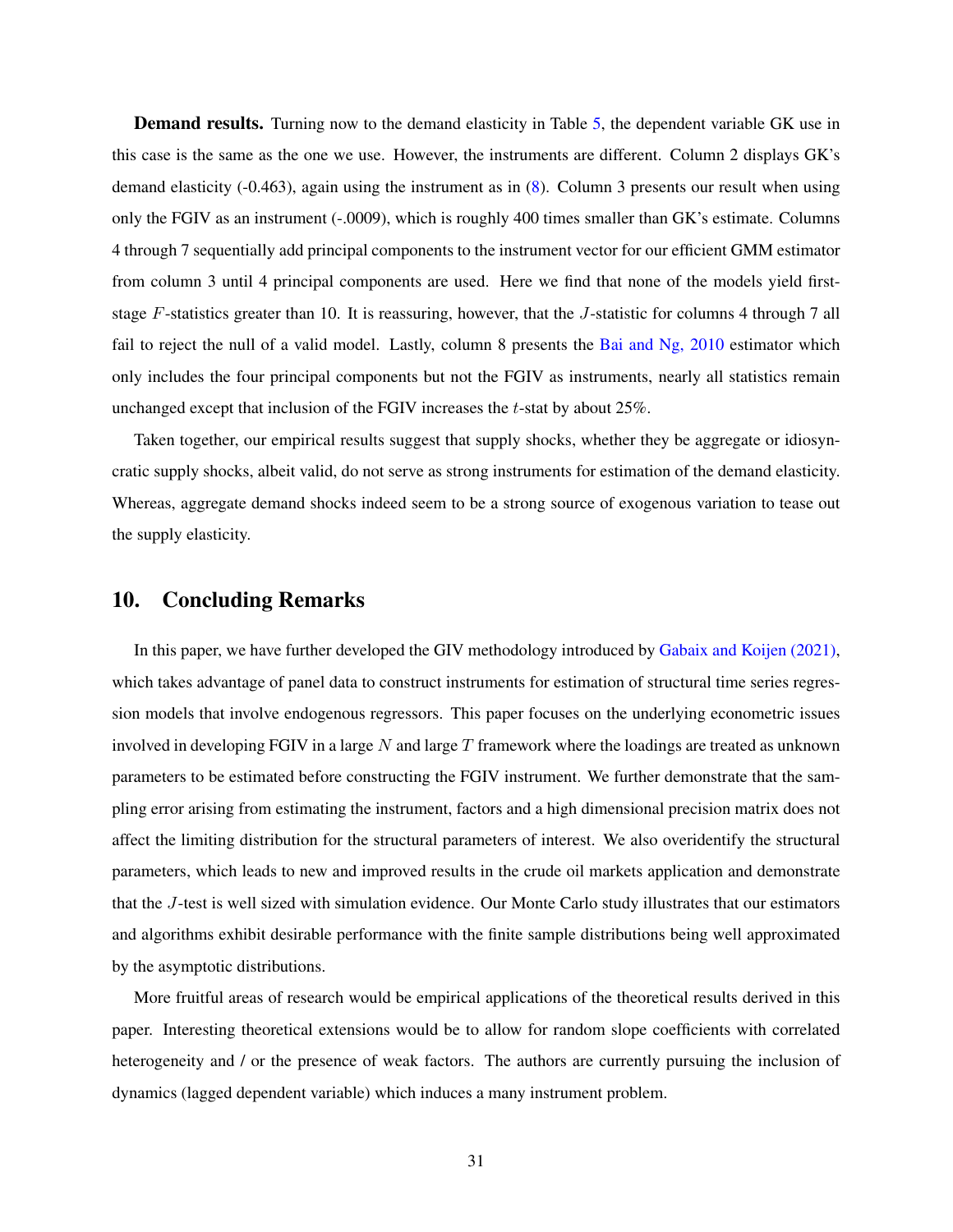**Demand results.** Turning now to the demand elasticity in Table 5, the dependent variable GK use in this case is the same as the one we use. However, the instruments are different. Column 2 displays GK's demand elasticity (-0.463), again using the instrument as in (8). Column 3 presents our result when using only the FGIV as an instrument (-.0009), which is roughly 400 times smaller than GK's estimate. Columns 4 through 7 sequentially add principal components to the instrument vector for our efficient GMM estimator from column 3 until 4 principal components are used. Here we find that none of the models yield first-stage $F$-statistics greater than 10. It is reassuring, however, that the $J$-statistic for columns 4 through 7 all fail to reject the null of a valid model. Lastly, column 8 presents the Bai and Ng, 2010 estimator which only includes the four principal components but not the FGIV as instruments, nearly all statistics remain unchanged except that inclusion of the FGIV increases the $t$-stat by about 25%.

Taken together, our empirical results suggest that supply shocks, whether they be aggregate or idiosyncratic supply shocks, albeit valid, do not serve as strong instruments for estimation of the demand elasticity. Whereas, aggregate demand shocks indeed seem to be a strong source of exogenous variation to tease out the supply elasticity.

## 10. Concluding Remarks

In this paper, we have further developed the GIV methodology introduced by Gabaix and Koijen (2021), which takes advantage of panel data to construct instruments for estimation of structural time series regression models that involve endogenous regressors. This paper focuses on the underlying econometric issues involved in developing FGIV in a large $N$ and large $T$ framework where the loadings are treated as unknown parameters to be estimated before constructing the FGIV instrument. We further demonstrate that the sampling error arising from estimating the instrument, factors and a high dimensional precision matrix does not affect the limiting distribution for the structural parameters of interest. We also overidentify the structural parameters, which leads to new and improved results in the crude oil markets application and demonstrate that the $J$-test is well sized with simulation evidence. Our Monte Carlo study illustrates that our estimators and algorithms exhibit desirable performance with the finite sample distributions being well approximated by the asymptotic distributions.

More fruitful areas of research would be empirical applications of the theoretical results derived in this paper. Interesting theoretical extensions would be to allow for random slope coefficients with correlated heterogeneity and / or the presence of weak factors. The authors are currently pursuing the inclusion of dynamics (lagged dependent variable) which induces a many instrument problem.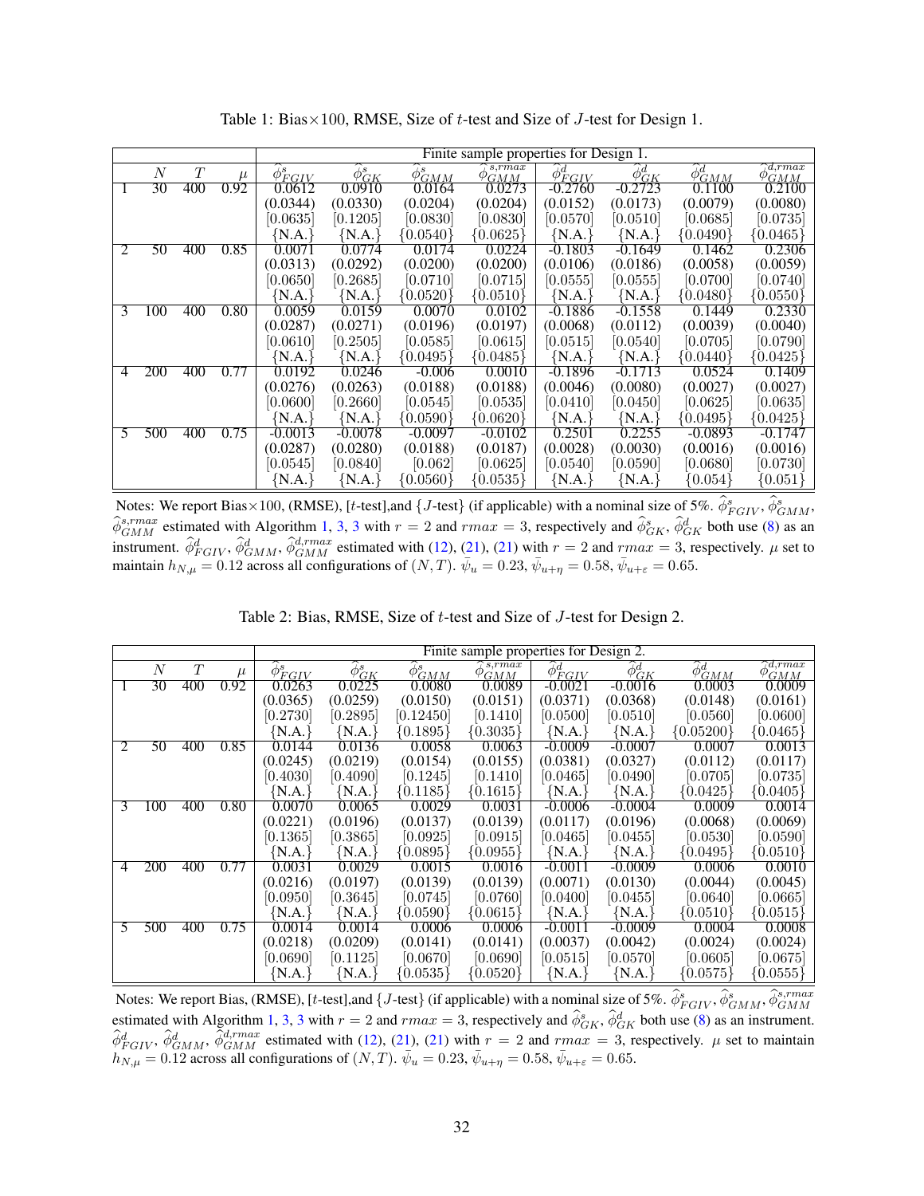Table 1: Bias×100, RMSE, Size of $t$-test and Size of $J$-test for Design 1.

| | $N$ | $T$ | $\mu$ | $\widehat{\phi}^s_{FGIV}$ | $\widehat{\phi}^s_{GK}$ | $\widehat{\phi}^s_{GMM}$ | $\widehat{\phi}^{s,rmax}_{GMM}$ | $\widehat{\phi}^d_{FGIV}$ | $\widehat{\phi}^d_{GK}$ | $\widehat{\phi}^d_{GMM}$ | $\widehat{\phi}^{d,rmax}_{GMM}$ |
|---|---|---|---|---|---|---|---|---|---|---|---|
| | | | | Finite sample properties for Design 1. | | | | | | | |
| 1 | 30 | 400 | 0.92 | 0.0612 | 0.0910 | 0.0164 | 0.0273 | -0.2760 | -0.2723 | 0.1100 | 0.2100 |
| | | | | (0.0344) | (0.0330) | (0.0204) | (0.0204) | (0.0152) | (0.0173) | (0.0079) | (0.0080) |
| | | | | [0.0635] | [0.1205] | [0.0830] | [0.0830] | [0.0570] | [0.0510] | [0.0685] | [0.0735] |
| | | | | {N.A.} | {N.A.} | {0.0540} | {0.0625} | {N.A.} | {N.A.} | {0.0490} | {0.0465} |
| 2 | 50 | 400 | 0.85 | 0.0071 | 0.0774 | 0.0174 | 0.0224 | -0.1803 | -0.1649 | 0.1462 | 0.2306 |
| | | | | (0.0313) | (0.0292) | (0.0200) | (0.0200) | (0.0106) | (0.0186) | (0.0058) | (0.0059) |
| | | | | [0.0650] | [0.2685] | [0.0710] | [0.0715] | [0.0555] | [0.0555] | [0.0700] | [0.0740] |
| | | | | {N.A.} | {N.A.} | {0.0520} | {0.0510} | {N.A.} | {N.A.} | {0.0480} | {0.0550} |
| 3 | 100 | 400 | 0.80 | 0.0059 | 0.0159 | 0.0070 | 0.0102 | -0.1886 | -0.1558 | 0.1449 | 0.2330 |
| | | | | (0.0287) | (0.0271) | (0.0196) | (0.0197) | (0.0068) | (0.0112) | (0.0039) | (0.0040) |
| | | | | [0.0610] | [0.2505] | [0.0585] | [0.0615] | [0.0515] | [0.0540] | [0.0705] | [0.0790] |
| | | | | {N.A.} | {N.A.} | {0.0495} | {0.0485} | {N.A.} | {N.A.} | {0.0440} | {0.0425} |
| 4 | 200 | 400 | 0.77 | 0.0192 | 0.0246 | -0.006 | 0.0010 | -0.1896 | -0.1713 | 0.0524 | 0.1409 |
| | | | | (0.0276) | (0.0263) | (0.0188) | (0.0188) | (0.0046) | (0.0080) | (0.0027) | (0.0027) |
| | | | | [0.0600] | [0.2660] | [0.0545] | [0.0535] | [0.0410] | [0.0450] | [0.0625] | [0.0635] |
| | | | | {N.A.} | {N.A.} | {0.0590} | {0.0620} | {N.A.} | {N.A.} | {0.0495} | {0.0425} |
| 5 | 500 | 400 | 0.75 | -0.0013 | -0.0078 | -0.0097 | -0.0102 | 0.2501 | 0.2255 | -0.0893 | -0.1747 |
| | | | | (0.0287) | (0.0280) | (0.0188) | (0.0187) | (0.0028) | (0.0030) | (0.0016) | (0.0016) |
| | | | | [0.0545] | [0.0840] | [0.062] | [0.0625] | [0.0540] | [0.0590] | [0.0680] | [0.0730] |
| | | | | {N.A.} | {N.A.} | {0.0560} | {0.0535} | {N.A.} | {N.A.} | {0.054} | {0.051} |

Notes: We report Bias×100, (RMSE), [$t$-test],and {$J$-test} (if applicable) with a nominal size of 5%. $\widehat{\phi}^s_{FGIV}$, $\widehat{\phi}^s_{GMM}$, $\widehat{\phi}^{s,rmax}_{GMM}$ estimated with Algorithm 1, 3, 3 with $r = 2$ and $rmax = 3$, respectively and $\widehat{\phi}^s_{GK}$, $\widehat{\phi}^d_{GK}$ both use (8) as an instrument. $\widehat{\phi}^d_{FGIV}$, $\widehat{\phi}^d_{GMM}$, $\widehat{\phi}^{d,rmax}_{GMM}$ estimated with (12), (21), (21) with $r = 2$ and $rmax = 3$, respectively. $\mu$ set to maintain $h_{N,\mu} = 0.12$ across all configurations of $(N, T)$. $\bar{\psi}_u = 0.23$, $\bar{\psi}_{u+\eta} = 0.58$, $\bar{\psi}_{u+\varepsilon} = 0.65$.

Table 2: Bias, RMSE, Size of $t$-test and Size of $J$-test for Design 2.

| | $N$ | $T$ | $\mu$ | $\widehat{\phi}^s_{FGIV}$ | $\widehat{\phi}^s_{GK}$ | $\widehat{\phi}^s_{GMM}$ | $\widehat{\phi}^{s,rmax}_{GMM}$ | $\widehat{\phi}^d_{FGIV}$ | $\widehat{\phi}^d_{GK}$ | $\widehat{\phi}^d_{GMM}$ | $\widehat{\phi}^{d,rmax}_{GMM}$ |
|---|---|---|---|---|---|---|---|---|---|---|---|
| | | | | Finite sample properties for Design 2. | | | | | | | |
| 1 | 30 | 400 | 0.92 | 0.0263 | 0.0225 | 0.0080 | 0.0089 | -0.0021 | -0.0016 | 0.0003 | 0.0009 |
| | | | | (0.0365) | (0.0259) | (0.0150) | (0.0151) | (0.0371) | (0.0368) | (0.0148) | (0.0161) |
| | | | | [0.2730] | [0.2895] | [0.12450] | [0.1410] | [0.0500] | [0.0510] | [0.0560] | [0.0600] |
| | | | | {N.A.} | {N.A.} | {0.1895} | {0.3035} | {N.A.} | {N.A.} | {0.05200} | {0.0465} |
| 2 | 50 | 400 | 0.85 | 0.0144 | 0.0136 | 0.0058 | 0.0063 | -0.0009 | -0.0007 | 0.0007 | 0.0013 |
| | | | | (0.0245) | (0.0219) | (0.0154) | (0.0155) | (0.0381) | (0.0327) | (0.0112) | (0.0117) |
| | | | | [0.4030] | [0.4090] | [0.1245] | [0.1410] | [0.0465] | [0.0490] | [0.0705] | [0.0735] |
| | | | | {N.A.} | {N.A.} | {0.1185} | {0.1615} | {N.A.} | {N.A.} | {0.0425} | {0.0405} |
| 3 | 100 | 400 | 0.80 | 0.0070 | 0.0065 | 0.0029 | 0.0031 | -0.0006 | -0.0004 | 0.0009 | 0.0014 |
| | | | | (0.0221) | (0.0196) | (0.0137) | (0.0139) | (0.0117) | (0.0196) | (0.0068) | (0.0069) |
| | | | | [0.1365] | [0.3865] | [0.0925] | [0.0915] | [0.0465] | [0.0455] | [0.0530] | [0.0590] |
| | | | | {N.A.} | {N.A.} | {0.0895} | {0.0955} | {N.A.} | {N.A.} | {0.0495} | {0.0510} |
| 4 | 200 | 400 | 0.77 | 0.0031 | 0.0029 | 0.0015 | 0.0016 | -0.0011 | -0.0009 | 0.0006 | 0.0010 |
| | | | | (0.0216) | (0.0197) | (0.0139) | (0.0139) | (0.0071) | (0.0130) | (0.0044) | (0.0045) |
| | | | | [0.0950] | [0.3645] | [0.0745] | [0.0760] | [0.0400] | [0.0455] | [0.0640] | [0.0665] |
| | | | | {N.A.} | {N.A.} | {0.0590} | {0.0615} | {N.A.} | {N.A.} | {0.0510} | {0.0515} |
| 5 | 500 | 400 | 0.75 | 0.0014 | 0.0014 | 0.0006 | 0.0006 | -0.0011 | -0.0009 | 0.0004 | 0.0008 |
| | | | | (0.0218) | (0.0209) | (0.0141) | (0.0141) | (0.0037) | (0.0042) | (0.0024) | (0.0024) |
| | | | | [0.0690] | [0.1125] | [0.0670] | [0.0690] | [0.0515] | [0.0570] | [0.0605] | [0.0675] |
| | | | | {N.A.} | {N.A.} | {0.0535} | {0.0520} | {N.A.} | {N.A.} | {0.0575} | {0.0555} |

Notes: We report Bias, (RMSE), [$t$-test],and {$J$-test} (if applicable) with a nominal size of 5%. $\widehat{\phi}^s_{FGIV}$, $\widehat{\phi}^s_{GMM}$, $\widehat{\phi}^{s,rmax}_{GMM}$ estimated with Algorithm 1, 3, 3 with $r = 2$ and $rmax = 3$, respectively and $\widehat{\phi}^s_{GK}$, $\widehat{\phi}^d_{GK}$ both use (8) as an instrument. $\widehat{\phi}^d_{FGIV}$, $\widehat{\phi}^d_{GMM}$, $\widehat{\phi}^{d,rmax}_{GMM}$ estimated with (12), (21), (21) with $r = 2$ and $rmax = 3$, respectively. $\mu$ set to maintain $h_{N,\mu} = 0.12$ across all configurations of $(N, T)$. $\bar{\psi}_u = 0.23$, $\bar{\psi}_{u+\eta} = 0.58$, $\bar{\psi}_{u+\varepsilon} = 0.65$.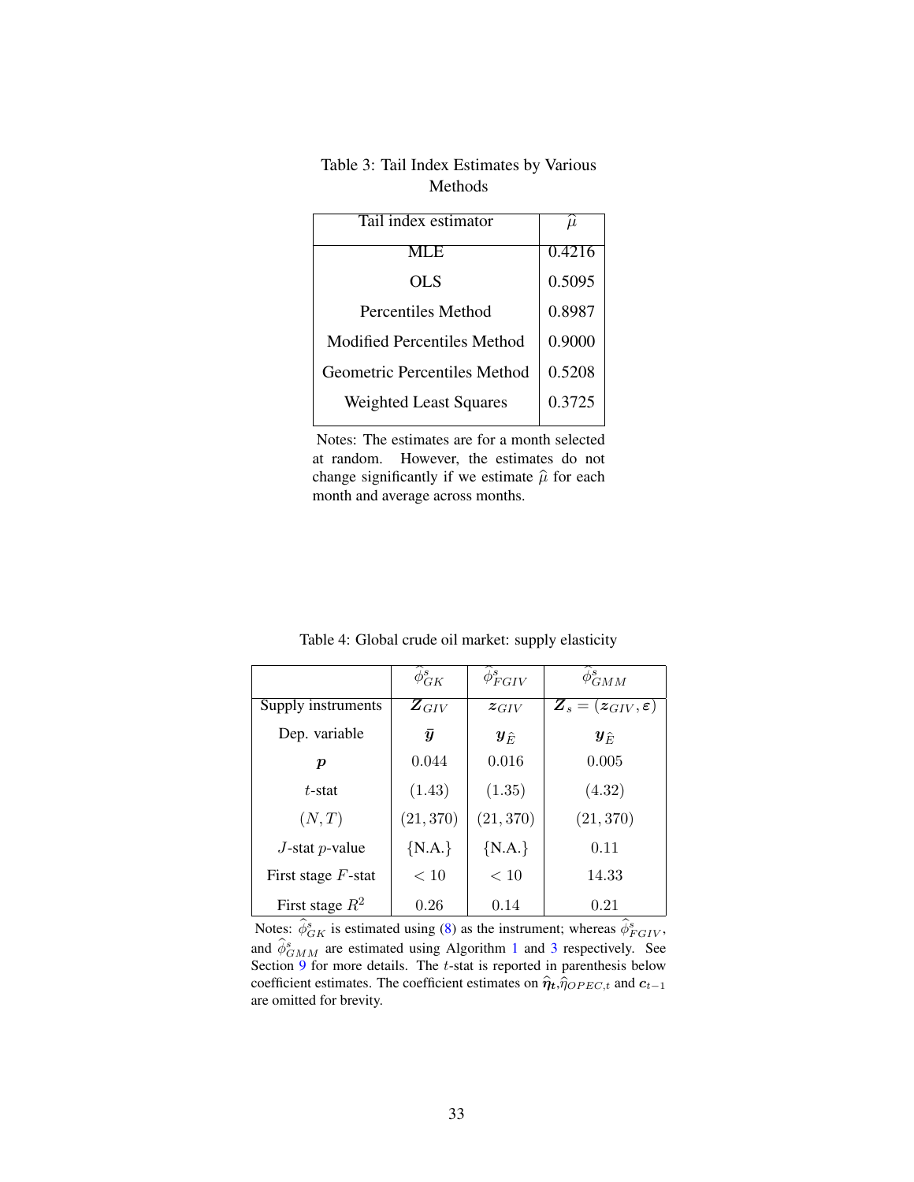Table 3: Tail Index Estimates by Various Methods

| Tail index estimator | $\widehat{\mu}$ |
|---|---|
| MLE | 0.4216 |
| OLS | 0.5095 |
| Percentiles Method | 0.8987 |
| Modified Percentiles Method | 0.9000 |
| Geometric Percentiles Method | 0.5208 |
| Weighted Least Squares | 0.3725 |

Notes: The estimates are for a month selected at random. However, the estimates do not change significantly if we estimate $\widehat{\mu}$ for each month and average across months.

Table 4: Global crude oil market: supply elasticity

| | $\widehat{\phi}^s_{GK}$ | $\widehat{\phi}^s_{FGIV}$ | $\widehat{\phi}^s_{GMM}$ |
|---|---|---|---|
| Supply instruments | $\boldsymbol{Z}_{GIV}$ | $\boldsymbol{z}_{GIV}$ | $\boldsymbol{Z}_s = (\boldsymbol{z}_{GIV}, \boldsymbol{\varepsilon})$ |
| Dep. variable | $\bar{\boldsymbol{y}}$ | $\boldsymbol{y}_{\widehat{E}}$ | $\boldsymbol{y}_{\widehat{E}}$ |
| $\boldsymbol{p}$ | $0.044$ | $0.016$ | $0.005$ |
| $t$-stat | $(1.43)$ | $(1.35)$ | $(4.32)$ |
| $(N, T)$ | $(21, 370)$ | $(21, 370)$ | $(21, 370)$ |
| $J$-stat $p$-value | {N.A.} | {N.A.} | 0.11 |
| First stage $F$-stat | $< 10$ | $< 10$ | 14.33 |
| First stage $R^2$ | 0.26 | 0.14 | 0.21 |

Notes: $\widehat{\phi}^s_{GK}$ is estimated using (8) as the instrument; whereas $\widehat{\phi}^s_{FGIV}$, and $\widehat{\phi}^s_{GMM}$ are estimated using Algorithm 1 and 3 respectively. See Section 9 for more details. The $t$-stat is reported in parenthesis below coefficient estimates. The coefficient estimates on $\widehat{\boldsymbol{\eta}}_t$,$\widehat{\eta}_{OPEC,t}$ and $\boldsymbol{c}_{t-1}$ are omitted for brevity.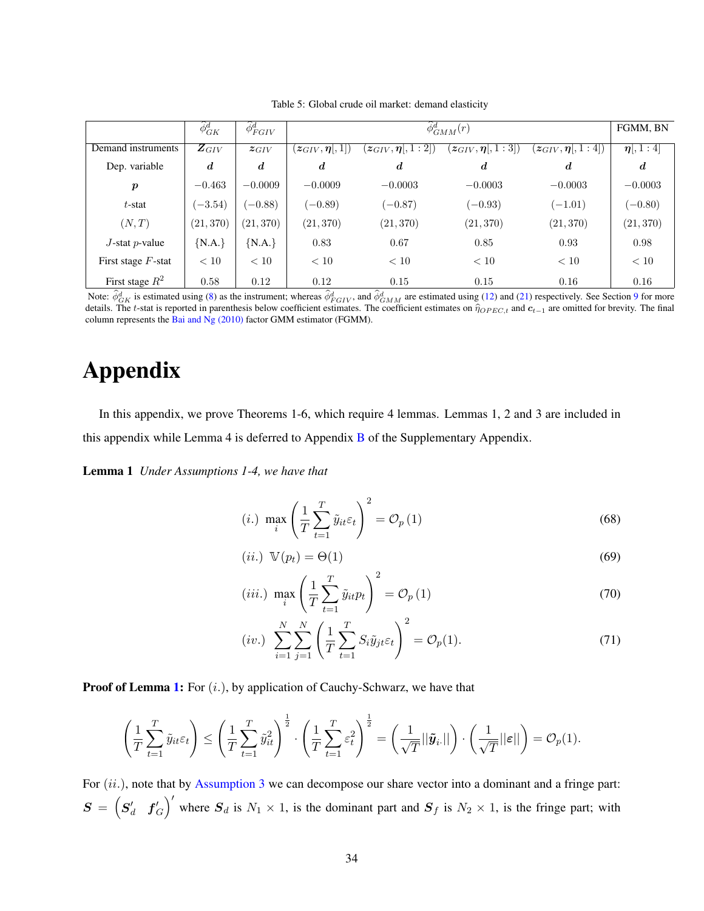Table 5: Global crude oil market: demand elasticity

| | $\widehat{\phi}^d_{GK}$ | $\widehat{\phi}^d_{FGIV}$ | $\widehat{\phi}^d_{GMM}(r)$ | | | | FGMM, BN |
|---|---|---|---|---|---|---|---|
| Demand instruments | $\boldsymbol{Z}_{GIV}$ | $\boldsymbol{z}_{GIV}$ | $(\boldsymbol{z}_{GIV}, \boldsymbol{\eta}[,1])$ | $(\boldsymbol{z}_{GIV}, \boldsymbol{\eta}[,1:2])$ | $(\boldsymbol{z}_{GIV}, \boldsymbol{\eta}[,1:3])$ | $(\boldsymbol{z}_{GIV}, \boldsymbol{\eta}[,1:4])$ | $\boldsymbol{\eta}[,1:4]$ |
| Dep. variable | $\boldsymbol{d}$ | $\boldsymbol{d}$ | $\boldsymbol{d}$ | $\boldsymbol{d}$ | $\boldsymbol{d}$ | $\boldsymbol{d}$ | $\boldsymbol{d}$ |
| $\boldsymbol{p}$ | $-0.463$ | $-0.0009$ | $-0.0009$ | $-0.0003$ | $-0.0003$ | $-0.0003$ | $-0.0003$ |
| $t$-stat | $(-3.54)$ | $(-0.88)$ | $(-0.89)$ | $(-0.87)$ | $(-0.93)$ | $(-1.01)$ | $(-0.80)$ |
| $(N, T)$ | $(21, 370)$ | $(21, 370)$ | $(21, 370)$ | $(21, 370)$ | $(21, 370)$ | $(21, 370)$ | $(21, 370)$ |
| $J$-stat $p$-value | {N.A.} | {N.A.} | 0.83 | 0.67 | 0.85 | 0.93 | 0.98 |
| First stage $F$-stat | $< 10$ | $< 10$ | $< 10$ | $< 10$ | $< 10$ | $< 10$ | $< 10$ |
| First stage $R^2$ | 0.58 | 0.12 | 0.12 | 0.15 | 0.15 | 0.16 | 0.16 |

Note: $\widehat{\phi}^d_{GK}$ is estimated using (8) as the instrument; whereas $\widehat{\phi}^d_{FGIV}$, and $\widehat{\phi}^d_{GMM}$ are estimated using (12) and (21) respectively. See Section 9 for more details. The $t$-stat is reported in parenthesis below coefficient estimates. The coefficient estimates on $\widehat{\eta}_{OPEC,t}$ and $\boldsymbol{c}_{t-1}$ are omitted for brevity. The final column represents the Bai and Ng (2010) factor GMM estimator (FGMM).

# Appendix

In this appendix, we prove Theorems 1-6, which require 4 lemmas. Lemmas 1, 2 and 3 are included in this appendix while Lemma 4 is deferred to Appendix B of the Supplementary Appendix.

**Lemma 1** *Under Assumptions 1-4, we have that*

$$(i.)\ \max_i \left(\frac{1}{T}\sum_{t=1}^{T}\tilde{y}_{it}\varepsilon_t\right)^2 = \mathcal{O}_p\left(1\right) \tag{68}$$

$$(ii.)\ \mathbb{V}(p_t) = \Theta(1) \tag{69}$$

$$(iii.)\ \max_i \left(\frac{1}{T}\sum_{t=1}^{T}\tilde{y}_{it}p_t\right)^2 = \mathcal{O}_p\left(1\right) \tag{70}$$

$$(iv.)\ \sum_{i=1}^{N}\sum_{j=1}^{N}\left(\frac{1}{T}\sum_{t=1}^{T}S_i\tilde{y}_{jt}\varepsilon_t\right)^2 = \mathcal{O}_p(1). \tag{71}$$

**Proof of Lemma 1:** For $(i.)$, by application of Cauchy-Schwarz, we have that

$$\left(\frac{1}{T}\sum_{t=1}^{T}\tilde{y}_{it}\varepsilon_t\right) \leq \left(\frac{1}{T}\sum_{t=1}^{T}\tilde{y}_{it}^2\right)^{\frac{1}{2}} \cdot \left(\frac{1}{T}\sum_{t=1}^{T}\varepsilon_t^2\right)^{\frac{1}{2}} = \left(\frac{1}{\sqrt{T}}||\tilde{\boldsymbol{y}}_{i.}||\right) \cdot \left(\frac{1}{\sqrt{T}}||\boldsymbol{\varepsilon}||\right) = \mathcal{O}_p(1).$$

For $(ii.)$, note that by Assumption 3 we can decompose our share vector into a dominant and a fringe part: $\boldsymbol{S} = \begin{pmatrix}\boldsymbol{S}_d' & \boldsymbol{f}_G'\end{pmatrix}'$ where $\boldsymbol{S}_d$ is $N_1 \times 1$, is the dominant part and $\boldsymbol{S}_f$ is $N_2 \times 1$, is the fringe part; with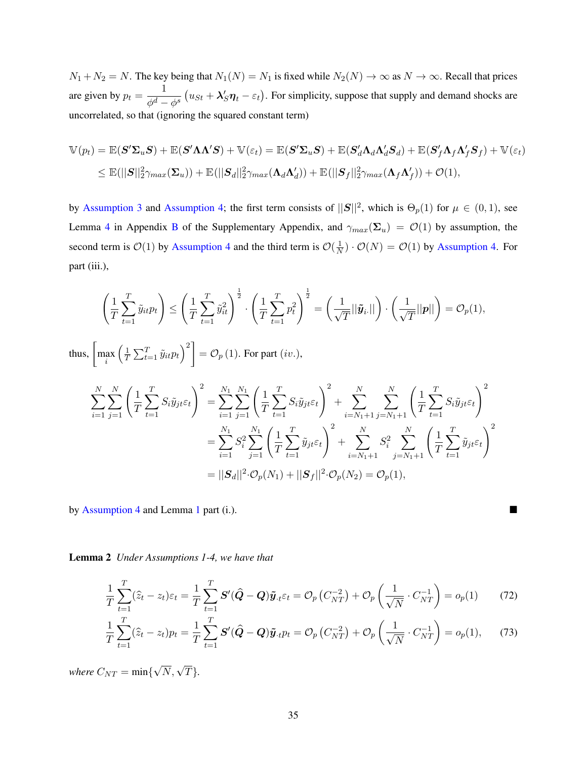$N_1 + N_2 = N$. The key being that $N_1(N) = N_1$ is fixed while $N_2(N) \to \infty$ as $N \to \infty$. Recall that prices are given by $p_t = \frac{1}{\phi^d - \phi^s}\left(u_{St} + \boldsymbol{\lambda}_S' \boldsymbol{\eta}_t - \varepsilon_t\right)$. For simplicity, suppose that supply and demand shocks are uncorrelated, so that (ignoring the squared constant term)

$$
\begin{aligned}
\mathbb{V}(p_t) &= \mathbb{E}(\boldsymbol{S}'\boldsymbol{\Sigma}_u\boldsymbol{S}) + \mathbb{E}(\boldsymbol{S}'\boldsymbol{\Lambda}\boldsymbol{\Lambda}'\boldsymbol{S}) + \mathbb{V}(\varepsilon_t) = \mathbb{E}(\boldsymbol{S}'\boldsymbol{\Sigma}_u\boldsymbol{S}) + \mathbb{E}(\boldsymbol{S}_d'\boldsymbol{\Lambda}_d\boldsymbol{\Lambda}_d'\boldsymbol{S}_d) + \mathbb{E}(\boldsymbol{S}_f'\boldsymbol{\Lambda}_f\boldsymbol{\Lambda}_f'\boldsymbol{S}_f) + \mathbb{V}(\varepsilon_t) \\
&\leq \mathbb{E}(||\boldsymbol{S}||_2^2\gamma_{max}(\boldsymbol{\Sigma}_u)) + \mathbb{E}(||\boldsymbol{S}_d||_2^2\gamma_{max}(\boldsymbol{\Lambda}_d\boldsymbol{\Lambda}_d')) + \mathbb{E}(||\boldsymbol{S}_f||_2^2\gamma_{max}(\boldsymbol{\Lambda}_f\boldsymbol{\Lambda}_f')) + \mathcal{O}(1),
\end{aligned}
$$

by Assumption 3 and Assumption 4; the first term consists of $||\boldsymbol{S}||^2$, which is $\Theta_p(1)$ for $\mu \in (0,1)$, see Lemma 4 in Appendix B of the Supplementary Appendix, and $\gamma_{max}(\boldsymbol{\Sigma}_u) = \mathcal{O}(1)$ by assumption, the second term is $\mathcal{O}(1)$ by Assumption 4 and the third term is $\mathcal{O}(\frac{1}{N}) \cdot \mathcal{O}(N) = \mathcal{O}(1)$ by Assumption 4. For part (iii.),

$$
\left(\frac{1}{T}\sum_{t=1}^{T}\tilde{y}_{it}p_t\right) \leq \left(\frac{1}{T}\sum_{t=1}^{T}\tilde{y}_{it}^2\right)^{\frac{1}{2}} \cdot \left(\frac{1}{T}\sum_{t=1}^{T}p_t^2\right)^{\frac{1}{2}} = \left(\frac{1}{\sqrt{T}}||\tilde{\boldsymbol{y}}_{i\cdot}||\right) \cdot \left(\frac{1}{\sqrt{T}}||\boldsymbol{p}||\right) = \mathcal{O}_p(1),
$$

thus, $\left[\max_i \left(\frac{1}{T}\sum_{t=1}^{T}\tilde{y}_{it}p_t\right)^2\right] = \mathcal{O}_p(1)$. For part $(iv.)$,

$$
\begin{aligned}
\sum_{i=1}^{N}\sum_{j=1}^{N}\left(\frac{1}{T}\sum_{t=1}^{T}S_i\tilde{y}_{jt}\varepsilon_t\right)^2 &= \sum_{i=1}^{N_1}\sum_{j=1}^{N_1}\left(\frac{1}{T}\sum_{t=1}^{T}S_i\tilde{y}_{jt}\varepsilon_t\right)^2 + \sum_{i=N_1+1}^{N}\sum_{j=N_1+1}^{N}\left(\frac{1}{T}\sum_{t=1}^{T}S_i\tilde{y}_{jt}\varepsilon_t\right)^2 \\
&= \sum_{i=1}^{N_1}S_i^2\sum_{j=1}^{N_1}\left(\frac{1}{T}\sum_{t=1}^{T}\tilde{y}_{jt}\varepsilon_t\right)^2 + \sum_{i=N_1+1}^{N}S_i^2\sum_{j=N_1+1}^{N}\left(\frac{1}{T}\sum_{t=1}^{T}\tilde{y}_{jt}\varepsilon_t\right)^2 \\
&= ||\boldsymbol{S}_d||^2 \cdot \mathcal{O}_p(N_1) + ||\boldsymbol{S}_f||^2 \cdot \mathcal{O}_p(N_2) = \mathcal{O}_p(1),
\end{aligned}
$$

by Assumption 4 and Lemma 1 part (i.). ■

**Lemma 2** *Under Assumptions 1-4, we have that*

$$
\frac{1}{T}\sum_{t=1}^{T}(\hat{z}_t - z_t)\varepsilon_t = \frac{1}{T}\sum_{t=1}^{T}\boldsymbol{S}'(\hat{\boldsymbol{Q}} - \boldsymbol{Q})\tilde{\boldsymbol{y}}_{\cdot t}\varepsilon_t = \mathcal{O}_p\left(C_{NT}^{-2}\right) + \mathcal{O}_p\left(\frac{1}{\sqrt{N}} \cdot C_{NT}^{-1}\right) = o_p(1) \tag{72}
$$

$$
\frac{1}{T}\sum_{t=1}^{T}(\hat{z}_t - z_t)p_t = \frac{1}{T}\sum_{t=1}^{T}\boldsymbol{S}'(\hat{\boldsymbol{Q}} - \boldsymbol{Q})\tilde{\boldsymbol{y}}_{\cdot t}p_t = \mathcal{O}_p\left(C_{NT}^{-2}\right) + \mathcal{O}_p\left(\frac{1}{\sqrt{N}} \cdot C_{NT}^{-1}\right) = o_p(1), \tag{73}
$$

*where* $C_{NT} = \min\{\sqrt{N}, \sqrt{T}\}$.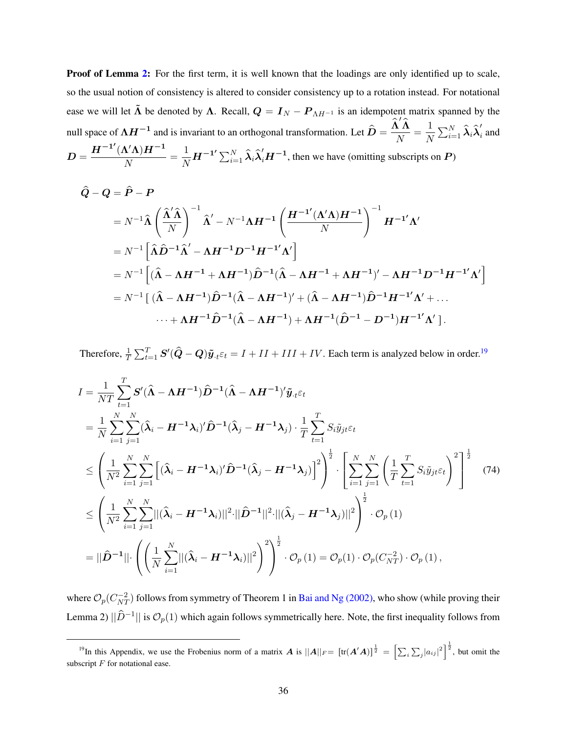**Proof of Lemma 2:** For the first term, it is well known that the loadings are only identified up to scale, so the usual notion of consistency is altered to consider consistency up to a rotation instead. For notational ease we will let $\tilde{\boldsymbol{\Lambda}}$ be denoted by $\boldsymbol{\Lambda}$. Recall, $\boldsymbol{Q} = \boldsymbol{I}_N - \boldsymbol{P}_{\Lambda H^{-1}}$ is an idempotent matrix spanned by the null space of $\boldsymbol{\Lambda H^{-1}}$ and is invariant to an orthogonal transformation. Let $\widehat{\boldsymbol{D}} = \dfrac{\widehat{\boldsymbol{\Lambda}}'\widehat{\boldsymbol{\Lambda}}}{N} = \dfrac{1}{N}\sum_{i=1}^N \widehat{\boldsymbol{\lambda}}_i\widehat{\boldsymbol{\lambda}}_i'$ and $\boldsymbol{D} = \dfrac{\boldsymbol{H^{-1}}'(\boldsymbol{\Lambda}'\boldsymbol{\Lambda})\boldsymbol{H^{-1}}}{N} = \dfrac{1}{N}\boldsymbol{H^{-1}}'\sum_{i=1}^N \widehat{\boldsymbol{\lambda}}_i\widehat{\boldsymbol{\lambda}}_i'\boldsymbol{H^{-1}}$, then we have (omitting subscripts on $\boldsymbol{P}$)

$$
\begin{aligned}
\widehat{\boldsymbol{Q}} - \boldsymbol{Q} &= \widehat{\boldsymbol{P}} - \boldsymbol{P} \\
&= N^{-1}\widehat{\boldsymbol{\Lambda}}\left(\frac{\widehat{\boldsymbol{\Lambda}}'\widehat{\boldsymbol{\Lambda}}}{N}\right)^{-1}\widehat{\boldsymbol{\Lambda}}' - N^{-1}\boldsymbol{\Lambda H^{-1}}\left(\frac{\boldsymbol{H^{-1}}'(\boldsymbol{\Lambda}'\boldsymbol{\Lambda})\boldsymbol{H^{-1}}}{N}\right)^{-1}\boldsymbol{H^{-1}}'\boldsymbol{\Lambda}' \\
&= N^{-1}\left[\widehat{\boldsymbol{\Lambda}}\widehat{\boldsymbol{D}}^{-1}\widehat{\boldsymbol{\Lambda}}' - \boldsymbol{\Lambda H^{-1}}\boldsymbol{D}^{-1}\boldsymbol{H^{-1}}'\boldsymbol{\Lambda}'\right] \\
&= N^{-1}\left[(\widehat{\boldsymbol{\Lambda}} - \boldsymbol{\Lambda H^{-1}} + \boldsymbol{\Lambda H^{-1}})\widehat{\boldsymbol{D}}^{-1}(\widehat{\boldsymbol{\Lambda}} - \boldsymbol{\Lambda H^{-1}} + \boldsymbol{\Lambda H^{-1}})' - \boldsymbol{\Lambda H^{-1}}\boldsymbol{D}^{-1}\boldsymbol{H^{-1}}'\boldsymbol{\Lambda}'\right] \\
&= N^{-1}\left[\,(\widehat{\boldsymbol{\Lambda}} - \boldsymbol{\Lambda H^{-1}})\widehat{\boldsymbol{D}}^{-1}(\widehat{\boldsymbol{\Lambda}} - \boldsymbol{\Lambda H^{-1}})' + (\widehat{\boldsymbol{\Lambda}} - \boldsymbol{\Lambda H^{-1}})\widehat{\boldsymbol{D}}^{-1}\boldsymbol{H^{-1}}'\boldsymbol{\Lambda}' + \dots\right. \\
&\qquad \left.\dots + \boldsymbol{\Lambda H^{-1}}\widehat{\boldsymbol{D}}^{-1}(\widehat{\boldsymbol{\Lambda}} - \boldsymbol{\Lambda H^{-1}}) + \boldsymbol{\Lambda H^{-1}}(\widehat{\boldsymbol{D}}^{-1} - \boldsymbol{D}^{-1})\boldsymbol{H^{-1}}'\boldsymbol{\Lambda}'\,\right].
\end{aligned}
$$

Therefore, $\frac{1}{T}\sum_{t=1}^T \boldsymbol{S}'(\widehat{\boldsymbol{Q}} - \boldsymbol{Q})\tilde{\boldsymbol{y}}_{\cdot t}\varepsilon_t = I + II + III + IV$. Each term is analyzed below in order.[19]

$$
\begin{aligned}
I &= \frac{1}{NT}\sum_{t=1}^T \boldsymbol{S}'(\widehat{\boldsymbol{\Lambda}} - \boldsymbol{\Lambda H^{-1}})\widehat{\boldsymbol{D}}^{-1}(\widehat{\boldsymbol{\Lambda}} - \boldsymbol{\Lambda H^{-1}})'\tilde{\boldsymbol{y}}_{\cdot t}\varepsilon_t \\
&= \frac{1}{N}\sum_{i=1}^N\sum_{j=1}^N(\widehat{\boldsymbol{\lambda}}_i - \boldsymbol{H^{-1}}\boldsymbol{\lambda}_i)'\widehat{\boldsymbol{D}}^{-1}(\widehat{\boldsymbol{\lambda}}_j - \boldsymbol{H^{-1}}\boldsymbol{\lambda}_j)\cdot\frac{1}{T}\sum_{t=1}^T S_i\tilde{y}_{jt}\varepsilon_t \\
&\leq \left(\frac{1}{N^2}\sum_{i=1}^N\sum_{j=1}^N\left[(\widehat{\boldsymbol{\lambda}}_i - \boldsymbol{H^{-1}}\boldsymbol{\lambda}_i)'\widehat{\boldsymbol{D}}^{-1}(\widehat{\boldsymbol{\lambda}}_j - \boldsymbol{H^{-1}}\boldsymbol{\lambda}_j)\right]^2\right)^{\frac{1}{2}}\cdot\left[\sum_{i=1}^N\sum_{j=1}^N\left(\frac{1}{T}\sum_{t=1}^T S_i\tilde{y}_{jt}\varepsilon_t\right)^2\right]^{\frac{1}{2}} \qquad (74) \\
&\leq \left(\frac{1}{N^2}\sum_{i=1}^N\sum_{j=1}^N||(\widehat{\boldsymbol{\lambda}}_i - \boldsymbol{H^{-1}}\boldsymbol{\lambda}_i)||^2\cdot||\widehat{\boldsymbol{D}}^{-1}||^2\cdot||(\widehat{\boldsymbol{\lambda}}_j - \boldsymbol{H^{-1}}\boldsymbol{\lambda}_j)||^2\right)^{\frac{1}{2}}\cdot\mathcal{O}_p(1) \\
&= ||\widehat{\boldsymbol{D}}^{-1}||\cdot\left(\left(\frac{1}{N}\sum_{i=1}^N||(\widehat{\boldsymbol{\lambda}}_i - \boldsymbol{H^{-1}}\boldsymbol{\lambda}_i)||^2\right)^2\right)^{\frac{1}{2}}\cdot\mathcal{O}_p(1) = \mathcal{O}_p(1)\cdot\mathcal{O}_p(C_{NT}^{-2})\cdot\mathcal{O}_p(1),
\end{aligned}
$$

where $\mathcal{O}_p(C_{NT}^{-2})$ follows from symmetry of Theorem 1 in Bai and Ng (2002), who show (while proving their Lemma 2) $||\widehat{D}^{-1}||$ is $\mathcal{O}_p(1)$ which again follows symmetrically here. Note, the first inequality follows from

[19] In this Appendix, we use the Frobenius norm of a matrix $\boldsymbol{A}$ is $||\boldsymbol{A}||_F = [\text{tr}(\boldsymbol{A}'\boldsymbol{A})]^{\frac{1}{2}} = \left[\sum_i\sum_j|a_{ij}|^2\right]^{\frac{1}{2}}$, but omit the subscript $F$ for notational ease.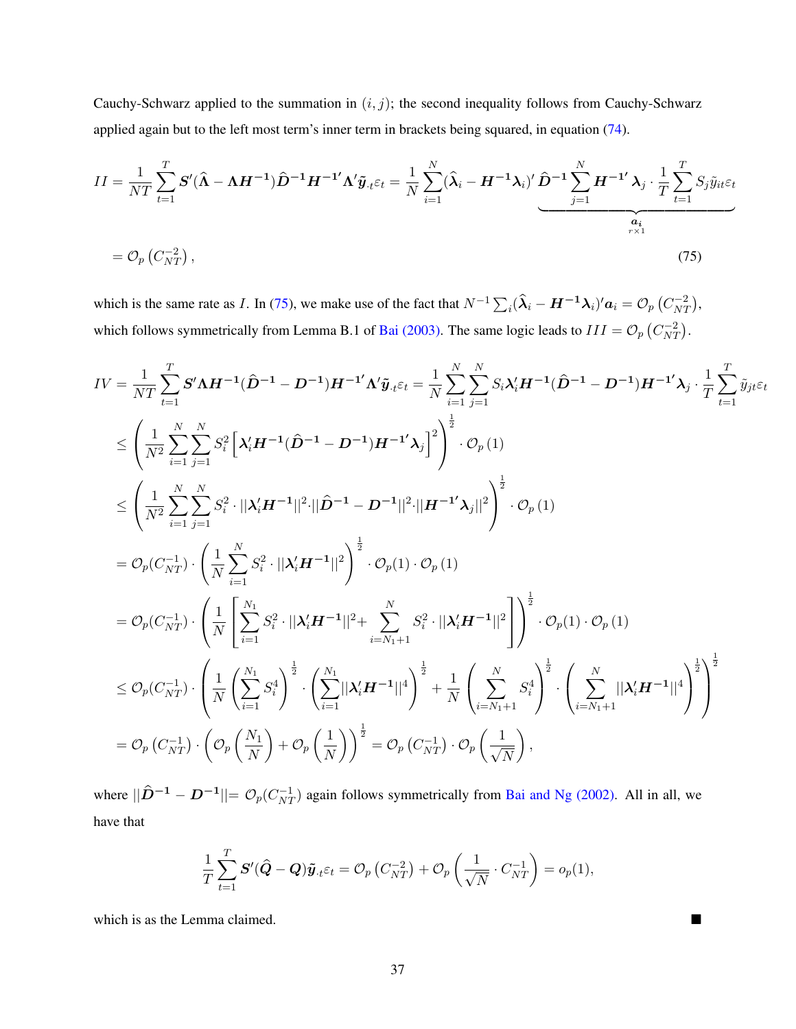Cauchy-Schwarz applied to the summation in $(i, j)$; the second inequality follows from Cauchy-Schwarz applied again but to the left most term's inner term in brackets being squared, in equation (74).

$$
II = \frac{1}{NT}\sum_{t=1}^{T} \boldsymbol{S}'(\widehat{\boldsymbol{\Lambda}} - \boldsymbol{\Lambda}\boldsymbol{H}^{-1})\widehat{\boldsymbol{D}}^{-1}\boldsymbol{H}^{-1'}\boldsymbol{\Lambda}'\tilde{\boldsymbol{y}}_{\cdot t}\varepsilon_t = \frac{1}{N}\sum_{i=1}^{N}(\widehat{\boldsymbol{\lambda}}_i - \boldsymbol{H}^{-1}\boldsymbol{\lambda}_i)' \underbrace{\widehat{\boldsymbol{D}}^{-1}\sum_{j=1}^{N}\boldsymbol{H}^{-1'}\boldsymbol{\lambda}_j \cdot \frac{1}{T}\sum_{t=1}^{T} S_j \tilde{y}_{it}\varepsilon_t}_{\underset{r\times 1}{\boldsymbol{a_i}}}
$$

$$
= \mathcal{O}_p\left(C_{NT}^{-2}\right), \tag{75}
$$

which is the same rate as $I$. In (75), we make use of the fact that $N^{-1}\sum_i(\widehat{\boldsymbol{\lambda}}_i - \boldsymbol{H}^{-1}\boldsymbol{\lambda}_i)'\boldsymbol{a}_i = \mathcal{O}_p\left(C_{NT}^{-2}\right)$, which follows symmetrically from Lemma B.1 of Bai (2003). The same logic leads to $III = \mathcal{O}_p\left(C_{NT}^{-2}\right)$.

$$
\begin{aligned}
IV &= \frac{1}{NT}\sum_{t=1}^{T} \boldsymbol{S}'\boldsymbol{\Lambda}\boldsymbol{H}^{-1}(\widehat{\boldsymbol{D}}^{-1} - \boldsymbol{D}^{-1})\boldsymbol{H}^{-1'}\boldsymbol{\Lambda}'\tilde{\boldsymbol{y}}_{\cdot t}\varepsilon_t = \frac{1}{N}\sum_{i=1}^{N}\sum_{j=1}^{N} S_i\boldsymbol{\lambda}_i'\boldsymbol{H}^{-1}(\widehat{\boldsymbol{D}}^{-1} - \boldsymbol{D}^{-1})\boldsymbol{H}^{-1'}\boldsymbol{\lambda}_j \cdot \frac{1}{T}\sum_{t=1}^{T}\tilde{y}_{jt}\varepsilon_t \\
&\leq \left(\frac{1}{N^2}\sum_{i=1}^{N}\sum_{j=1}^{N} S_i^2\left[\boldsymbol{\lambda}_i'\boldsymbol{H}^{-1}(\widehat{\boldsymbol{D}}^{-1} - \boldsymbol{D}^{-1})\boldsymbol{H}^{-1'}\boldsymbol{\lambda}_j\right]^2\right)^{\frac{1}{2}} \cdot \mathcal{O}_p(1) \\
&\leq \left(\frac{1}{N^2}\sum_{i=1}^{N}\sum_{j=1}^{N} S_i^2 \cdot ||\boldsymbol{\lambda}_i'\boldsymbol{H}^{-1}||^2 \cdot ||\widehat{\boldsymbol{D}}^{-1} - \boldsymbol{D}^{-1}||^2 \cdot ||\boldsymbol{H}^{-1'}\boldsymbol{\lambda}_j||^2\right)^{\frac{1}{2}} \cdot \mathcal{O}_p(1) \\
&= \mathcal{O}_p(C_{NT}^{-1}) \cdot \left(\frac{1}{N}\sum_{i=1}^{N} S_i^2 \cdot ||\boldsymbol{\lambda}_i'\boldsymbol{H}^{-1}||^2\right)^{\frac{1}{2}} \cdot \mathcal{O}_p(1) \cdot \mathcal{O}_p(1) \\
&= \mathcal{O}_p(C_{NT}^{-1}) \cdot \left(\frac{1}{N}\left[\sum_{i=1}^{N_1} S_i^2 \cdot ||\boldsymbol{\lambda}_i'\boldsymbol{H}^{-1}||^2 + \sum_{i=N_1+1}^{N} S_i^2 \cdot ||\boldsymbol{\lambda}_i'\boldsymbol{H}^{-1}||^2\right]\right)^{\frac{1}{2}} \cdot \mathcal{O}_p(1) \cdot \mathcal{O}_p(1) \\
&\leq \mathcal{O}_p(C_{NT}^{-1}) \cdot \left(\frac{1}{N}\left(\sum_{i=1}^{N_1} S_i^4\right)^{\frac{1}{2}} \cdot \left(\sum_{i=1}^{N_1}||\boldsymbol{\lambda}_i'\boldsymbol{H}^{-1}||^4\right)^{\frac{1}{2}} + \frac{1}{N}\left(\sum_{i=N_1+1}^{N} S_i^4\right)^{\frac{1}{2}} \cdot \left(\sum_{i=N_1+1}^{N}||\boldsymbol{\lambda}_i'\boldsymbol{H}^{-1}||^4\right)^{\frac{1}{2}}\right)^{\frac{1}{2}} \\
&= \mathcal{O}_p\left(C_{NT}^{-1}\right) \cdot \left(\mathcal{O}_p\left(\frac{N_1}{N}\right) + \mathcal{O}_p\left(\frac{1}{N}\right)\right)^{\frac{1}{2}} = \mathcal{O}_p\left(C_{NT}^{-1}\right) \cdot \mathcal{O}_p\left(\frac{1}{\sqrt{N}}\right),
\end{aligned}
$$

where $||\widehat{\boldsymbol{D}}^{-1} - \boldsymbol{D}^{-1}|| = \mathcal{O}_p(C_{NT}^{-1})$ again follows symmetrically from Bai and Ng (2002). All in all, we have that

$$
\frac{1}{T}\sum_{t=1}^{T} \boldsymbol{S}'(\widehat{\boldsymbol{Q}} - \boldsymbol{Q})\tilde{\boldsymbol{y}}_{\cdot t}\varepsilon_t = \mathcal{O}_p\left(C_{NT}^{-2}\right) + \mathcal{O}_p\left(\frac{1}{\sqrt{N}} \cdot C_{NT}^{-1}\right) = o_p(1),
$$

which is as the Lemma claimed. ∎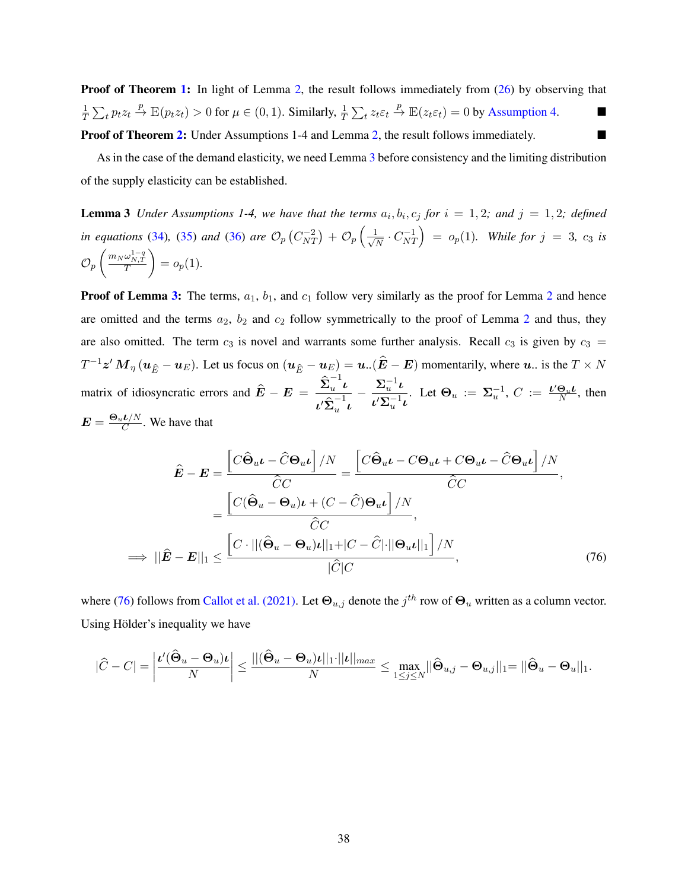**Proof of Theorem 1:** In light of Lemma 2, the result follows immediately from (26) by observing that $\frac{1}{T}\sum_t p_t z_t \xrightarrow{p} \mathbb{E}(p_t z_t) > 0$ for $\mu \in (0, 1)$. Similarly, $\frac{1}{T}\sum_t z_t \varepsilon_t \xrightarrow{p} \mathbb{E}(z_t \varepsilon_t) = 0$ by Assumption 4. ■

**Proof of Theorem 2:** Under Assumptions 1-4 and Lemma 2, the result follows immediately. ■

As in the case of the demand elasticity, we need Lemma 3 before consistency and the limiting distribution of the supply elasticity can be established.

**Lemma 3** *Under Assumptions 1-4, we have that the terms $a_i, b_i, c_j$ for $i = 1, 2$; and $j = 1, 2$; defined in equations (34), (35) and (36) are $\mathcal{O}_p\left(C_{NT}^{-2}\right) + \mathcal{O}_p\left(\frac{1}{\sqrt{N}} \cdot C_{NT}^{-1}\right) = o_p(1)$. While for $j = 3$, $c_3$ is $\mathcal{O}_p\left(\frac{m_N \omega_{N,T}^{1-q}}{T}\right) = o_p(1)$.*

**Proof of Lemma 3:** The terms, $a_1$, $b_1$, and $c_1$ follow very similarly as the proof for Lemma 2 and hence are omitted and the terms $a_2$, $b_2$ and $c_2$ follow symmetrically to the proof of Lemma 2 and thus, they are also omitted. The term $c_3$ is novel and warrants some further analysis. Recall $c_3$ is given by $c_3 = T^{-1}\boldsymbol{z}'\boldsymbol{M}_\eta\left(\boldsymbol{u}_{\widehat{E}} - \boldsymbol{u}_E\right)$. Let us focus on $(\boldsymbol{u}_{\widehat{E}} - \boldsymbol{u}_E) = \boldsymbol{u}_{..}(\widehat{\boldsymbol{E}} - \boldsymbol{E})$ momentarily, where $\boldsymbol{u}_{..}$ is the $T \times N$ matrix of idiosyncratic errors and $\widehat{\boldsymbol{E}} - \boldsymbol{E} = \frac{\widehat{\boldsymbol{\Sigma}}_u^{-1}\boldsymbol{\iota}}{\boldsymbol{\iota}'\widehat{\boldsymbol{\Sigma}}_u^{-1}\boldsymbol{\iota}} - \frac{\boldsymbol{\Sigma}_u^{-1}\boldsymbol{\iota}}{\boldsymbol{\iota}'\boldsymbol{\Sigma}_u^{-1}\boldsymbol{\iota}}$. Let $\boldsymbol{\Theta}_u := \boldsymbol{\Sigma}_u^{-1}$, $C := \frac{\boldsymbol{\iota}'\boldsymbol{\Theta}_u\boldsymbol{\iota}}{N}$, then $\boldsymbol{E} = \frac{\boldsymbol{\Theta}_u\boldsymbol{\iota}/N}{C}$. We have that

$$
\begin{aligned}
\widehat{\boldsymbol{E}} - \boldsymbol{E} &= \frac{\left[C\widehat{\boldsymbol{\Theta}}_u\boldsymbol{\iota} - \widehat{C}\boldsymbol{\Theta}_u\boldsymbol{\iota}\right]/N}{\widehat{C}C} = \frac{\left[C\widehat{\boldsymbol{\Theta}}_u\boldsymbol{\iota} - C\boldsymbol{\Theta}_u\boldsymbol{\iota} + C\boldsymbol{\Theta}_u\boldsymbol{\iota} - \widehat{C}\boldsymbol{\Theta}_u\boldsymbol{\iota}\right]/N}{\widehat{C}C}, \\
&= \frac{\left[C(\widehat{\boldsymbol{\Theta}}_u - \boldsymbol{\Theta}_u)\boldsymbol{\iota} + (C - \widehat{C})\boldsymbol{\Theta}_u\boldsymbol{\iota}\right]/N}{\widehat{C}C}, \\
\implies ||\widehat{\boldsymbol{E}} - \boldsymbol{E}||_1 &\leq \frac{\left[C \cdot ||(\widehat{\boldsymbol{\Theta}}_u - \boldsymbol{\Theta}_u)\boldsymbol{\iota}||_1 + |C - \widehat{C}| \cdot ||\boldsymbol{\Theta}_u\boldsymbol{\iota}||_1\right]/N}{|\widehat{C}|C},
\end{aligned} \tag{76}
$$

where (76) follows from Callot et al. (2021). Let $\boldsymbol{\Theta}_{u,j}$ denote the $j^{th}$ row of $\boldsymbol{\Theta}_u$ written as a column vector. Using Hölder's inequality we have

$$
|\widehat{C} - C| = \left|\frac{\boldsymbol{\iota}'(\widehat{\boldsymbol{\Theta}}_u - \boldsymbol{\Theta}_u)\boldsymbol{\iota}}{N}\right| \leq \frac{||(\widehat{\boldsymbol{\Theta}}_u - \boldsymbol{\Theta}_u)\boldsymbol{\iota}||_1 \cdot ||\boldsymbol{\iota}||_{max}}{N} \leq \max_{1 \leq j \leq N} ||\widehat{\boldsymbol{\Theta}}_{u,j} - \boldsymbol{\Theta}_{u,j}||_1 = ||\widehat{\boldsymbol{\Theta}}_u - \boldsymbol{\Theta}_u||_1.
$$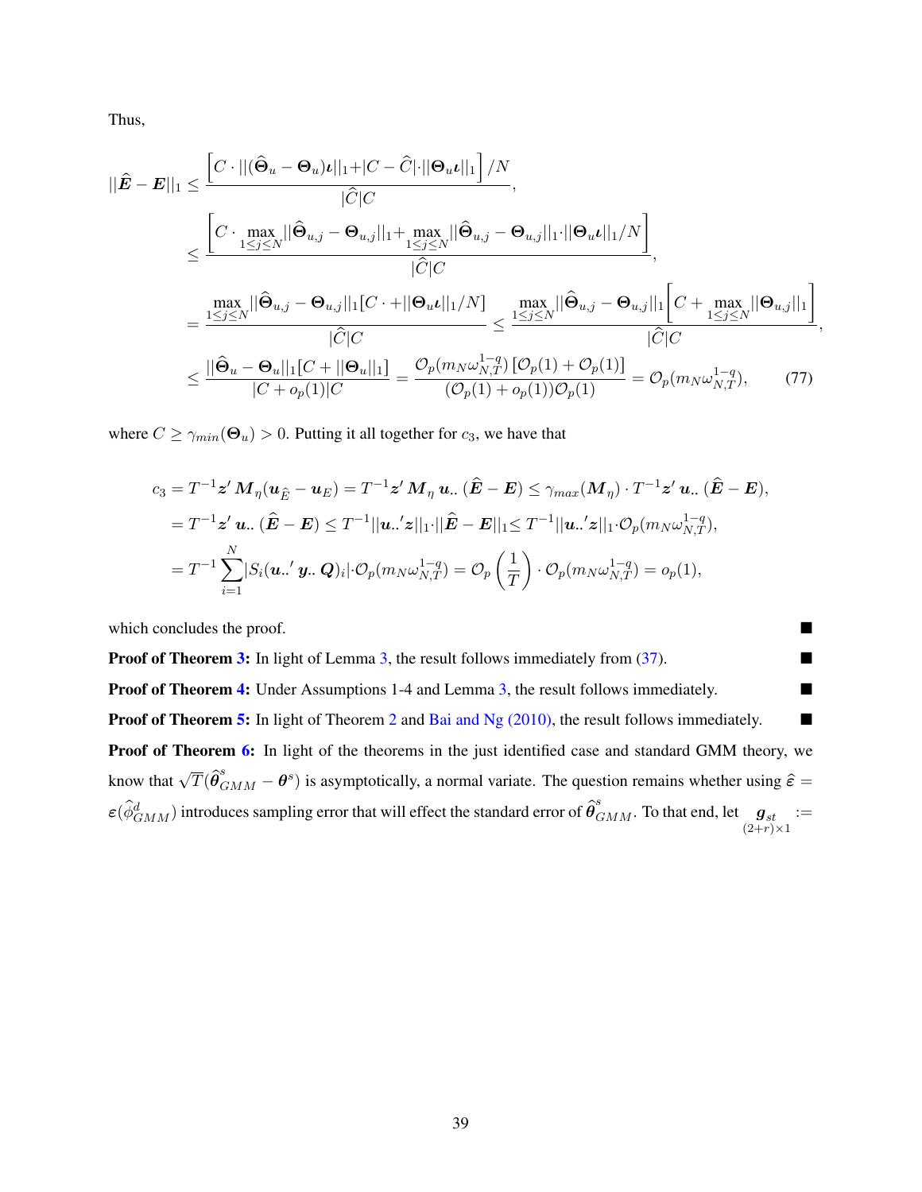Thus,

$$
\begin{aligned}
||\widehat{\boldsymbol{E}} - \boldsymbol{E}||_1 &\leq \frac{\left[C \cdot ||(\widehat{\boldsymbol{\Theta}}_u - \boldsymbol{\Theta}_u)\boldsymbol{\iota}||_1 + |C - \widehat{C}| \cdot ||\boldsymbol{\Theta}_u \boldsymbol{\iota}||_1\right]/N}{|\widehat{C}|C}, \\
&\leq \frac{\left[C \cdot \max_{1\leq j\leq N} ||\widehat{\boldsymbol{\Theta}}_{u,j} - \boldsymbol{\Theta}_{u,j}||_1 + \max_{1\leq j\leq N} ||\widehat{\boldsymbol{\Theta}}_{u,j} - \boldsymbol{\Theta}_{u,j}||_1 \cdot ||\boldsymbol{\Theta}_u \boldsymbol{\iota}||_1/N\right]}{|\widehat{C}|C}, \\
&= \frac{\max_{1\leq j\leq N} ||\widehat{\boldsymbol{\Theta}}_{u,j} - \boldsymbol{\Theta}_{u,j}||_1 [C \cdot + ||\boldsymbol{\Theta}_u \boldsymbol{\iota}||_1/N]}{|\widehat{C}|C} \leq \frac{\max_{1\leq j\leq N} ||\widehat{\boldsymbol{\Theta}}_{u,j} - \boldsymbol{\Theta}_{u,j}||_1 \left[C + \max_{1\leq j\leq N} ||\boldsymbol{\Theta}_{u,j}||_1\right]}{|\widehat{C}|C}, \\
&\leq \frac{||\widehat{\boldsymbol{\Theta}}_u - \boldsymbol{\Theta}_u||_1 [C + ||\boldsymbol{\Theta}_u||_1]}{|C + o_p(1)|C} = \frac{\mathcal{O}_p(m_N \omega_{N,T}^{1-q}) \left[\mathcal{O}_p(1) + \mathcal{O}_p(1)\right]}{(\mathcal{O}_p(1) + o_p(1))\mathcal{O}_p(1)} = \mathcal{O}_p(m_N \omega_{N,T}^{1-q}), \qquad (77)
\end{aligned}
$$

where $C \geq \gamma_{min}(\boldsymbol{\Theta}_u) > 0$. Putting it all together for $c_3$, we have that

$$
\begin{aligned}
c_3 &= T^{-1}\boldsymbol{z}' \boldsymbol{M}_\eta (\boldsymbol{u}_{\widehat{E}} - \boldsymbol{u}_E) = T^{-1}\boldsymbol{z}' \boldsymbol{M}_\eta \, \boldsymbol{u}_{\cdot\cdot} \, (\widehat{\boldsymbol{E}} - \boldsymbol{E}) \leq \gamma_{max}(\boldsymbol{M}_\eta) \cdot T^{-1}\boldsymbol{z}' \, \boldsymbol{u}_{\cdot\cdot} \, (\widehat{\boldsymbol{E}} - \boldsymbol{E}), \\
&= T^{-1}\boldsymbol{z}' \, \boldsymbol{u}_{\cdot\cdot} \, (\widehat{\boldsymbol{E}} - \boldsymbol{E}) \leq T^{-1}||\boldsymbol{u}_{\cdot\cdot}{}'\boldsymbol{z}||_1 \cdot ||\widehat{\boldsymbol{E}} - \boldsymbol{E}||_1 \leq T^{-1}||\boldsymbol{u}_{\cdot\cdot}{}'\boldsymbol{z}||_1 \cdot \mathcal{O}_p(m_N \omega_{N,T}^{1-q}), \\
&= T^{-1}\sum_{i=1}^{N} |S_i(\boldsymbol{u}_{\cdot\cdot}{}' \, \boldsymbol{y}_{\cdot\cdot} \, \boldsymbol{Q})_i| \cdot \mathcal{O}_p(m_N \omega_{N,T}^{1-q}) = \mathcal{O}_p\left(\frac{1}{T}\right) \cdot \mathcal{O}_p(m_N \omega_{N,T}^{1-q}) = o_p(1),
\end{aligned}
$$

which concludes the proof. ■

**Proof of Theorem 3:** In light of Lemma 3, the result follows immediately from (37). ■

**Proof of Theorem 4:** Under Assumptions 1-4 and Lemma 3, the result follows immediately. ■

**Proof of Theorem 5:** In light of Theorem 2 and Bai and Ng (2010), the result follows immediately. ■

**Proof of Theorem 6:** In light of the theorems in the just identified case and standard GMM theory, we know that $\sqrt{T}(\widehat{\boldsymbol{\theta}}^s_{GMM} - \boldsymbol{\theta}^s)$ is asymptotically, a normal variate. The question remains whether using $\widehat{\varepsilon} = \varepsilon(\widehat{\phi}^d_{GMM})$ introduces sampling error that will effect the standard error of $\widehat{\boldsymbol{\theta}}^s_{GMM}$. To that end, let $\underset{(2+r)\times 1}{\boldsymbol{g}_{st}} :=$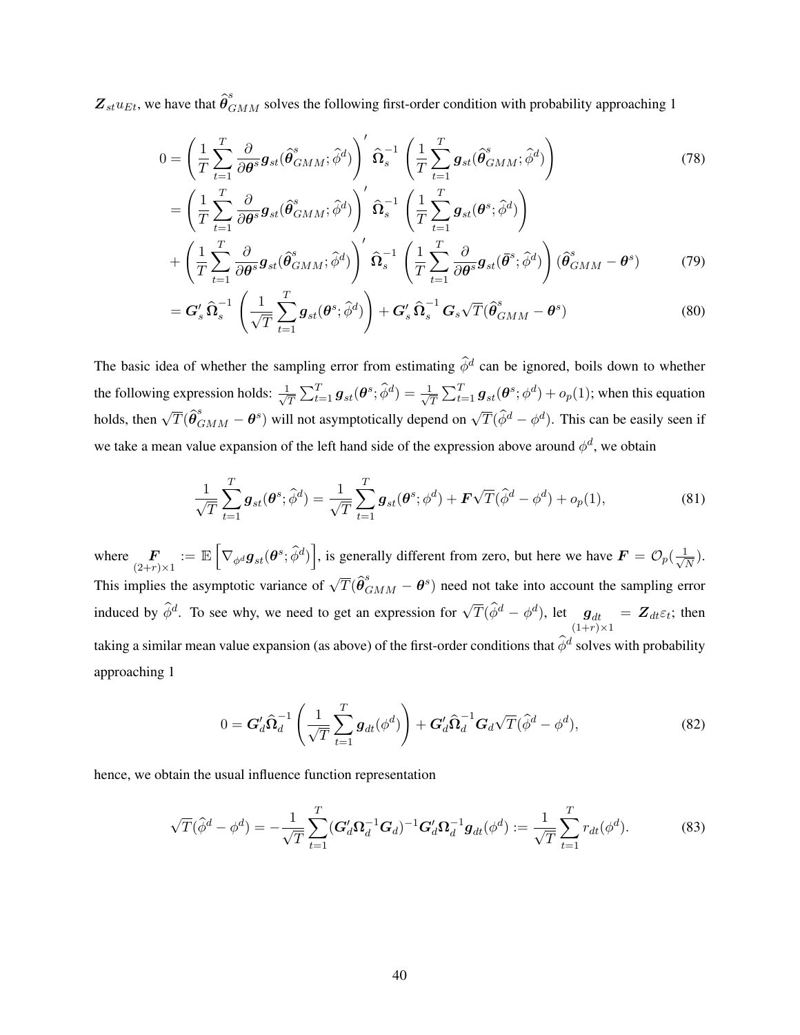$\boldsymbol{Z}_{st}u_{Et}$, we have that $\widehat{\boldsymbol{\theta}}^s_{GMM}$ solves the following first-order condition with probability approaching 1

$$
\begin{aligned}
0 &= \left(\frac{1}{T}\sum_{t=1}^{T}\frac{\partial}{\partial \boldsymbol{\theta}^s}\boldsymbol{g}_{st}(\widehat{\boldsymbol{\theta}}^s_{GMM};\widehat{\phi}^d)\right)' \widehat{\boldsymbol{\Omega}}_s^{-1}\left(\frac{1}{T}\sum_{t=1}^{T}\boldsymbol{g}_{st}(\widehat{\boldsymbol{\theta}}^s_{GMM};\widehat{\phi}^d)\right) \qquad (78)\\
&= \left(\frac{1}{T}\sum_{t=1}^{T}\frac{\partial}{\partial \boldsymbol{\theta}^s}\boldsymbol{g}_{st}(\widehat{\boldsymbol{\theta}}^s_{GMM};\widehat{\phi}^d)\right)' \widehat{\boldsymbol{\Omega}}_s^{-1}\left(\frac{1}{T}\sum_{t=1}^{T}\boldsymbol{g}_{st}(\boldsymbol{\theta}^s;\widehat{\phi}^d)\right)\\
&\quad + \left(\frac{1}{T}\sum_{t=1}^{T}\frac{\partial}{\partial \boldsymbol{\theta}^s}\boldsymbol{g}_{st}(\widehat{\boldsymbol{\theta}}^s_{GMM};\widehat{\phi}^d)\right)' \widehat{\boldsymbol{\Omega}}_s^{-1}\left(\frac{1}{T}\sum_{t=1}^{T}\frac{\partial}{\partial \boldsymbol{\theta}^s}\boldsymbol{g}_{st}(\bar{\boldsymbol{\theta}}^s;\widehat{\phi}^d)\right)(\widehat{\boldsymbol{\theta}}^s_{GMM}-\boldsymbol{\theta}^s) \qquad (79)\\
&= \boldsymbol{G}_s'\,\widehat{\boldsymbol{\Omega}}_s^{-1}\left(\frac{1}{\sqrt{T}}\sum_{t=1}^{T}\boldsymbol{g}_{st}(\boldsymbol{\theta}^s;\widehat{\phi}^d)\right) + \boldsymbol{G}_s'\,\widehat{\boldsymbol{\Omega}}_s^{-1}\boldsymbol{G}_s\sqrt{T}(\widehat{\boldsymbol{\theta}}^s_{GMM}-\boldsymbol{\theta}^s) \qquad (80)
\end{aligned}
$$

The basic idea of whether the sampling error from estimating $\widehat{\phi}^d$ can be ignored, boils down to whether the following expression holds: $\frac{1}{\sqrt{T}}\sum_{t=1}^{T}\boldsymbol{g}_{st}(\boldsymbol{\theta}^s;\widehat{\phi}^d) = \frac{1}{\sqrt{T}}\sum_{t=1}^{T}\boldsymbol{g}_{st}(\boldsymbol{\theta}^s;\phi^d) + o_p(1)$; when this equation holds, then $\sqrt{T}(\widehat{\boldsymbol{\theta}}^s_{GMM}-\boldsymbol{\theta}^s)$ will not asymptotically depend on $\sqrt{T}(\widehat{\phi}^d-\phi^d)$. This can be easily seen if we take a mean value expansion of the left hand side of the expression above around $\phi^d$, we obtain

$$
\frac{1}{\sqrt{T}}\sum_{t=1}^{T}\boldsymbol{g}_{st}(\boldsymbol{\theta}^s;\widehat{\phi}^d) = \frac{1}{\sqrt{T}}\sum_{t=1}^{T}\boldsymbol{g}_{st}(\boldsymbol{\theta}^s;\phi^d) + \boldsymbol{F}\sqrt{T}(\widehat{\phi}^d-\phi^d) + o_p(1), \qquad (81)
$$

where $\underset{(2+r)\times 1}{\boldsymbol{F}} := \mathbb{E}\left[\nabla_{\phi^d}\boldsymbol{g}_{st}(\boldsymbol{\theta}^s;\widehat{\phi}^d)\right]$, is generally different from zero, but here we have $\boldsymbol{F} = \mathcal{O}_p(\frac{1}{\sqrt{N}})$. This implies the asymptotic variance of $\sqrt{T}(\widehat{\boldsymbol{\theta}}^s_{GMM}-\boldsymbol{\theta}^s)$ need not take into account the sampling error induced by $\widehat{\phi}^d$. To see why, we need to get an expression for $\sqrt{T}(\widehat{\phi}^d-\phi^d)$, let $\underset{(1+r)\times 1}{\boldsymbol{g}_{dt}} = \boldsymbol{Z}_{dt}\varepsilon_t$; then taking a similar mean value expansion (as above) of the first-order conditions that $\widehat{\phi}^d$ solves with probability approaching 1

$$
0 = \boldsymbol{G}_d'\widehat{\boldsymbol{\Omega}}_d^{-1}\left(\frac{1}{\sqrt{T}}\sum_{t=1}^{T}\boldsymbol{g}_{dt}(\phi^d)\right) + \boldsymbol{G}_d'\widehat{\boldsymbol{\Omega}}_d^{-1}\boldsymbol{G}_d\sqrt{T}(\widehat{\phi}^d-\phi^d), \qquad (82)
$$

hence, we obtain the usual influence function representation

$$
\sqrt{T}(\widehat{\phi}^d-\phi^d) = -\frac{1}{\sqrt{T}}\sum_{t=1}^{T}(\boldsymbol{G}_d'\boldsymbol{\Omega}_d^{-1}\boldsymbol{G}_d)^{-1}\boldsymbol{G}_d'\boldsymbol{\Omega}_d^{-1}\boldsymbol{g}_{dt}(\phi^d) := \frac{1}{\sqrt{T}}\sum_{t=1}^{T}r_{dt}(\phi^d). \qquad (83)
$$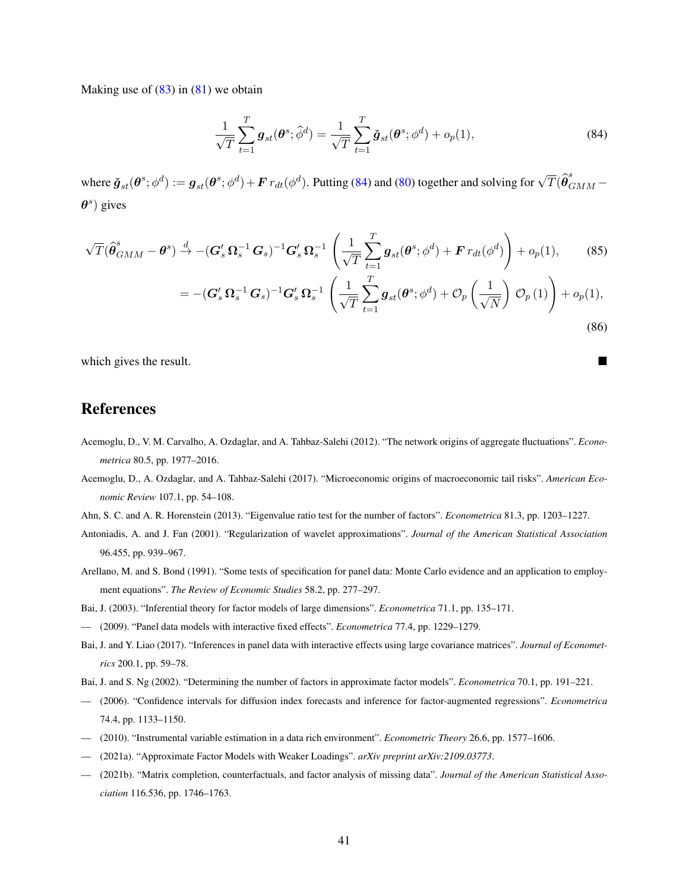Making use of (83) in (81) we obtain

$$\frac{1}{\sqrt{T}} \sum_{t=1}^{T} \boldsymbol{g}_{st}(\boldsymbol{\theta}^s; \widehat{\phi}^d) = \frac{1}{\sqrt{T}} \sum_{t=1}^{T} \breve{\boldsymbol{g}}_{st}(\boldsymbol{\theta}^s; \phi^d) + o_p(1), \tag{84}$$

where $\breve{\boldsymbol{g}}_{st}(\boldsymbol{\theta}^s; \phi^d) := \boldsymbol{g}_{st}(\boldsymbol{\theta}^s; \phi^d) + \boldsymbol{F}\, r_{dt}(\phi^d)$. Putting (84) and (80) together and solving for $\sqrt{T}(\widehat{\boldsymbol{\theta}}^s_{GMM} - \boldsymbol{\theta}^s)$ gives

$$\sqrt{T}(\widehat{\boldsymbol{\theta}}^s_{GMM} - \boldsymbol{\theta}^s) \xrightarrow{d} -(\boldsymbol{G}_s' \, \boldsymbol{\Omega}_s^{-1} \, \boldsymbol{G}_s)^{-1} \boldsymbol{G}_s' \, \boldsymbol{\Omega}_s^{-1} \left( \frac{1}{\sqrt{T}} \sum_{t=1}^{T} \boldsymbol{g}_{st}(\boldsymbol{\theta}^s; \phi^d) + \boldsymbol{F}\, r_{dt}(\phi^d) \right) + o_p(1), \tag{85}$$

$$= -(\boldsymbol{G}_s' \, \boldsymbol{\Omega}_s^{-1} \, \boldsymbol{G}_s)^{-1} \boldsymbol{G}_s' \, \boldsymbol{\Omega}_s^{-1} \left( \frac{1}{\sqrt{T}} \sum_{t=1}^{T} \boldsymbol{g}_{st}(\boldsymbol{\theta}^s; \phi^d) + \mathcal{O}_p \left( \frac{1}{\sqrt{N}} \right) \mathcal{O}_p\left(1\right) \right) + o_p(1), \tag{86}$$

which gives the result. ■

# References

Acemoglu, D., V. M. Carvalho, A. Ozdaglar, and A. Tahbaz-Salehi (2012). "The network origins of aggregate fluctuations". *Econometrica* 80.5, pp. 1977–2016.

Acemoglu, D., A. Ozdaglar, and A. Tahbaz-Salehi (2017). "Microeconomic origins of macroeconomic tail risks". *American Economic Review* 107.1, pp. 54–108.

Ahn, S. C. and A. R. Horenstein (2013). "Eigenvalue ratio test for the number of factors". *Econometrica* 81.3, pp. 1203–1227.

Antoniadis, A. and J. Fan (2001). "Regularization of wavelet approximations". *Journal of the American Statistical Association* 96.455, pp. 939–967.

Arellano, M. and S. Bond (1991). "Some tests of specification for panel data: Monte Carlo evidence and an application to employment equations". *The Review of Economic Studies* 58.2, pp. 277–297.

Bai, J. (2003). "Inferential theory for factor models of large dimensions". *Econometrica* 71.1, pp. 135–171.

— (2009). "Panel data models with interactive fixed effects". *Econometrica* 77.4, pp. 1229–1279.

Bai, J. and Y. Liao (2017). "Inferences in panel data with interactive effects using large covariance matrices". *Journal of Econometrics* 200.1, pp. 59–78.

Bai, J. and S. Ng (2002). "Determining the number of factors in approximate factor models". *Econometrica* 70.1, pp. 191–221.

— (2006). "Confidence intervals for diffusion index forecasts and inference for factor-augmented regressions". *Econometrica* 74.4, pp. 1133–1150.

— (2010). "Instrumental variable estimation in a data rich environment". *Econometric Theory* 26.6, pp. 1577–1606.

— (2021a). "Approximate Factor Models with Weaker Loadings". *arXiv preprint arXiv:2109.03773*.

— (2021b). "Matrix completion, counterfactuals, and factor analysis of missing data". *Journal of the American Statistical Association* 116.536, pp. 1746–1763.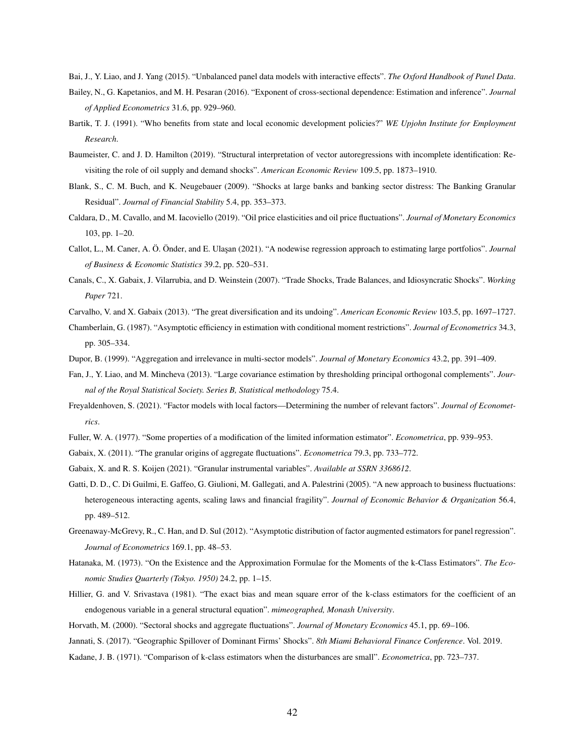Bai, J., Y. Liao, and J. Yang (2015). "Unbalanced panel data models with interactive effects". *The Oxford Handbook of Panel Data*.

Bailey, N., G. Kapetanios, and M. H. Pesaran (2016). "Exponent of cross-sectional dependence: Estimation and inference". *Journal of Applied Econometrics* 31.6, pp. 929–960.

Bartik, T. J. (1991). "Who benefits from state and local economic development policies?" *WE Upjohn Institute for Employment Research*.

Baumeister, C. and J. D. Hamilton (2019). "Structural interpretation of vector autoregressions with incomplete identification: Revisiting the role of oil supply and demand shocks". *American Economic Review* 109.5, pp. 1873–1910.

Blank, S., C. M. Buch, and K. Neugebauer (2009). "Shocks at large banks and banking sector distress: The Banking Granular Residual". *Journal of Financial Stability* 5.4, pp. 353–373.

Caldara, D., M. Cavallo, and M. Iacoviello (2019). "Oil price elasticities and oil price fluctuations". *Journal of Monetary Economics* 103, pp. 1–20.

Callot, L., M. Caner, A. Ö. Önder, and E. Ulaşan (2021). "A nodewise regression approach to estimating large portfolios". *Journal of Business & Economic Statistics* 39.2, pp. 520–531.

Canals, C., X. Gabaix, J. Vilarrubia, and D. Weinstein (2007). "Trade Shocks, Trade Balances, and Idiosyncratic Shocks". *Working Paper* 721.

Carvalho, V. and X. Gabaix (2013). "The great diversification and its undoing". *American Economic Review* 103.5, pp. 1697–1727.

Chamberlain, G. (1987). "Asymptotic efficiency in estimation with conditional moment restrictions". *Journal of Econometrics* 34.3, pp. 305–334.

Dupor, B. (1999). "Aggregation and irrelevance in multi-sector models". *Journal of Monetary Economics* 43.2, pp. 391–409.

Fan, J., Y. Liao, and M. Mincheva (2013). "Large covariance estimation by thresholding principal orthogonal complements". *Journal of the Royal Statistical Society. Series B, Statistical methodology* 75.4.

Freyaldenhoven, S. (2021). "Factor models with local factors—Determining the number of relevant factors". *Journal of Econometrics*.

Fuller, W. A. (1977). "Some properties of a modification of the limited information estimator". *Econometrica*, pp. 939–953.

Gabaix, X. (2011). "The granular origins of aggregate fluctuations". *Econometrica* 79.3, pp. 733–772.

Gabaix, X. and R. S. Koijen (2021). "Granular instrumental variables". *Available at SSRN 3368612*.

Gatti, D. D., C. Di Guilmi, E. Gaffeo, G. Giulioni, M. Gallegati, and A. Palestrini (2005). "A new approach to business fluctuations: heterogeneous interacting agents, scaling laws and financial fragility". *Journal of Economic Behavior & Organization* 56.4, pp. 489–512.

Greenaway-McGrevy, R., C. Han, and D. Sul (2012). "Asymptotic distribution of factor augmented estimators for panel regression". *Journal of Econometrics* 169.1, pp. 48–53.

Hatanaka, M. (1973). "On the Existence and the Approximation Formulae for the Moments of the k-Class Estimators". *The Economic Studies Quarterly (Tokyo. 1950)* 24.2, pp. 1–15.

Hillier, G. and V. Srivastava (1981). "The exact bias and mean square error of the k-class estimators for the coefficient of an endogenous variable in a general structural equation". *mimeographed, Monash University*.

Horvath, M. (2000). "Sectoral shocks and aggregate fluctuations". *Journal of Monetary Economics* 45.1, pp. 69–106.

Jannati, S. (2017). "Geographic Spillover of Dominant Firms' Shocks". *8th Miami Behavioral Finance Conference*. Vol. 2019.

Kadane, J. B. (1971). "Comparison of k-class estimators when the disturbances are small". *Econometrica*, pp. 723–737.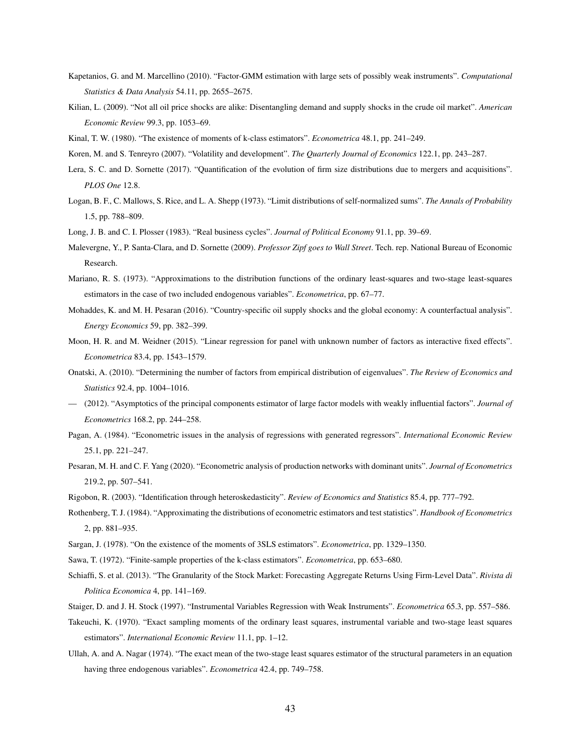Kapetanios, G. and M. Marcellino (2010). "Factor-GMM estimation with large sets of possibly weak instruments". *Computational Statistics & Data Analysis* 54.11, pp. 2655–2675.

Kilian, L. (2009). "Not all oil price shocks are alike: Disentangling demand and supply shocks in the crude oil market". *American Economic Review* 99.3, pp. 1053–69.

Kinal, T. W. (1980). "The existence of moments of k-class estimators". *Econometrica* 48.1, pp. 241–249.

Koren, M. and S. Tenreyro (2007). "Volatility and development". *The Quarterly Journal of Economics* 122.1, pp. 243–287.

Lera, S. C. and D. Sornette (2017). "Quantification of the evolution of firm size distributions due to mergers and acquisitions". *PLOS One* 12.8.

Logan, B. F., C. Mallows, S. Rice, and L. A. Shepp (1973). "Limit distributions of self-normalized sums". *The Annals of Probability* 1.5, pp. 788–809.

Long, J. B. and C. I. Plosser (1983). "Real business cycles". *Journal of Political Economy* 91.1, pp. 39–69.

Malevergne, Y., P. Santa-Clara, and D. Sornette (2009). *Professor Zipf goes to Wall Street*. Tech. rep. National Bureau of Economic Research.

Mariano, R. S. (1973). "Approximations to the distribution functions of the ordinary least-squares and two-stage least-squares estimators in the case of two included endogenous variables". *Econometrica*, pp. 67–77.

Mohaddes, K. and M. H. Pesaran (2016). "Country-specific oil supply shocks and the global economy: A counterfactual analysis". *Energy Economics* 59, pp. 382–399.

Moon, H. R. and M. Weidner (2015). "Linear regression for panel with unknown number of factors as interactive fixed effects". *Econometrica* 83.4, pp. 1543–1579.

Onatski, A. (2010). "Determining the number of factors from empirical distribution of eigenvalues". *The Review of Economics and Statistics* 92.4, pp. 1004–1016.

— (2012). "Asymptotics of the principal components estimator of large factor models with weakly influential factors". *Journal of Econometrics* 168.2, pp. 244–258.

Pagan, A. (1984). "Econometric issues in the analysis of regressions with generated regressors". *International Economic Review* 25.1, pp. 221–247.

Pesaran, M. H. and C. F. Yang (2020). "Econometric analysis of production networks with dominant units". *Journal of Econometrics* 219.2, pp. 507–541.

Rigobon, R. (2003). "Identification through heteroskedasticity". *Review of Economics and Statistics* 85.4, pp. 777–792.

Rothenberg, T. J. (1984). "Approximating the distributions of econometric estimators and test statistics". *Handbook of Econometrics* 2, pp. 881–935.

Sargan, J. (1978). "On the existence of the moments of 3SLS estimators". *Econometrica*, pp. 1329–1350.

Sawa, T. (1972). "Finite-sample properties of the k-class estimators". *Econometrica*, pp. 653–680.

Schiaffi, S. et al. (2013). "The Granularity of the Stock Market: Forecasting Aggregate Returns Using Firm-Level Data". *Rivista di Politica Economica* 4, pp. 141–169.

Staiger, D. and J. H. Stock (1997). "Instrumental Variables Regression with Weak Instruments". *Econometrica* 65.3, pp. 557–586.

Takeuchi, K. (1970). "Exact sampling moments of the ordinary least squares, instrumental variable and two-stage least squares estimators". *International Economic Review* 11.1, pp. 1–12.

Ullah, A. and A. Nagar (1974). "The exact mean of the two-stage least squares estimator of the structural parameters in an equation having three endogenous variables". *Econometrica* 42.4, pp. 749–758.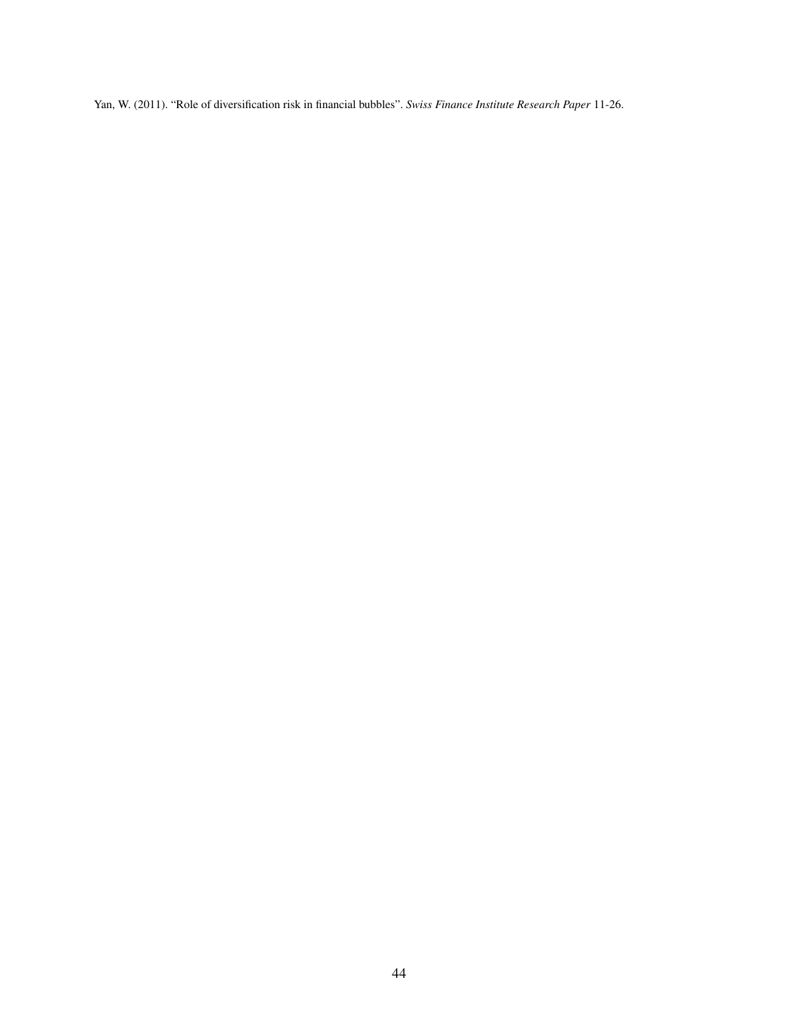Yan, W. (2011). "Role of diversification risk in financial bubbles". *Swiss Finance Institute Research Paper* 11-26.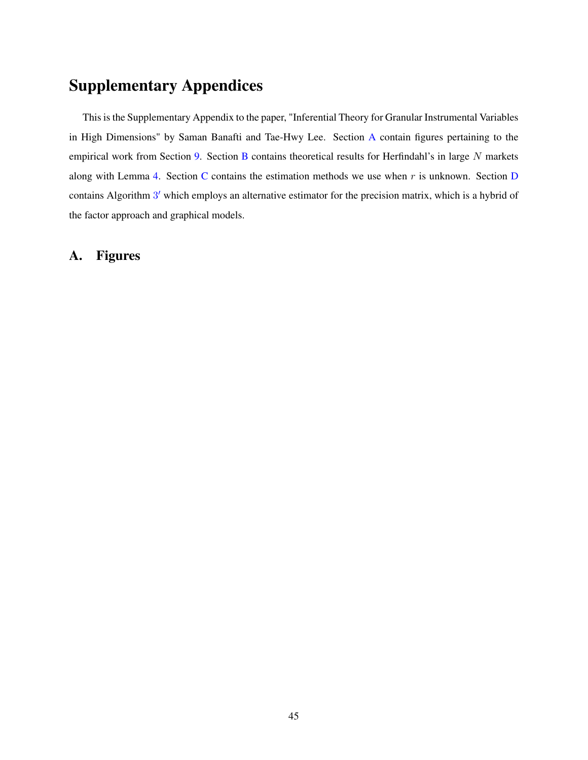# Supplementary Appendices

This is the Supplementary Appendix to the paper, "Inferential Theory for Granular Instrumental Variables in High Dimensions" by Saman Banafti and Tae-Hwy Lee. Section A contain figures pertaining to the empirical work from Section 9. Section B contains theoretical results for Herfindahl's in large $N$ markets along with Lemma 4. Section C contains the estimation methods we use when $r$ is unknown. Section D contains Algorithm $3'$ which employs an alternative estimator for the precision matrix, which is a hybrid of the factor approach and graphical models.

## A. Figures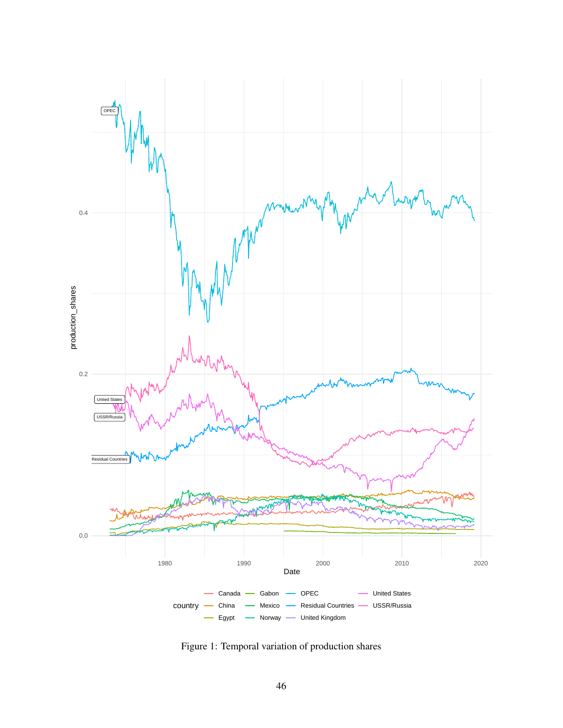Figure 1: Temporal variation of production shares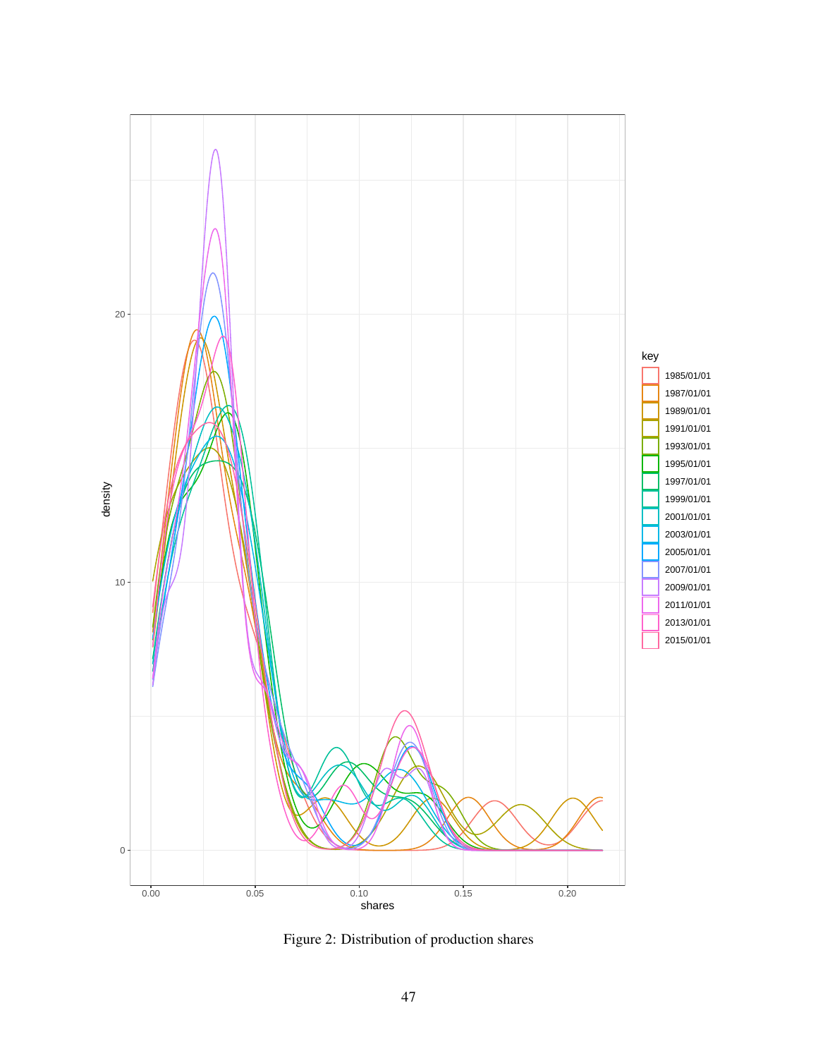Figure 2: Distribution of production shares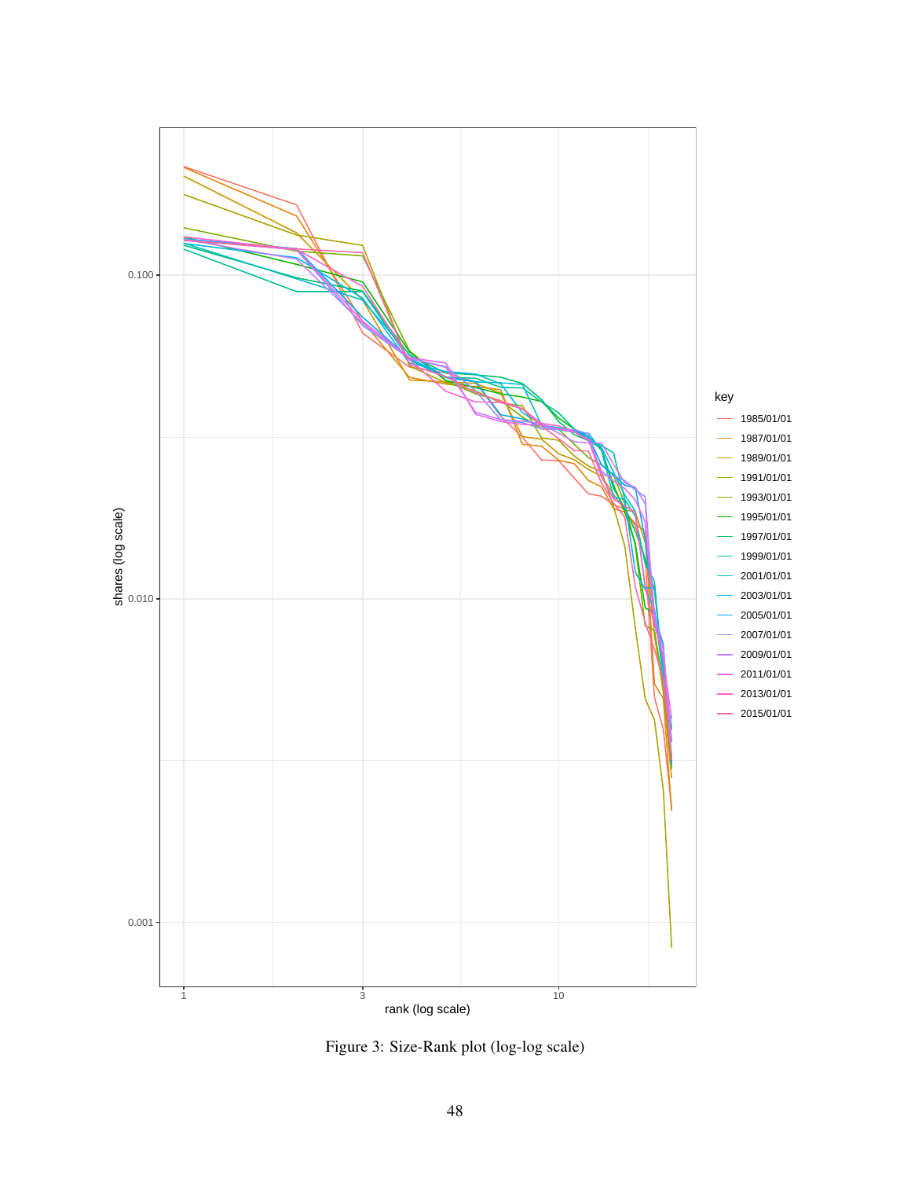Figure 3: Size-Rank plot (log-log scale)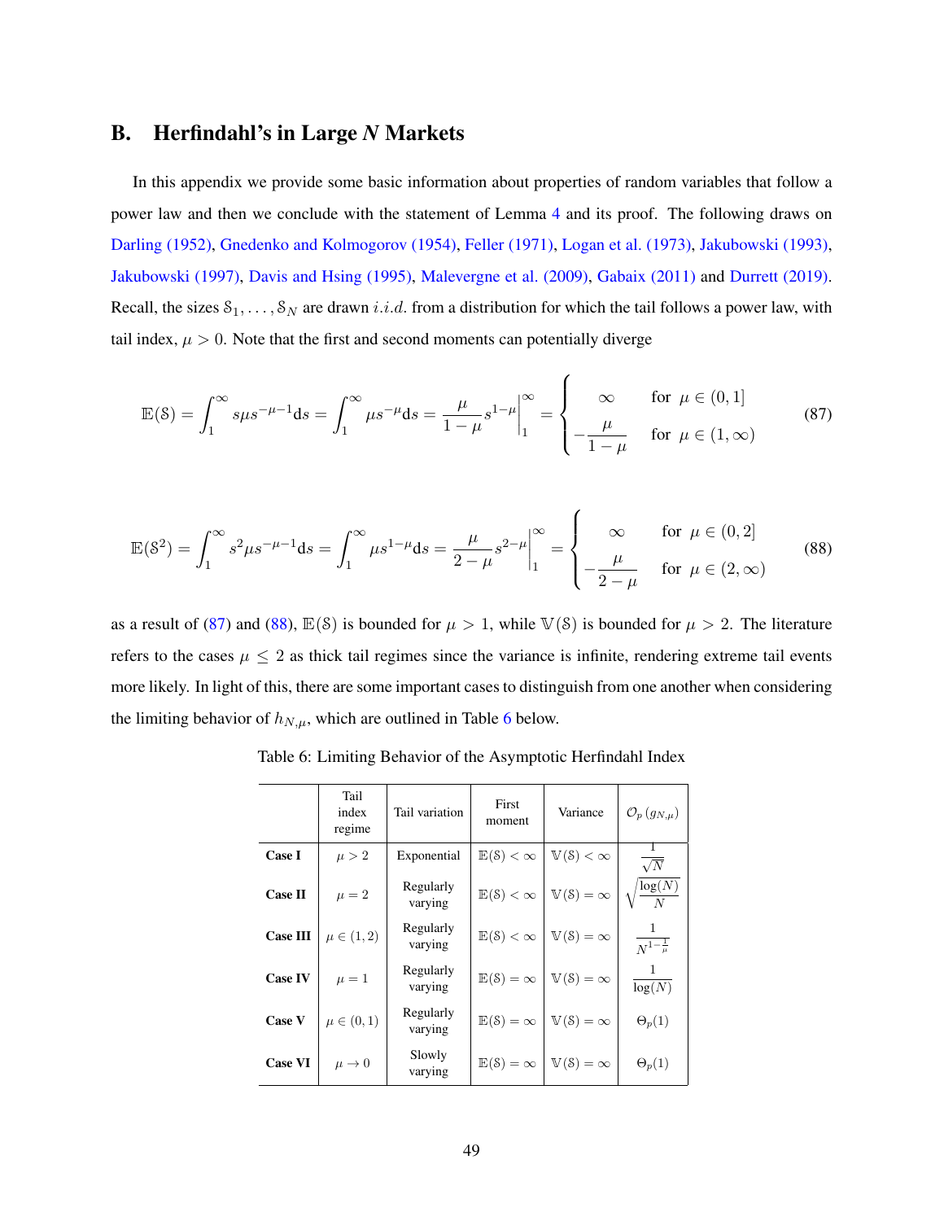## B. Herfindahl's in Large *N* Markets

In this appendix we provide some basic information about properties of random variables that follow a power law and then we conclude with the statement of Lemma 4 and its proof. The following draws on Darling (1952), Gnedenko and Kolmogorov (1954), Feller (1971), Logan et al. (1973), Jakubowski (1993), Jakubowski (1997), Davis and Hsing (1995), Malevergne et al. (2009), Gabaix (2011) and Durrett (2019). Recall, the sizes $\mathcal{S}_1, \ldots, \mathcal{S}_N$ are drawn $i.i.d.$ from a distribution for which the tail follows a power law, with tail index, $\mu > 0$. Note that the first and second moments can potentially diverge

$$
\mathbb{E}(\mathcal{S}) = \int_1^\infty s\mu s^{-\mu-1}\mathrm{d}s = \int_1^\infty \mu s^{-\mu}\mathrm{d}s = \frac{\mu}{1-\mu}s^{1-\mu}\Big|_1^\infty = \begin{cases} \infty & \text{for } \mu \in (0,1] \\ -\dfrac{\mu}{1-\mu} & \text{for } \mu \in (1,\infty) \end{cases} \tag{87}
$$

$$
\mathbb{E}(\mathcal{S}^2) = \int_1^\infty s^2\mu s^{-\mu-1}\mathrm{d}s = \int_1^\infty \mu s^{1-\mu}\mathrm{d}s = \frac{\mu}{2-\mu}s^{2-\mu}\Big|_1^\infty = \begin{cases} \infty & \text{for } \mu \in (0,2] \\ -\dfrac{\mu}{2-\mu} & \text{for } \mu \in (2,\infty) \end{cases} \tag{88}
$$

as a result of (87) and (88), $\mathbb{E}(\mathcal{S})$ is bounded for $\mu > 1$, while $\mathbb{V}(\mathcal{S})$ is bounded for $\mu > 2$. The literature refers to the cases $\mu \leq 2$ as thick tail regimes since the variance is infinite, rendering extreme tail events more likely. In light of this, there are some important cases to distinguish from one another when considering the limiting behavior of $h_{N,\mu}$, which are outlined in Table 6 below.

Table 6: Limiting Behavior of the Asymptotic Herfindahl Index

| | Tail index regime | Tail variation | First moment | Variance | $\mathcal{O}_p\left(g_{N,\mu}\right)$ |
|---|---|---|---|---|---|
| **Case I** | $\mu > 2$ | Exponential | $\mathbb{E}(\mathcal{S}) < \infty$ | $\mathbb{V}(\mathcal{S}) < \infty$ | $\frac{1}{\sqrt{N}}$ |
| **Case II** | $\mu = 2$ | Regularly varying | $\mathbb{E}(\mathcal{S}) < \infty$ | $\mathbb{V}(\mathcal{S}) = \infty$ | $\sqrt{\frac{\log(N)}{N}}$ |
| **Case III** | $\mu \in (1,2)$ | Regularly varying | $\mathbb{E}(\mathcal{S}) < \infty$ | $\mathbb{V}(\mathcal{S}) = \infty$ | $\frac{1}{N^{1-\frac{1}{\mu}}}$ |
| **Case IV** | $\mu = 1$ | Regularly varying | $\mathbb{E}(\mathcal{S}) = \infty$ | $\mathbb{V}(\mathcal{S}) = \infty$ | $\frac{1}{\log(N)}$ |
| **Case V** | $\mu \in (0,1)$ | Regularly varying | $\mathbb{E}(\mathcal{S}) = \infty$ | $\mathbb{V}(\mathcal{S}) = \infty$ | $\Theta_p(1)$ |
| **Case VI** | $\mu \to 0$ | Slowly varying | $\mathbb{E}(\mathcal{S}) = \infty$ | $\mathbb{V}(\mathcal{S}) = \infty$ | $\Theta_p(1)$ |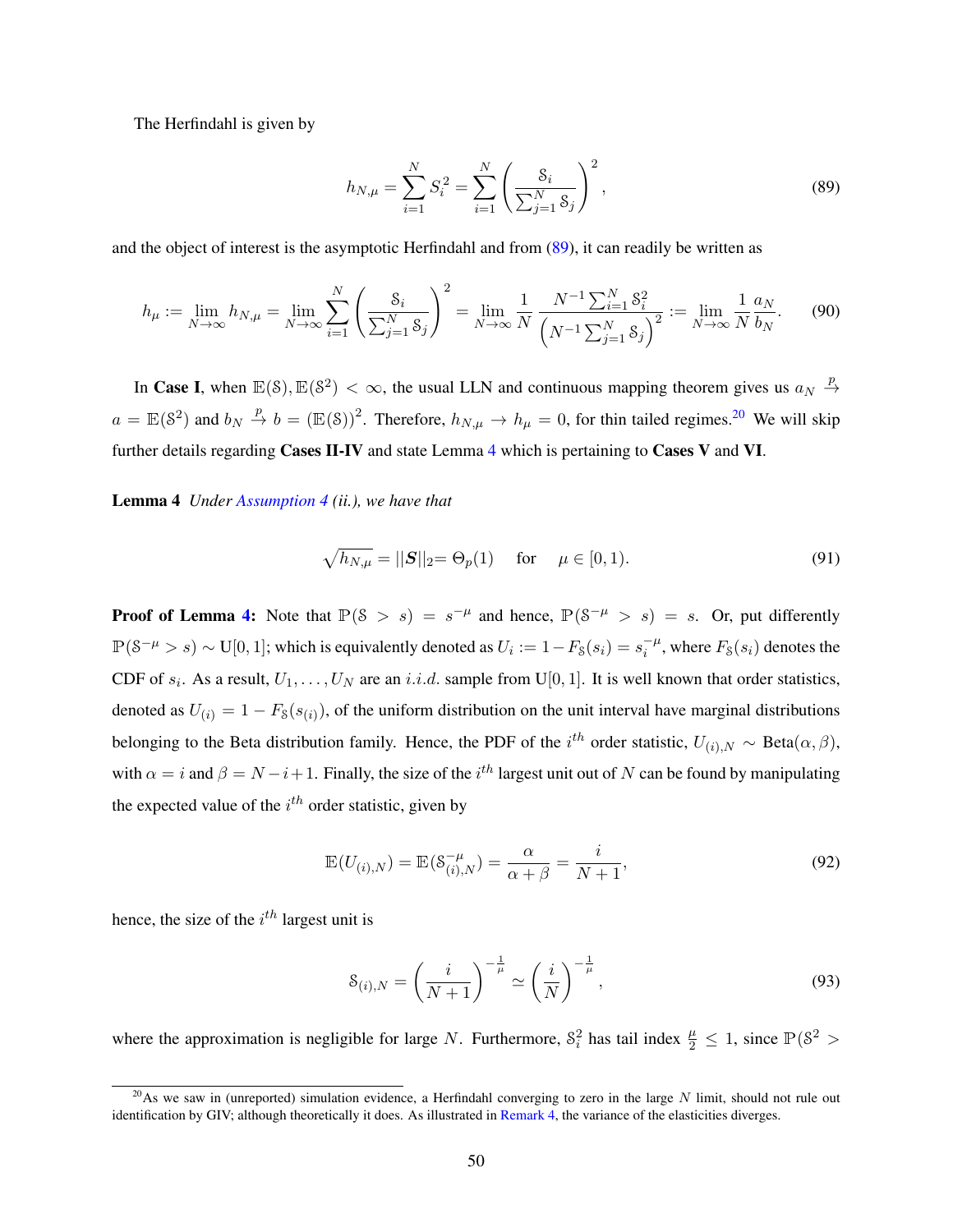The Herfindahl is given by

$$h_{N,\mu} = \sum_{i=1}^{N} S_i^2 = \sum_{i=1}^{N} \left( \frac{\mathcal{S}_i}{\sum_{j=1}^{N} \mathcal{S}_j} \right)^2, \tag{89}$$

and the object of interest is the asymptotic Herfindahl and from (89), it can readily be written as

$$h_\mu := \lim_{N\to\infty} h_{N,\mu} = \lim_{N\to\infty} \sum_{i=1}^{N} \left( \frac{\mathcal{S}_i}{\sum_{j=1}^{N} \mathcal{S}_j} \right)^2 = \lim_{N\to\infty} \frac{1}{N} \frac{N^{-1}\sum_{i=1}^{N} \mathcal{S}_i^2}{\left(N^{-1}\sum_{j=1}^{N} \mathcal{S}_j\right)^2} := \lim_{N\to\infty} \frac{1}{N} \frac{a_N}{b_N}. \tag{90}$$

In **Case I**, when $\mathbb{E}(\mathcal{S}), \mathbb{E}(\mathcal{S}^2) < \infty$, the usual LLN and continuous mapping theorem gives us $a_N \xrightarrow{p} a = \mathbb{E}(\mathcal{S}^2)$ and $b_N \xrightarrow{p} b = (\mathbb{E}(\mathcal{S}))^2$. Therefore, $h_{N,\mu} \to h_\mu = 0$, for thin tailed regimes.[20] We will skip further details regarding **Cases II-IV** and state Lemma 4 which is pertaining to **Cases V** and **VI**.

**Lemma 4** *Under Assumption 4 (ii.), we have that*

$$\sqrt{h_{N,\mu}} = ||\boldsymbol{S}||_2 = \Theta_p(1) \quad \text{ for } \quad \mu \in [0, 1). \tag{91}$$

**Proof of Lemma 4:** Note that $\mathbb{P}(\mathcal{S} > s) = s^{-\mu}$ and hence, $\mathbb{P}(\mathcal{S}^{-\mu} > s) = s$. Or, put differently $\mathbb{P}(\mathcal{S}^{-\mu} > s) \sim \mathrm{U}[0,1]$; which is equivalently denoted as $U_i := 1 - F_{\mathcal{S}}(s_i) = s_i^{-\mu}$, where $F_{\mathcal{S}}(s_i)$ denotes the CDF of $s_i$. As a result, $U_1, \ldots, U_N$ are an *i.i.d.* sample from $\mathrm{U}[0,1]$. It is well known that order statistics, denoted as $U_{(i)} = 1 - F_{\mathcal{S}}(s_{(i)})$, of the uniform distribution on the unit interval have marginal distributions belonging to the Beta distribution family. Hence, the PDF of the $i^{th}$ order statistic, $U_{(i),N} \sim \mathrm{Beta}(\alpha, \beta)$, with $\alpha = i$ and $\beta = N - i + 1$. Finally, the size of the $i^{th}$ largest unit out of $N$ can be found by manipulating the expected value of the $i^{th}$ order statistic, given by

$$\mathbb{E}(U_{(i),N}) = \mathbb{E}(\mathcal{S}_{(i),N}^{-\mu}) = \frac{\alpha}{\alpha + \beta} = \frac{i}{N+1}, \tag{92}$$

hence, the size of the $i^{th}$ largest unit is

$$\mathcal{S}_{(i),N} = \left( \frac{i}{N+1} \right)^{-\frac{1}{\mu}} \simeq \left( \frac{i}{N} \right)^{-\frac{1}{\mu}}, \tag{93}$$

where the approximation is negligible for large $N$. Furthermore, $\mathcal{S}_i^2$ has tail index $\frac{\mu}{2} \leq 1$, since $\mathbb{P}(\mathcal{S}^2 >$

[20] As we saw in (unreported) simulation evidence, a Herfindahl converging to zero in the large $N$ limit, should not rule out identification by GIV; although theoretically it does. As illustrated in Remark 4, the variance of the elasticities diverges.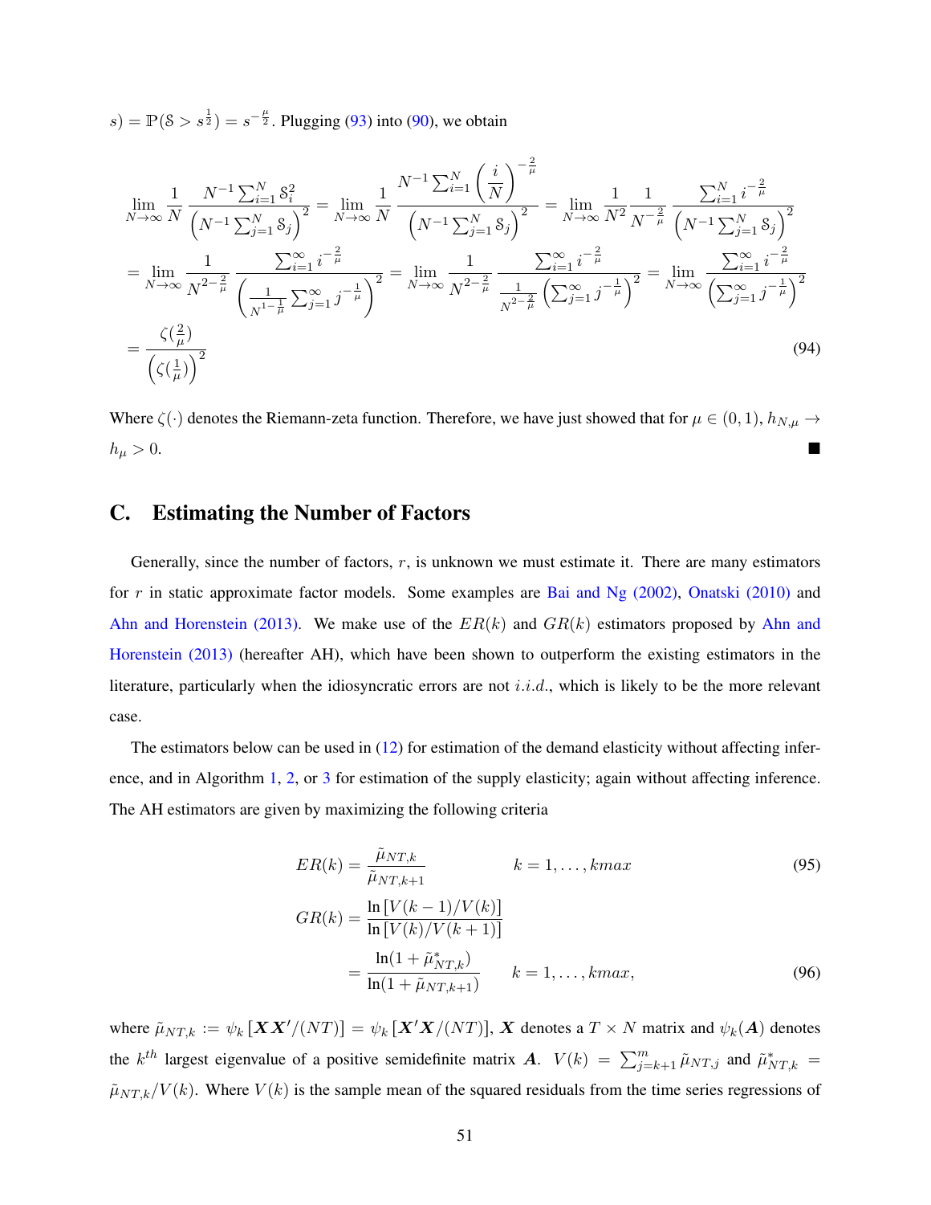$s) = \mathbb{P}(\mathcal{S} > s^{\frac{1}{2}}) = s^{-\frac{\mu}{2}}$. Plugging (93) into (90), we obtain

$$
\begin{aligned}
&\lim_{N\to\infty} \frac{1}{N} \frac{N^{-1}\sum_{i=1}^{N} \mathcal{S}_i^2}{\left(N^{-1}\sum_{j=1}^{N} \mathcal{S}_j\right)^2} = \lim_{N\to\infty} \frac{1}{N} \frac{N^{-1}\sum_{i=1}^{N} \left(\frac{i}{N}\right)^{-\frac{2}{\mu}}}{\left(N^{-1}\sum_{j=1}^{N} \mathcal{S}_j\right)^2} = \lim_{N\to\infty} \frac{1}{N^2} \frac{1}{N^{-\frac{2}{\mu}}} \frac{\sum_{i=1}^{N} i^{-\frac{2}{\mu}}}{\left(N^{-1}\sum_{j=1}^{N} \mathcal{S}_j\right)^2} \\
&= \lim_{N\to\infty} \frac{1}{N^{2-\frac{2}{\mu}}} \frac{\sum_{i=1}^{\infty} i^{-\frac{2}{\mu}}}{\left(\frac{1}{N^{1-\frac{1}{\mu}}}\sum_{j=1}^{\infty} j^{-\frac{1}{\mu}}\right)^2} = \lim_{N\to\infty} \frac{1}{N^{2-\frac{2}{\mu}}} \frac{\sum_{i=1}^{\infty} i^{-\frac{2}{\mu}}}{\frac{1}{N^{2-\frac{2}{\mu}}}\left(\sum_{j=1}^{\infty} j^{-\frac{1}{\mu}}\right)^2} = \lim_{N\to\infty} \frac{\sum_{i=1}^{\infty} i^{-\frac{2}{\mu}}}{\left(\sum_{j=1}^{\infty} j^{-\frac{1}{\mu}}\right)^2} \\
&= \frac{\zeta(\frac{2}{\mu})}{\left(\zeta(\frac{1}{\mu})\right)^2}
\end{aligned}
\tag{94}
$$

Where $\zeta(\cdot)$ denotes the Riemann-zeta function. Therefore, we have just showed that for $\mu \in (0,1)$, $h_{N,\mu} \to h_\mu > 0$. ■

## C. Estimating the Number of Factors

Generally, since the number of factors, $r$, is unknown we must estimate it. There are many estimators for $r$ in static approximate factor models. Some examples are Bai and Ng (2002), Onatski (2010) and Ahn and Horenstein (2013). We make use of the $ER(k)$ and $GR(k)$ estimators proposed by Ahn and Horenstein (2013) (hereafter AH), which have been shown to outperform the existing estimators in the literature, particularly when the idiosyncratic errors are not $i.i.d.$, which is likely to be the more relevant case.

The estimators below can be used in (12) for estimation of the demand elasticity without affecting inference, and in Algorithm 1, 2, or 3 for estimation of the supply elasticity; again without affecting inference. The AH estimators are given by maximizing the following criteria

$$
ER(k) = \frac{\tilde{\mu}_{NT,k}}{\tilde{\mu}_{NT,k+1}} \qquad k = 1, \ldots, kmax \tag{95}
$$

$$
\begin{aligned}
GR(k) &= \frac{\ln\left[V(k-1)/V(k)\right]}{\ln\left[V(k)/V(k+1)\right]} \\
&= \frac{\ln(1+\tilde{\mu}^*_{NT,k})}{\ln(1+\tilde{\mu}_{NT,k+1})} \qquad k = 1, \ldots, kmax,
\end{aligned}
\tag{96}
$$

where $\tilde{\mu}_{NT,k} := \psi_k\left[\boldsymbol{X}\boldsymbol{X}'/(NT)\right] = \psi_k\left[\boldsymbol{X}'\boldsymbol{X}/(NT)\right]$, $\boldsymbol{X}$ denotes a $T \times N$ matrix and $\psi_k(\boldsymbol{A})$ denotes the $k^{th}$ largest eigenvalue of a positive semidefinite matrix $\boldsymbol{A}$. $V(k) = \sum_{j=k+1}^{m} \tilde{\mu}_{NT,j}$ and $\tilde{\mu}^*_{NT,k} = \tilde{\mu}_{NT,k}/V(k)$. Where $V(k)$ is the sample mean of the squared residuals from the time series regressions of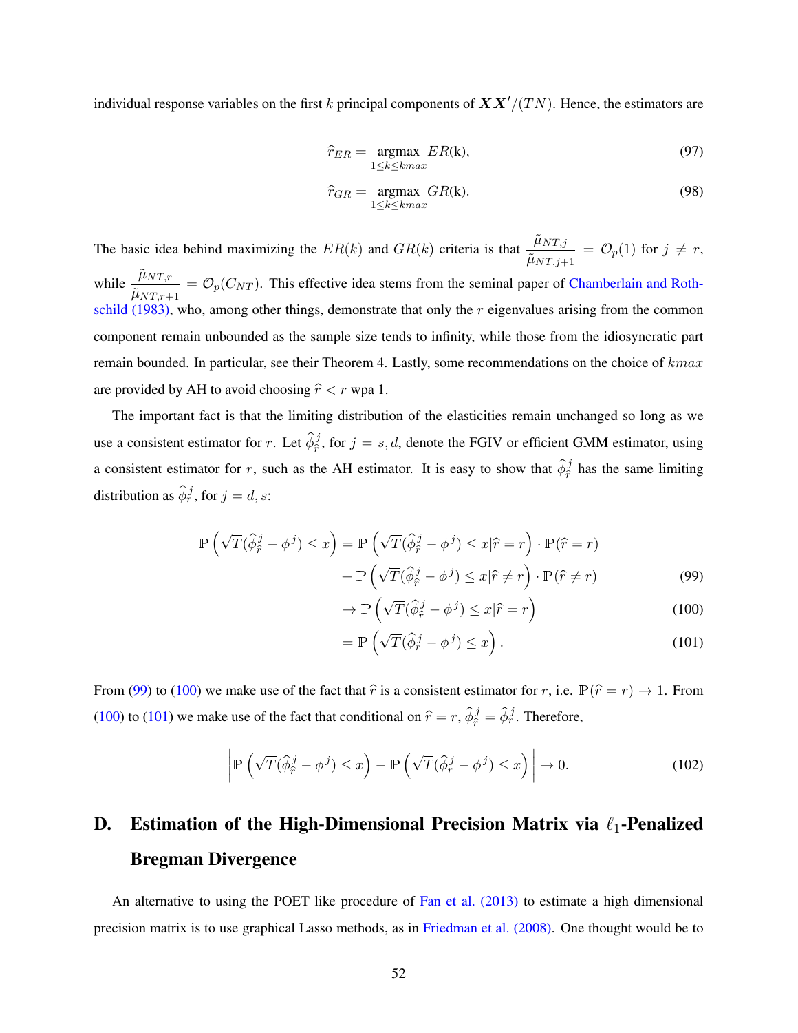individual response variables on the first $k$ principal components of $\boldsymbol{X}\boldsymbol{X}'/(TN)$. Hence, the estimators are

$$\widehat{r}_{ER} = \underset{1\leq k\leq kmax}{\text{argmax}} \; ER(\text{k}), \tag{97}$$

$$\widehat{r}_{GR} = \underset{1\leq k\leq kmax}{\text{argmax}} \; GR(\text{k}). \tag{98}$$

The basic idea behind maximizing the $ER(k)$ and $GR(k)$ criteria is that $\dfrac{\tilde{\mu}_{NT,j}}{\tilde{\mu}_{NT,j+1}} = \mathcal{O}_p(1)$ for $j \neq r$, while $\dfrac{\tilde{\mu}_{NT,r}}{\tilde{\mu}_{NT,r+1}} = \mathcal{O}_p(C_{NT})$. This effective idea stems from the seminal paper of Chamberlain and Rothschild (1983), who, among other things, demonstrate that only the $r$ eigenvalues arising from the common component remain unbounded as the sample size tends to infinity, while those from the idiosyncratic part remain bounded. In particular, see their Theorem 4. Lastly, some recommendations on the choice of $kmax$ are provided by AH to avoid choosing $\widehat{r} < r$ wpa 1.

The important fact is that the limiting distribution of the elasticities remain unchanged so long as we use a consistent estimator for $r$. Let $\widehat{\phi}^j_{\widehat{r}}$, for $j = s, d$, denote the FGIV or efficient GMM estimator, using a consistent estimator for $r$, such as the AH estimator. It is easy to show that $\widehat{\phi}^j_{\widehat{r}}$ has the same limiting distribution as $\widehat{\phi}^j_{r}$, for $j = d, s$:

$$\begin{aligned}
\mathbb{P}\left(\sqrt{T}(\widehat{\phi}^j_{\widehat{r}} - \phi^j) \leq x\right) &= \mathbb{P}\left(\sqrt{T}(\widehat{\phi}^j_{\widehat{r}} - \phi^j) \leq x | \widehat{r} = r\right) \cdot \mathbb{P}(\widehat{r} = r) \\
&\quad + \mathbb{P}\left(\sqrt{T}(\widehat{\phi}^j_{\widehat{r}} - \phi^j) \leq x | \widehat{r} \neq r\right) \cdot \mathbb{P}(\widehat{r} \neq r) && (99)\\
&\to \mathbb{P}\left(\sqrt{T}(\widehat{\phi}^j_{\widehat{r}} - \phi^j) \leq x | \widehat{r} = r\right) && (100)\\
&= \mathbb{P}\left(\sqrt{T}(\widehat{\phi}^j_{r} - \phi^j) \leq x\right). && (101)
\end{aligned}$$

From (99) to (100) we make use of the fact that $\widehat{r}$ is a consistent estimator for $r$, i.e. $\mathbb{P}(\widehat{r} = r) \to 1$. From (100) to (101) we make use of the fact that conditional on $\widehat{r} = r$, $\widehat{\phi}^j_{\widehat{r}} = \widehat{\phi}^j_{r}$. Therefore,

$$\left| \mathbb{P}\left(\sqrt{T}(\widehat{\phi}^j_{\widehat{r}} - \phi^j) \leq x\right) - \mathbb{P}\left(\sqrt{T}(\widehat{\phi}^j_{r} - \phi^j) \leq x\right) \right| \to 0. \tag{102}$$

# D. Estimation of the High-Dimensional Precision Matrix via $\ell_1$-Penalized Bregman Divergence

An alternative to using the POET like procedure of Fan et al. (2013) to estimate a high dimensional precision matrix is to use graphical Lasso methods, as in Friedman et al. (2008). One thought would be to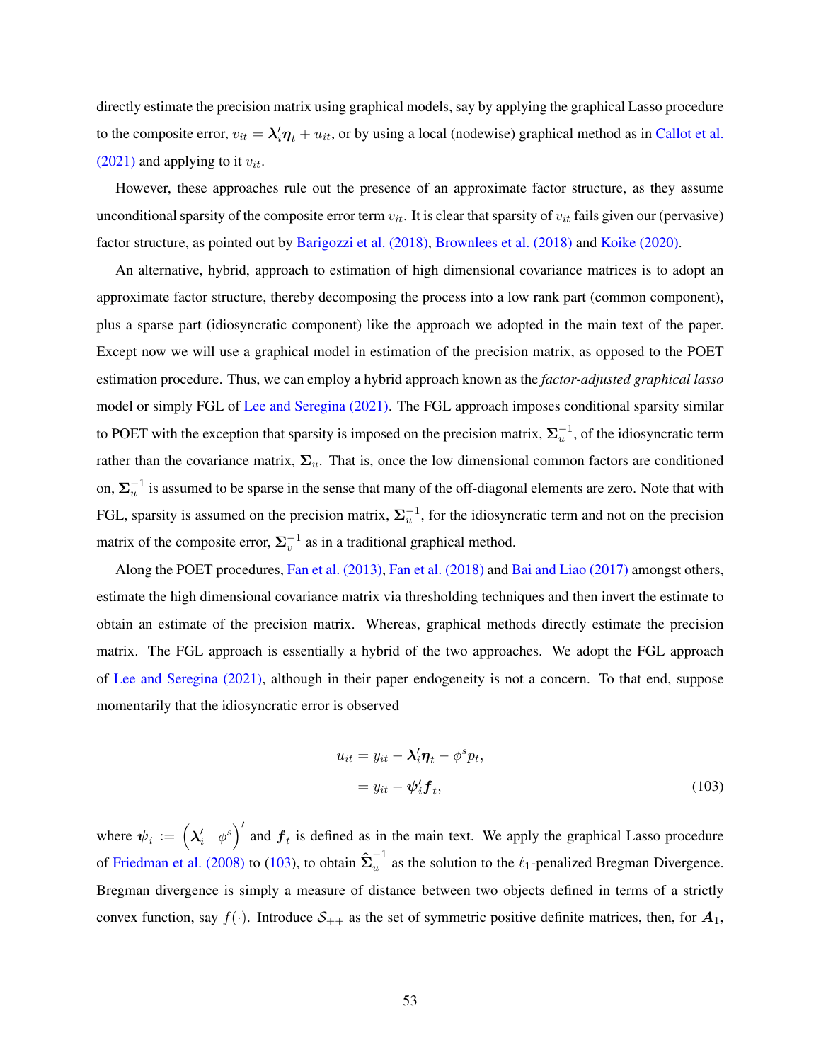directly estimate the precision matrix using graphical models, say by applying the graphical Lasso procedure to the composite error, $v_{it} = \boldsymbol{\lambda}_i' \boldsymbol{\eta}_t + u_{it}$, or by using a local (nodewise) graphical method as in Callot et al. (2021) and applying to it $v_{it}$.

However, these approaches rule out the presence of an approximate factor structure, as they assume unconditional sparsity of the composite error term $v_{it}$. It is clear that sparsity of $v_{it}$ fails given our (pervasive) factor structure, as pointed out by Barigozzi et al. (2018), Brownlees et al. (2018) and Koike (2020).

An alternative, hybrid, approach to estimation of high dimensional covariance matrices is to adopt an approximate factor structure, thereby decomposing the process into a low rank part (common component), plus a sparse part (idiosyncratic component) like the approach we adopted in the main text of the paper. Except now we will use a graphical model in estimation of the precision matrix, as opposed to the POET estimation procedure. Thus, we can employ a hybrid approach known as the *factor-adjusted graphical lasso* model or simply FGL of Lee and Seregina (2021). The FGL approach imposes conditional sparsity similar to POET with the exception that sparsity is imposed on the precision matrix, $\boldsymbol{\Sigma}_u^{-1}$, of the idiosyncratic term rather than the covariance matrix, $\boldsymbol{\Sigma}_u$. That is, once the low dimensional common factors are conditioned on, $\boldsymbol{\Sigma}_u^{-1}$ is assumed to be sparse in the sense that many of the off-diagonal elements are zero. Note that with FGL, sparsity is assumed on the precision matrix, $\boldsymbol{\Sigma}_u^{-1}$, for the idiosyncratic term and not on the precision matrix of the composite error, $\boldsymbol{\Sigma}_v^{-1}$ as in a traditional graphical method.

Along the POET procedures, Fan et al. (2013), Fan et al. (2018) and Bai and Liao (2017) amongst others, estimate the high dimensional covariance matrix via thresholding techniques and then invert the estimate to obtain an estimate of the precision matrix. Whereas, graphical methods directly estimate the precision matrix. The FGL approach is essentially a hybrid of the two approaches. We adopt the FGL approach of Lee and Seregina (2021), although in their paper endogeneity is not a concern. To that end, suppose momentarily that the idiosyncratic error is observed

$$
\begin{aligned}
u_{it} &= y_{it} - \boldsymbol{\lambda}_i' \boldsymbol{\eta}_t - \phi^s p_t, \\
&= y_{it} - \boldsymbol{\psi}_i' \boldsymbol{f}_t,
\end{aligned} \tag{103}
$$

where $\boldsymbol{\psi}_i := \begin{pmatrix} \boldsymbol{\lambda}_i' & \phi^s \end{pmatrix}'$ and $\boldsymbol{f}_t$ is defined as in the main text. We apply the graphical Lasso procedure of Friedman et al. (2008) to (103), to obtain $\widehat{\boldsymbol{\Sigma}}_u^{-1}$ as the solution to the $\ell_1$-penalized Bregman Divergence. Bregman divergence is simply a measure of distance between two objects defined in terms of a strictly convex function, say $f(\cdot)$. Introduce $\mathcal{S}_{++}$ as the set of symmetric positive definite matrices, then, for $\boldsymbol{A}_1$,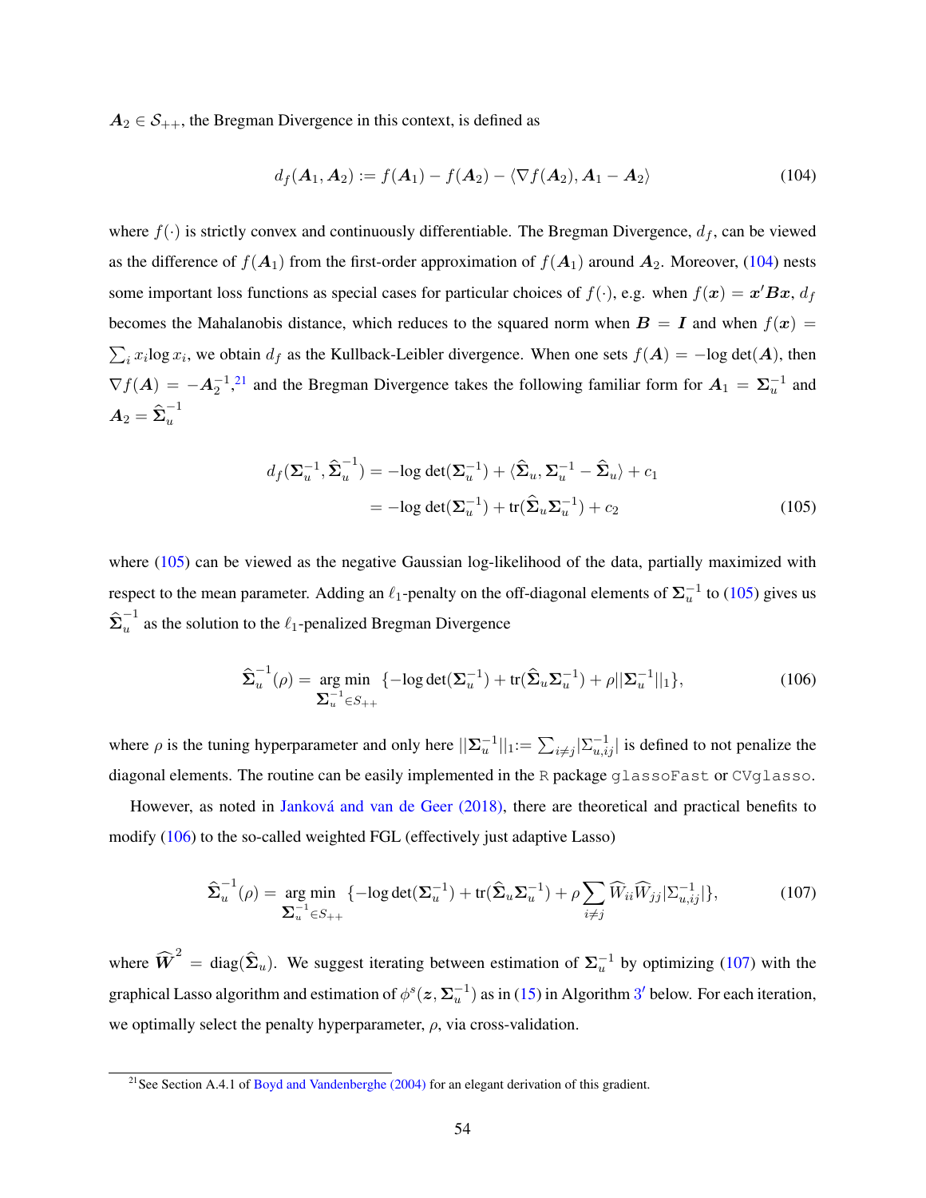$\boldsymbol{A}_2 \in \mathcal{S}_{++}$, the Bregman Divergence in this context, is defined as

$$d_f(\boldsymbol{A}_1, \boldsymbol{A}_2) := f(\boldsymbol{A}_1) - f(\boldsymbol{A}_2) - \langle \nabla f(\boldsymbol{A}_2), \boldsymbol{A}_1 - \boldsymbol{A}_2 \rangle \tag{104}$$

where $f(\cdot)$ is strictly convex and continuously differentiable. The Bregman Divergence, $d_f$, can be viewed as the difference of $f(\boldsymbol{A}_1)$ from the first-order approximation of $f(\boldsymbol{A}_1)$ around $\boldsymbol{A}_2$. Moreover, (104) nests some important loss functions as special cases for particular choices of $f(\cdot)$, e.g. when $f(\boldsymbol{x}) = \boldsymbol{x}'\boldsymbol{B}\boldsymbol{x}$, $d_f$ becomes the Mahalanobis distance, which reduces to the squared norm when $\boldsymbol{B} = \boldsymbol{I}$ and when $f(\boldsymbol{x}) = \sum_i x_i \log x_i$, we obtain $d_f$ as the Kullback-Leibler divergence. When one sets $f(\boldsymbol{A}) = -\log\det(\boldsymbol{A})$, then $\nabla f(\boldsymbol{A}) = -\boldsymbol{A}_2^{-1}$,[21] and the Bregman Divergence takes the following familiar form for $\boldsymbol{A}_1 = \boldsymbol{\Sigma}_u^{-1}$ and $\boldsymbol{A}_2 = \widehat{\boldsymbol{\Sigma}}_u^{-1}$

$$\begin{aligned} d_f(\boldsymbol{\Sigma}_u^{-1}, \widehat{\boldsymbol{\Sigma}}_u^{-1}) &= -\log\det(\boldsymbol{\Sigma}_u^{-1}) + \langle \widehat{\boldsymbol{\Sigma}}_u, \boldsymbol{\Sigma}_u^{-1} - \widehat{\boldsymbol{\Sigma}}_u \rangle + c_1 \\ &= -\log\det(\boldsymbol{\Sigma}_u^{-1}) + \text{tr}(\widehat{\boldsymbol{\Sigma}}_u \boldsymbol{\Sigma}_u^{-1}) + c_2 \end{aligned} \tag{105}$$

where (105) can be viewed as the negative Gaussian log-likelihood of the data, partially maximized with respect to the mean parameter. Adding an $\ell_1$-penalty on the off-diagonal elements of $\boldsymbol{\Sigma}_u^{-1}$ to (105) gives us $\widehat{\boldsymbol{\Sigma}}_u^{-1}$ as the solution to the $\ell_1$-penalized Bregman Divergence

$$\widehat{\boldsymbol{\Sigma}}_u^{-1}(\rho) = \underset{\boldsymbol{\Sigma}_u^{-1} \in S_{++}}{\arg\min} \; \{-\log\det(\boldsymbol{\Sigma}_u^{-1}) + \text{tr}(\widehat{\boldsymbol{\Sigma}}_u \boldsymbol{\Sigma}_u^{-1}) + \rho ||\boldsymbol{\Sigma}_u^{-1}||_1\}, \tag{106}$$

where $\rho$ is the tuning hyperparameter and only here $||\boldsymbol{\Sigma}_u^{-1}||_1 := \sum_{i \neq j} |\Sigma_{u,ij}^{-1}|$ is defined to not penalize the diagonal elements. The routine can be easily implemented in the R package glassoFast or CVglasso.

However, as noted in Janková and van de Geer (2018), there are theoretical and practical benefits to modify (106) to the so-called weighted FGL (effectively just adaptive Lasso)

$$\widehat{\boldsymbol{\Sigma}}_u^{-1}(\rho) = \underset{\boldsymbol{\Sigma}_u^{-1} \in S_{++}}{\arg\min} \; \{-\log\det(\boldsymbol{\Sigma}_u^{-1}) + \text{tr}(\widehat{\boldsymbol{\Sigma}}_u \boldsymbol{\Sigma}_u^{-1}) + \rho \sum_{i \neq j} \widehat{W}_{ii} \widehat{W}_{jj} |\Sigma_{u,ij}^{-1}|\}, \tag{107}$$

where $\widehat{\boldsymbol{W}}^2 = \text{diag}(\widehat{\boldsymbol{\Sigma}}_u)$. We suggest iterating between estimation of $\boldsymbol{\Sigma}_u^{-1}$ by optimizing (107) with the graphical Lasso algorithm and estimation of $\phi^s(\boldsymbol{z}, \boldsymbol{\Sigma}_u^{-1})$ as in (15) in Algorithm 3′ below. For each iteration, we optimally select the penalty hyperparameter, $\rho$, via cross-validation.

[21] See Section A.4.1 of Boyd and Vandenberghe (2004) for an elegant derivation of this gradient.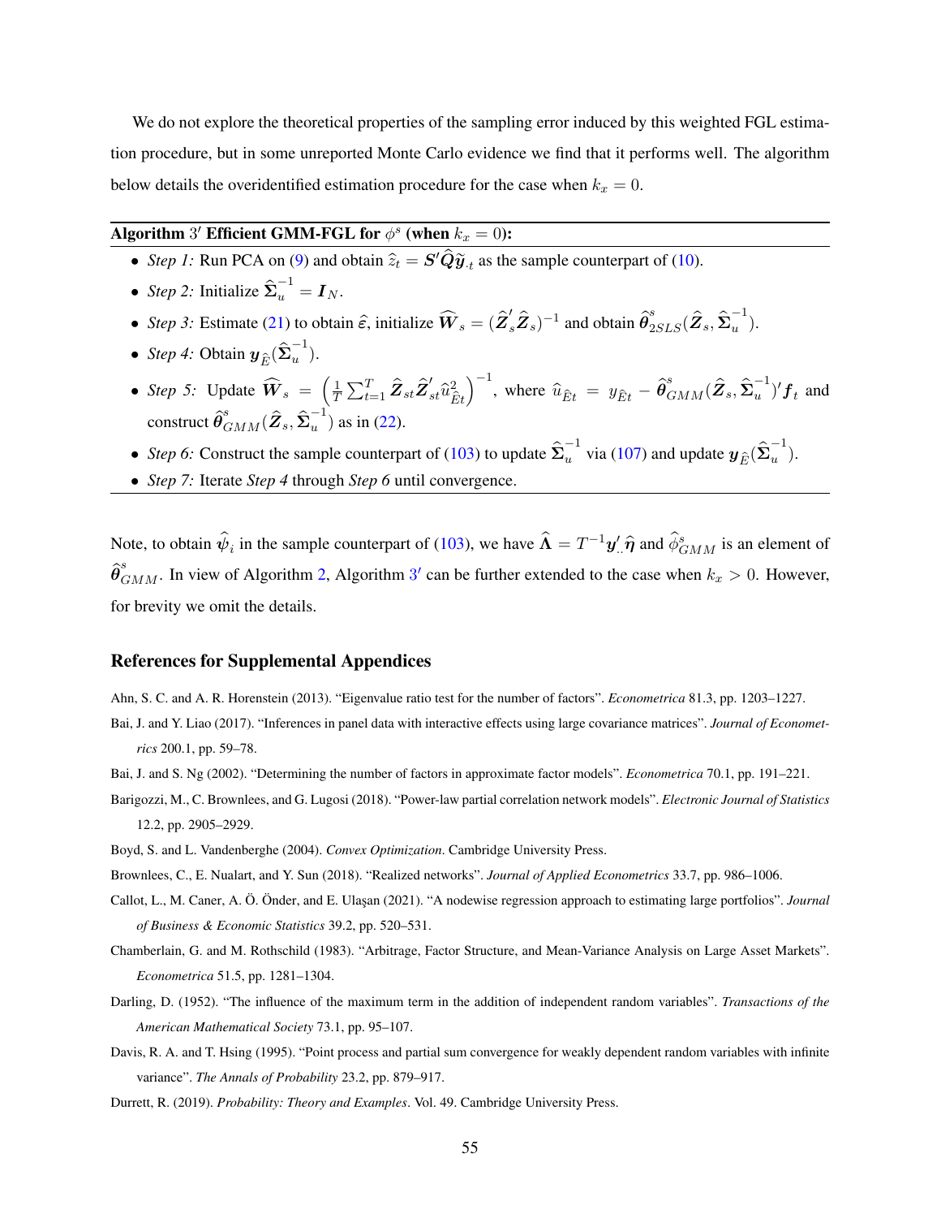We do not explore the theoretical properties of the sampling error induced by this weighted FGL estimation procedure, but in some unreported Monte Carlo evidence we find that it performs well. The algorithm below details the overidentified estimation procedure for the case when $k_x = 0$.

---

**Algorithm $3'$ Efficient GMM-FGL for $\phi^s$ (when $k_x = 0$):**

---

- *Step 1:* Run PCA on (9) and obtain $\hat{z}_t = \boldsymbol{S}'\widehat{\boldsymbol{Q}}\widetilde{\boldsymbol{y}}_{\cdot t}$ as the sample counterpart of (10).
- *Step 2:* Initialize $\widehat{\boldsymbol{\Sigma}}_u^{-1} = \boldsymbol{I}_N$.
- *Step 3:* Estimate (21) to obtain $\hat{\varepsilon}$, initialize $\widehat{\boldsymbol{W}}_s = (\widehat{\boldsymbol{Z}}_s'\widehat{\boldsymbol{Z}}_s)^{-1}$ and obtain $\widehat{\boldsymbol{\theta}}^s_{2SLS}(\widehat{\boldsymbol{Z}}_s, \widehat{\boldsymbol{\Sigma}}_u^{-1})$.
- *Step 4:* Obtain $\boldsymbol{y}_{\widehat{E}}(\widehat{\boldsymbol{\Sigma}}_u^{-1})$.
- *Step 5:* Update $\widehat{\boldsymbol{W}}_s = \left(\frac{1}{T}\sum_{t=1}^T \widehat{\boldsymbol{Z}}_{st}\widehat{\boldsymbol{Z}}_{st}'\hat{u}^2_{\widehat{E}t}\right)^{-1}$, where $\hat{u}_{\widehat{E}t} = y_{\widehat{E}t} - \widehat{\boldsymbol{\theta}}^s_{GMM}(\widehat{\boldsymbol{Z}}_s, \widehat{\boldsymbol{\Sigma}}_u^{-1})'\boldsymbol{f}_t$ and construct $\widehat{\boldsymbol{\theta}}^s_{GMM}(\widehat{\boldsymbol{Z}}_s, \widehat{\boldsymbol{\Sigma}}_u^{-1})$ as in (22).
- *Step 6:* Construct the sample counterpart of (103) to update $\widehat{\boldsymbol{\Sigma}}_u^{-1}$ via (107) and update $\boldsymbol{y}_{\widehat{E}}(\widehat{\boldsymbol{\Sigma}}_u^{-1})$.
- *Step 7:* Iterate *Step 4* through *Step 6* until convergence.

---

Note, to obtain $\hat{\boldsymbol{\psi}}_i$ in the sample counterpart of (103), we have $\widehat{\boldsymbol{\Lambda}} = T^{-1}\boldsymbol{y}_{\cdot\cdot}'\hat{\boldsymbol{\eta}}$ and $\hat{\phi}^s_{GMM}$ is an element of $\widehat{\boldsymbol{\theta}}^s_{GMM}$. In view of Algorithm 2, Algorithm $3'$ can be further extended to the case when $k_x > 0$. However, for brevity we omit the details.

## References for Supplemental Appendices

Ahn, S. C. and A. R. Horenstein (2013). "Eigenvalue ratio test for the number of factors". *Econometrica* 81.3, pp. 1203–1227.

Bai, J. and Y. Liao (2017). "Inferences in panel data with interactive effects using large covariance matrices". *Journal of Econometrics* 200.1, pp. 59–78.

Bai, J. and S. Ng (2002). "Determining the number of factors in approximate factor models". *Econometrica* 70.1, pp. 191–221.

Barigozzi, M., C. Brownlees, and G. Lugosi (2018). "Power-law partial correlation network models". *Electronic Journal of Statistics* 12.2, pp. 2905–2929.

Boyd, S. and L. Vandenberghe (2004). *Convex Optimization*. Cambridge University Press.

Brownlees, C., E. Nualart, and Y. Sun (2018). "Realized networks". *Journal of Applied Econometrics* 33.7, pp. 986–1006.

Callot, L., M. Caner, A. Ö. Önder, and E. Ulaşan (2021). "A nodewise regression approach to estimating large portfolios". *Journal of Business & Economic Statistics* 39.2, pp. 520–531.

Chamberlain, G. and M. Rothschild (1983). "Arbitrage, Factor Structure, and Mean-Variance Analysis on Large Asset Markets". *Econometrica* 51.5, pp. 1281–1304.

Darling, D. (1952). "The influence of the maximum term in the addition of independent random variables". *Transactions of the American Mathematical Society* 73.1, pp. 95–107.

Davis, R. A. and T. Hsing (1995). "Point process and partial sum convergence for weakly dependent random variables with infinite variance". *The Annals of Probability* 23.2, pp. 879–917.

Durrett, R. (2019). *Probability: Theory and Examples*. Vol. 49. Cambridge University Press.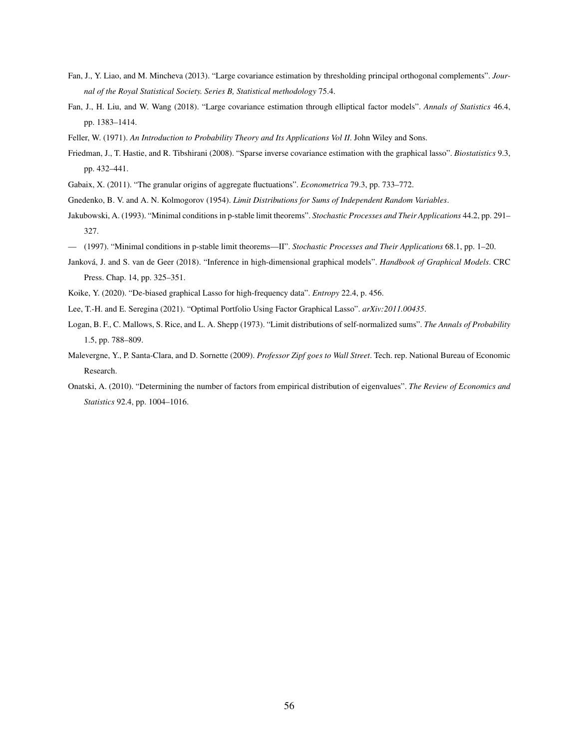Fan, J., Y. Liao, and M. Mincheva (2013). "Large covariance estimation by thresholding principal orthogonal complements". *Journal of the Royal Statistical Society. Series B, Statistical methodology* 75.4.

Fan, J., H. Liu, and W. Wang (2018). "Large covariance estimation through elliptical factor models". *Annals of Statistics* 46.4, pp. 1383–1414.

Feller, W. (1971). *An Introduction to Probability Theory and Its Applications Vol II*. John Wiley and Sons.

Friedman, J., T. Hastie, and R. Tibshirani (2008). "Sparse inverse covariance estimation with the graphical lasso". *Biostatistics* 9.3, pp. 432–441.

Gabaix, X. (2011). "The granular origins of aggregate fluctuations". *Econometrica* 79.3, pp. 733–772.

Gnedenko, B. V. and A. N. Kolmogorov (1954). *Limit Distributions for Sums of Independent Random Variables*.

Jakubowski, A. (1993). "Minimal conditions in p-stable limit theorems". *Stochastic Processes and Their Applications* 44.2, pp. 291–327.

— (1997). "Minimal conditions in p-stable limit theorems—II". *Stochastic Processes and Their Applications* 68.1, pp. 1–20.

Janková, J. and S. van de Geer (2018). "Inference in high-dimensional graphical models". *Handbook of Graphical Models*. CRC Press. Chap. 14, pp. 325–351.

Koike, Y. (2020). "De-biased graphical Lasso for high-frequency data". *Entropy* 22.4, p. 456.

Lee, T.-H. and E. Seregina (2021). "Optimal Portfolio Using Factor Graphical Lasso". *arXiv:2011.00435*.

Logan, B. F., C. Mallows, S. Rice, and L. A. Shepp (1973). "Limit distributions of self-normalized sums". *The Annals of Probability* 1.5, pp. 788–809.

Malevergne, Y., P. Santa-Clara, and D. Sornette (2009). *Professor Zipf goes to Wall Street*. Tech. rep. National Bureau of Economic Research.

Onatski, A. (2010). "Determining the number of factors from empirical distribution of eigenvalues". *The Review of Economics and Statistics* 92.4, pp. 1004–1016.